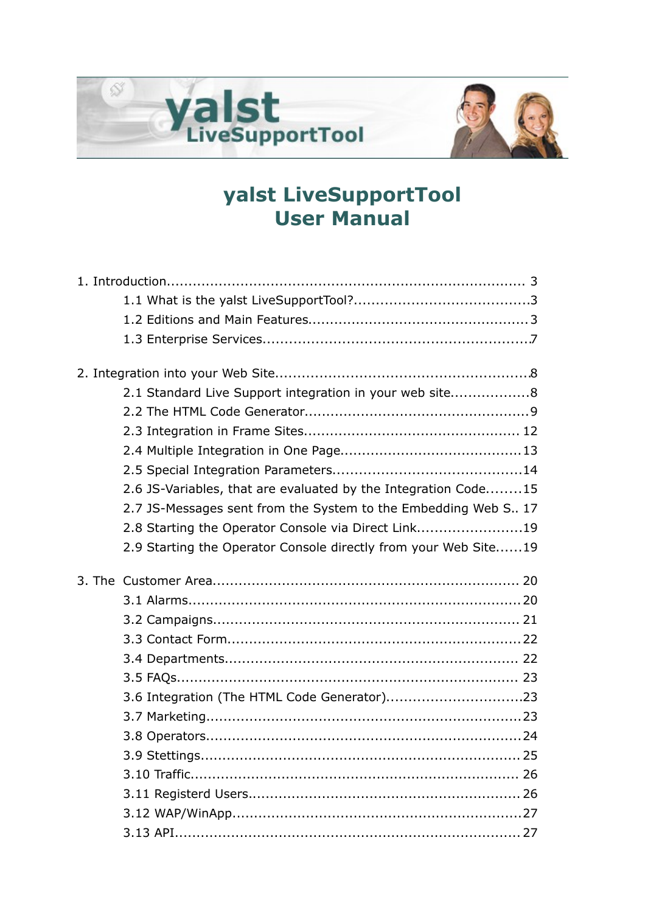# yalst LiveSupportTool
# User Manual

1. Introduction.................................................................................. 3
    - 1.1 What is the yalst LiveSupportTool?........................................3
    - 1.2 Editions and Main Features..................................................3
    - 1.3 Enterprise Services..............................................................7

2. Integration into your Web Site...........................................................8
    - 2.1 Standard Live Support integration in your web site..................8
    - 2.2 The HTML Code Generator...................................................9
    - 2.3 Integration in Frame Sites.................................................. 12
    - 2.4 Multiple Integration in One Page.........................................13
    - 2.5 Special Integration Parameters...........................................14
    - 2.6 JS-Variables, that are evaluated by the Integration Code........15
    - 2.7 JS-Messages sent from the System to the Embedding Web S.. 17
    - 2.8 Starting the Operator Console via Direct Link........................19
    - 2.9 Starting the Operator Console directly from your Web Site......19

3. The Customer Area..................................................................... 20
    - 3.1 Alarms...........................................................................20
    - 3.2 Campaigns..................................................................... 21
    - 3.3 Contact Form...................................................................22
    - 3.4 Departments.................................................................. 22
    - 3.5 FAQs............................................................................. 23
    - 3.6 Integration (The HTML Code Generator)...............................23
    - 3.7 Marketing.......................................................................23
    - 3.8 Operators.......................................................................24
    - 3.9 Stettings........................................................................25
    - 3.10 Traffic.......................................................................... 26
    - 3.11 Registerd Users............................................................. 26
    - 3.12 WAP/WinApp.................................................................27
    - 3.13 API..............................................................................27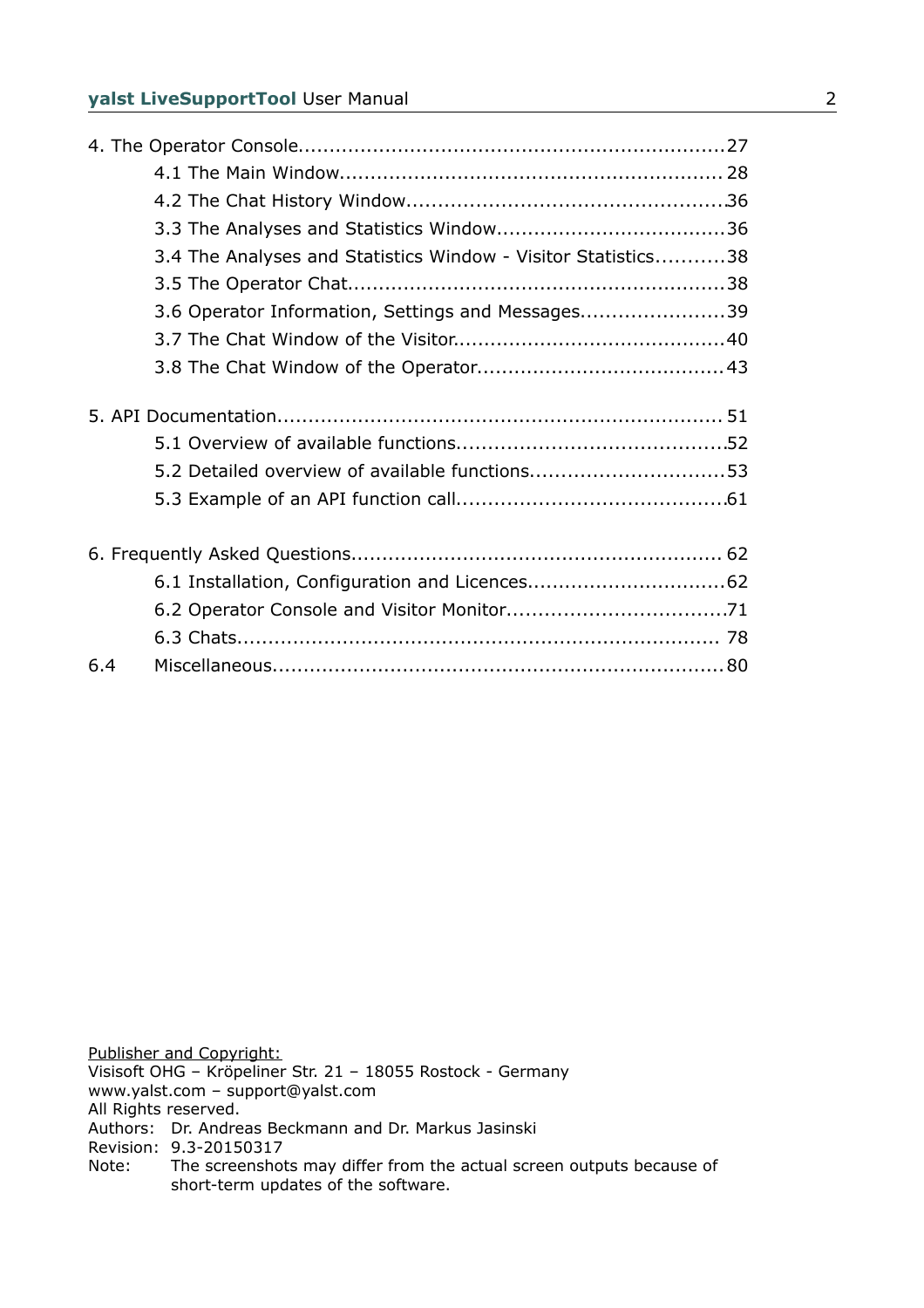4. The Operator Console....................................................................27

- 4.1 The Main Window............................................................. 28
- 4.2 The Chat History Window..................................................36
- 3.3 The Analyses and Statistics Window....................................36
- 3.4 The Analyses and Statistics Window - Visitor Statistics...........38
- 3.5 The Operator Chat............................................................38
- 3.6 Operator Information, Settings and Messages.......................39
- 3.7 The Chat Window of the Visitor...........................................40
- 3.8 The Chat Window of the Operator.......................................43

5. API Documentation....................................................................... 51

- 5.1 Overview of available functions...........................................52
- 5.2 Detailed overview of available functions...............................53
- 5.3 Example of an API function call...........................................61

6. Frequently Asked Questions........................................................... 62

- 6.1 Installation, Configuration and Licences................................62
- 6.2 Operator Console and Visitor Monitor...................................71
- 6.3 Chats............................................................................ 78

6.4 Miscellaneous........................................................................80

Publisher and Copyright:
Visisoft OHG – Kröpeliner Str. 21 – 18055 Rostock - Germany
www.yalst.com – support@yalst.com
All Rights reserved.
Authors: Dr. Andreas Beckmann and Dr. Markus Jasinski
Revision: 9.3-20150317
Note: The screenshots may differ from the actual screen outputs because of short-term updates of the software.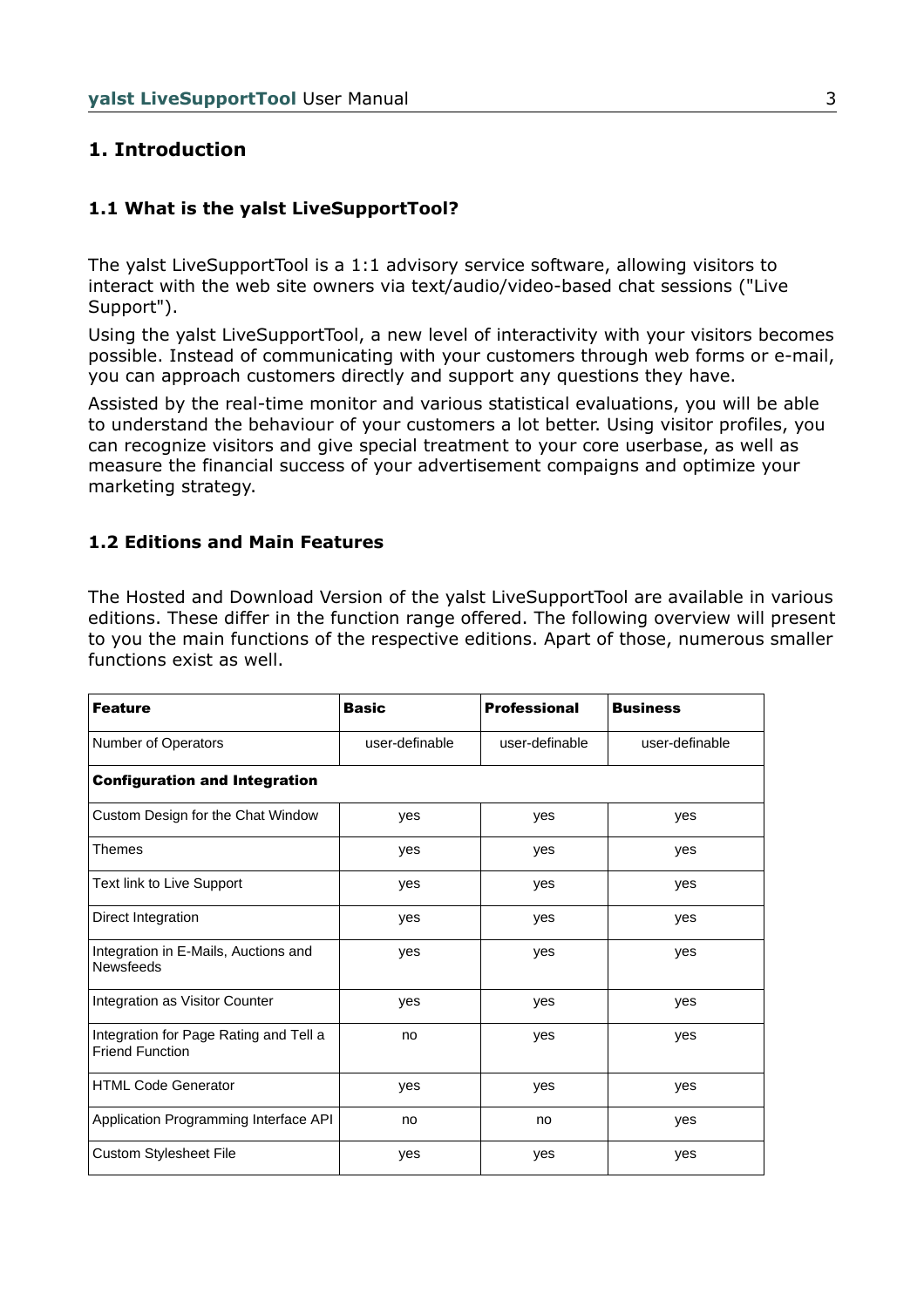# 1. Introduction

## 1.1 What is the yalst LiveSupportTool?

The yalst LiveSupportTool is a 1:1 advisory service software, allowing visitors to interact with the web site owners via text/audio/video-based chat sessions ("Live Support").

Using the yalst LiveSupportTool, a new level of interactivity with your visitors becomes possible. Instead of communicating with your customers through web forms or e-mail, you can approach customers directly and support any questions they have.

Assisted by the real-time monitor and various statistical evaluations, you will be able to understand the behaviour of your customers a lot better. Using visitor profiles, you can recognize visitors and give special treatment to your core userbase, as well as measure the financial success of your advertisement compaigns and optimize your marketing strategy.

## 1.2 Editions and Main Features

The Hosted and Download Version of the yalst LiveSupportTool are available in various editions. These differ in the function range offered. The following overview will present to you the main functions of the respective editions. Apart of those, numerous smaller functions exist as well.

| Feature | Basic | Professional | Business |
|---|---|---|---|
| Number of Operators | user-definable | user-definable | user-definable |
| **Configuration and Integration** | | | |
| Custom Design for the Chat Window | yes | yes | yes |
| Themes | yes | yes | yes |
| Text link to Live Support | yes | yes | yes |
| Direct Integration | yes | yes | yes |
| Integration in E-Mails, Auctions and Newsfeeds | yes | yes | yes |
| Integration as Visitor Counter | yes | yes | yes |
| Integration for Page Rating and Tell a Friend Function | no | yes | yes |
| HTML Code Generator | yes | yes | yes |
| Application Programming Interface API | no | no | yes |
| Custom Stylesheet File | yes | yes | yes |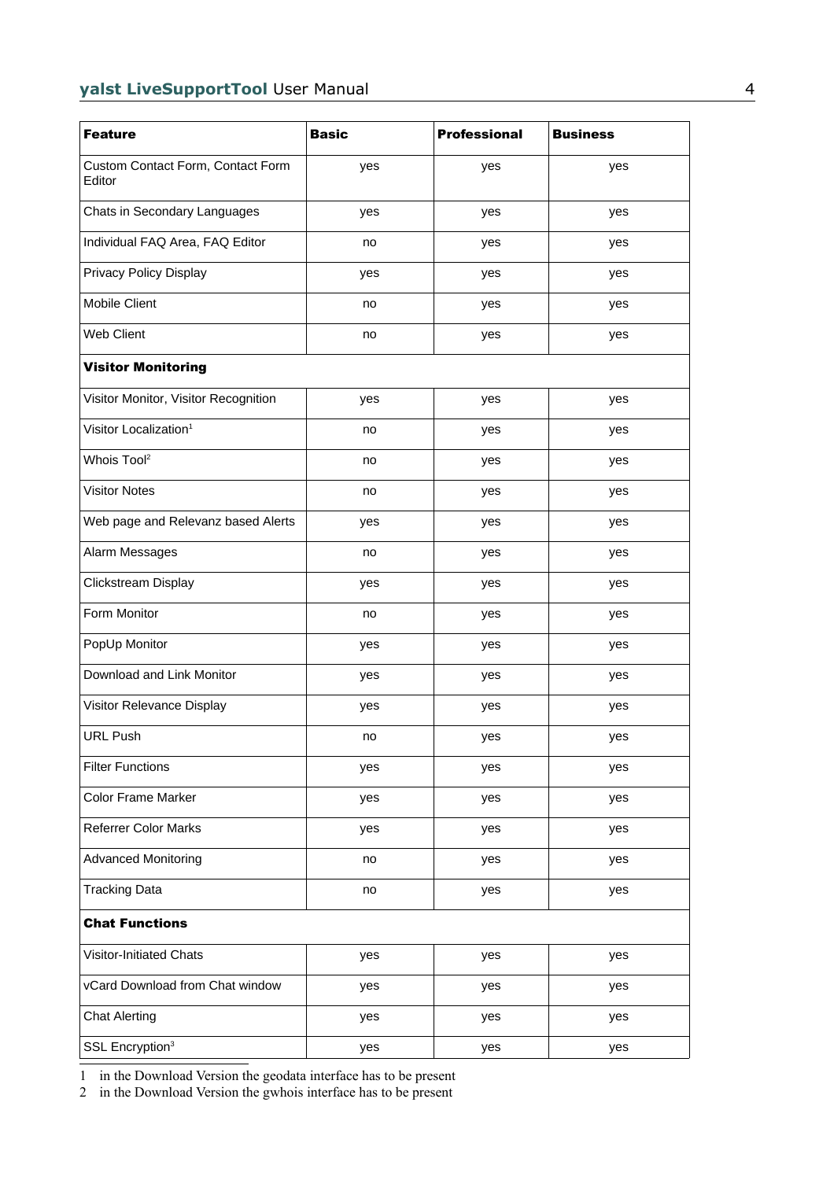| Feature | Basic | Professional | Business |
|---|---|---|---|
| Custom Contact Form, Contact Form Editor | yes | yes | yes |
| Chats in Secondary Languages | yes | yes | yes |
| Individual FAQ Area, FAQ Editor | no | yes | yes |
| Privacy Policy Display | yes | yes | yes |
| Mobile Client | no | yes | yes |
| Web Client | no | yes | yes |
| **Visitor Monitoring** | | | |
| Visitor Monitor, Visitor Recognition | yes | yes | yes |
| Visitor Localization[1] | no | yes | yes |
| Whois Tool[2] | no | yes | yes |
| Visitor Notes | no | yes | yes |
| Web page and Relevanz based Alerts | yes | yes | yes |
| Alarm Messages | no | yes | yes |
| Clickstream Display | yes | yes | yes |
| Form Monitor | no | yes | yes |
| PopUp Monitor | yes | yes | yes |
| Download and Link Monitor | yes | yes | yes |
| Visitor Relevance Display | yes | yes | yes |
| URL Push | no | yes | yes |
| Filter Functions | yes | yes | yes |
| Color Frame Marker | yes | yes | yes |
| Referrer Color Marks | yes | yes | yes |
| Advanced Monitoring | no | yes | yes |
| Tracking Data | no | yes | yes |
| **Chat Functions** | | | |
| Visitor-Initiated Chats | yes | yes | yes |
| vCard Download from Chat window | yes | yes | yes |
| Chat Alerting | yes | yes | yes |
| SSL Encryption[3] | yes | yes | yes |

1 in the Download Version the geodata interface has to be present

2 in the Download Version the gwhois interface has to be present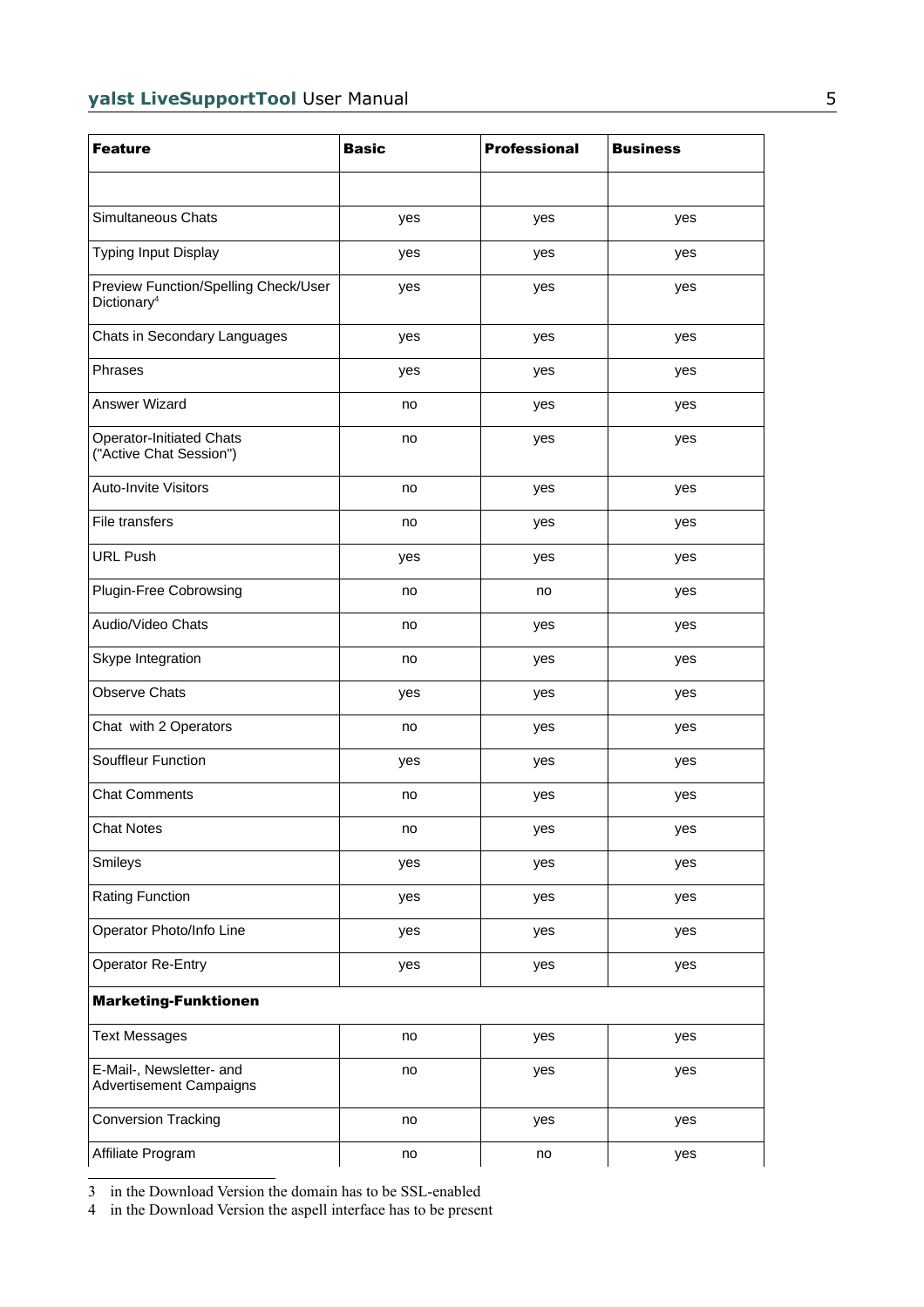| Feature | Basic | Professional | Business |
|---|---|---|---|
| | | | |
| Simultaneous Chats | yes | yes | yes |
| Typing Input Display | yes | yes | yes |
| Preview Function/Spelling Check/User Dictionary[4] | yes | yes | yes |
| Chats in Secondary Languages | yes | yes | yes |
| Phrases | yes | yes | yes |
| Answer Wizard | no | yes | yes |
| Operator-Initiated Chats ("Active Chat Session") | no | yes | yes |
| Auto-Invite Visitors | no | yes | yes |
| File transfers | no | yes | yes |
| URL Push | yes | yes | yes |
| Plugin-Free Cobrowsing | no | no | yes |
| Audio/Video Chats | no | yes | yes |
| Skype Integration | no | yes | yes |
| Observe Chats | yes | yes | yes |
| Chat with 2 Operators | no | yes | yes |
| Souffleur Function | yes | yes | yes |
| Chat Comments | no | yes | yes |
| Chat Notes | no | yes | yes |
| Smileys | yes | yes | yes |
| Rating Function | yes | yes | yes |
| Operator Photo/Info Line | yes | yes | yes |
| Operator Re-Entry | yes | yes | yes |
| **Marketing-Funktionen** | | | |
| Text Messages | no | yes | yes |
| E-Mail-, Newsletter- and Advertisement Campaigns | no | yes | yes |
| Conversion Tracking | no | yes | yes |
| Affiliate Program | no | no | yes |

3 in the Download Version the domain has to be SSL-enabled

4 in the Download Version the aspell interface has to be present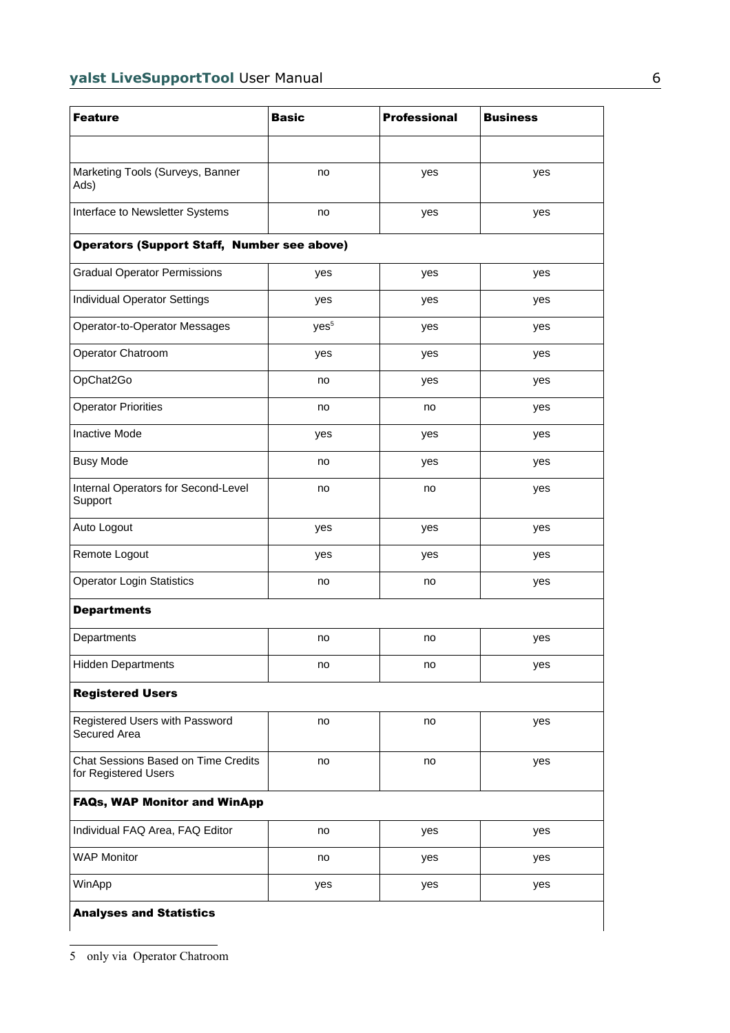| Feature | Basic | Professional | Business |
|---|---|---|---|
| | | | |
| Marketing Tools (Surveys, Banner Ads) | no | yes | yes |
| Interface to Newsletter Systems | no | yes | yes |
| **Operators (Support Staff, Number see above)** | | | |
| Gradual Operator Permissions | yes | yes | yes |
| Individual Operator Settings | yes | yes | yes |
| Operator-to-Operator Messages | yes[5] | yes | yes |
| Operator Chatroom | yes | yes | yes |
| OpChat2Go | no | yes | yes |
| Operator Priorities | no | no | yes |
| Inactive Mode | yes | yes | yes |
| Busy Mode | no | yes | yes |
| Internal Operators for Second-Level Support | no | no | yes |
| Auto Logout | yes | yes | yes |
| Remote Logout | yes | yes | yes |
| Operator Login Statistics | no | no | yes |
| **Departments** | | | |
| Departments | no | no | yes |
| Hidden Departments | no | no | yes |
| **Registered Users** | | | |
| Registered Users with Password Secured Area | no | no | yes |
| Chat Sessions Based on Time Credits for Registered Users | no | no | yes |
| **FAQs, WAP Monitor and WinApp** | | | |
| Individual FAQ Area, FAQ Editor | no | yes | yes |
| WAP Monitor | no | yes | yes |
| WinApp | yes | yes | yes |
| **Analyses and Statistics** | | | |

5 only via Operator Chatroom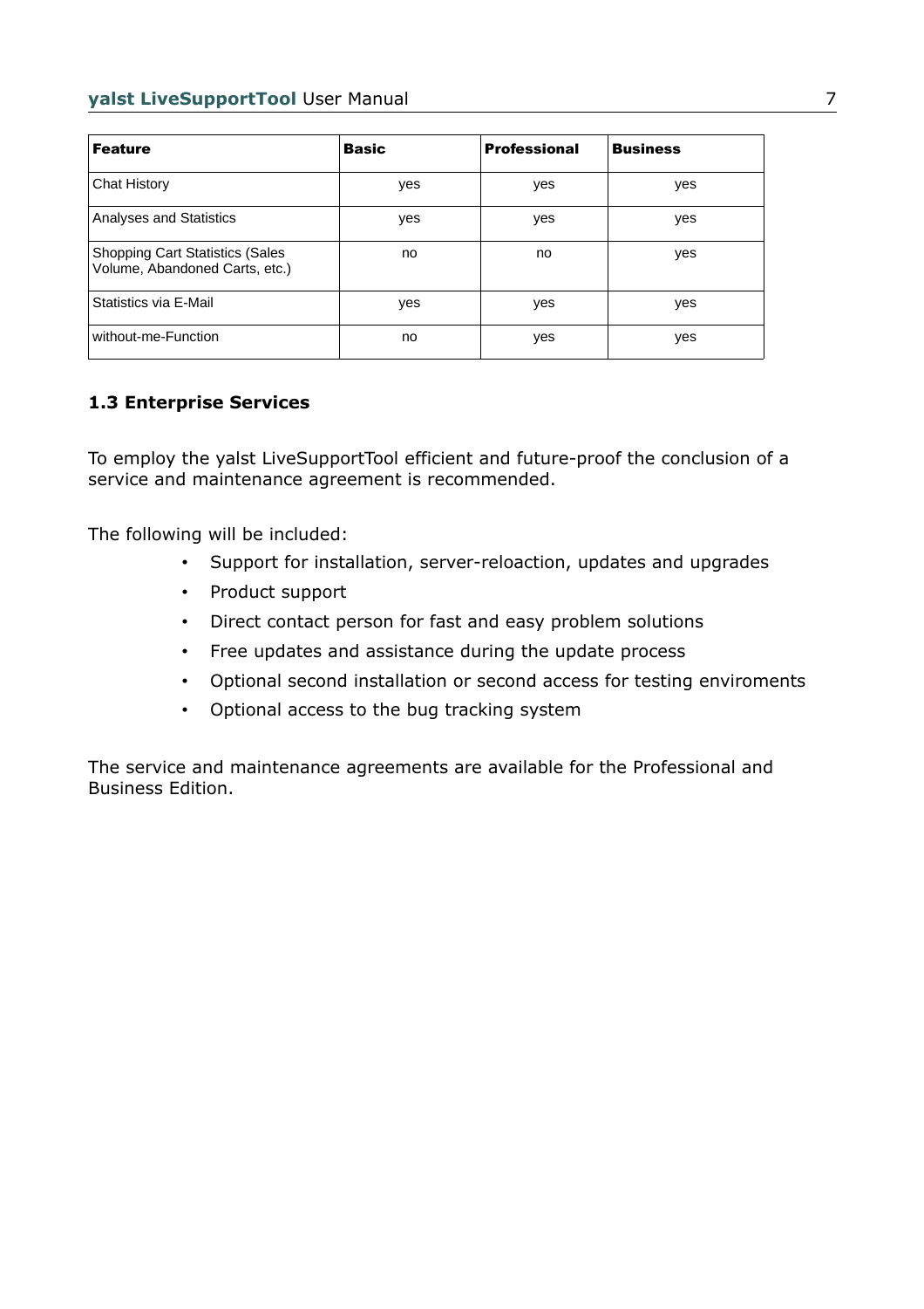| Feature | Basic | Professional | Business |
|---|---|---|---|
| Chat History | yes | yes | yes |
| Analyses and Statistics | yes | yes | yes |
| Shopping Cart Statistics (Sales Volume, Abandoned Carts, etc.) | no | no | yes |
| Statistics via E-Mail | yes | yes | yes |
| without-me-Function | no | yes | yes |

### 1.3 Enterprise Services

To employ the yalst LiveSupportTool efficient and future-proof the conclusion of a service and maintenance agreement is recommended.

The following will be included:

- Support for installation, server-reloaction, updates and upgrades
- Product support
- Direct contact person for fast and easy problem solutions
- Free updates and assistance during the update process
- Optional second installation or second access for testing enviroments
- Optional access to the bug tracking system

The service and maintenance agreements are available for the Professional and Business Edition.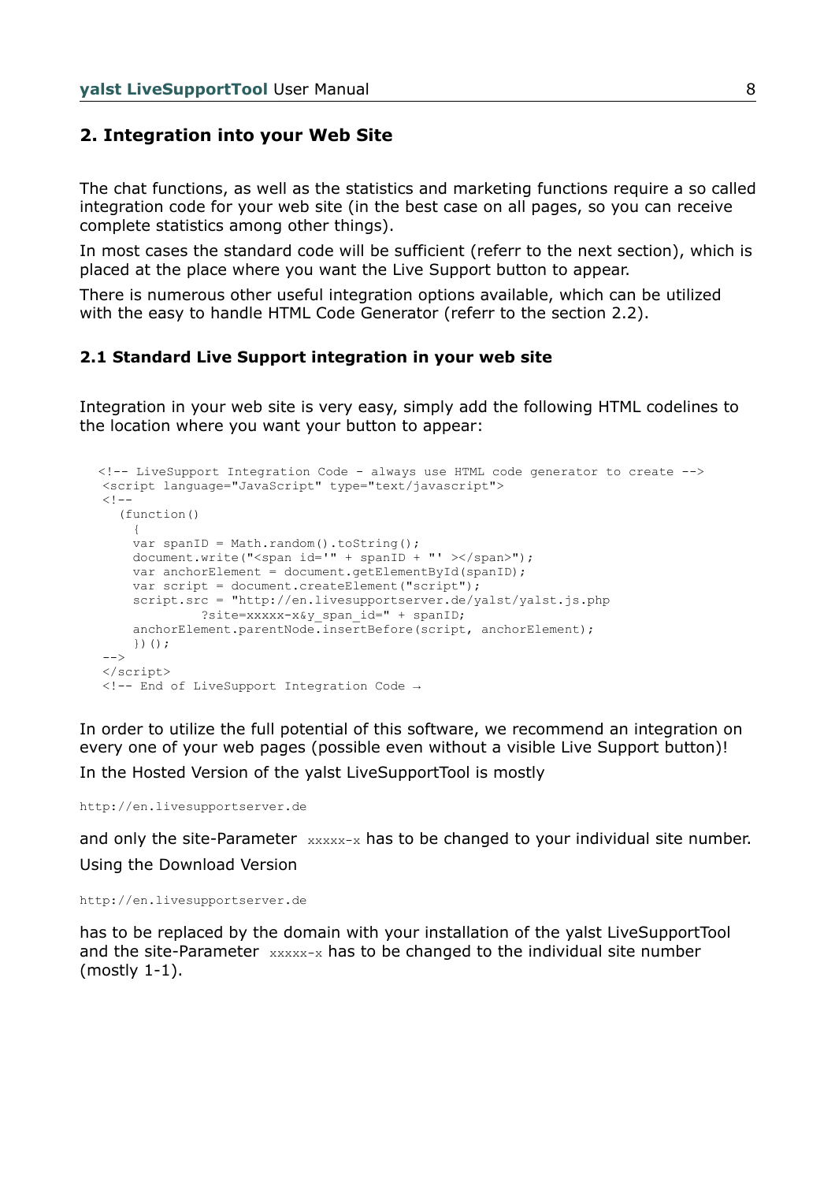## 2. Integration into your Web Site

The chat functions, as well as the statistics and marketing functions require a so called integration code for your web site (in the best case on all pages, so you can receive complete statistics among other things).

In most cases the standard code will be sufficient (referr to the next section), which is placed at the place where you want the Live Support button to appear.

There is numerous other useful integration options available, which can be utilized with the easy to handle HTML Code Generator (referr to the section 2.2).

### 2.1 Standard Live Support integration in your web site

Integration in your web site is very easy, simply add the following HTML codelines to the location where you want your button to appear:

```
<!-- LiveSupport Integration Code - always use HTML code generator to create -->
<script language="JavaScript" type="text/javascript">
<!--
  (function()
    {
    var spanID = Math.random().toString();
    document.write("<span id='" + spanID + "' ></span>");
    var anchorElement = document.getElementById(spanID);
    var script = document.createElement("script");
    script.src = "http://en.livesupportserver.de/yalst/yalst.js.php
             ?site=xxxxx-x&y_span_id=" + spanID;
    anchorElement.parentNode.insertBefore(script, anchorElement);
    })();
-->
</script>
<!-- End of LiveSupport Integration Code →
```

In order to utilize the full potential of this software, we recommend an integration on every one of your web pages (possible even without a visible Live Support button)!

In the Hosted Version of the yalst LiveSupportTool is mostly

```
http://en.livesupportserver.de
```

and only the site-Parameter `xxxxx-x` has to be changed to your individual site number.

Using the Download Version

```
http://en.livesupportserver.de
```

has to be replaced by the domain with your installation of the yalst LiveSupportTool and the site-Parameter `xxxxx-x` has to be changed to the individual site number (mostly 1-1).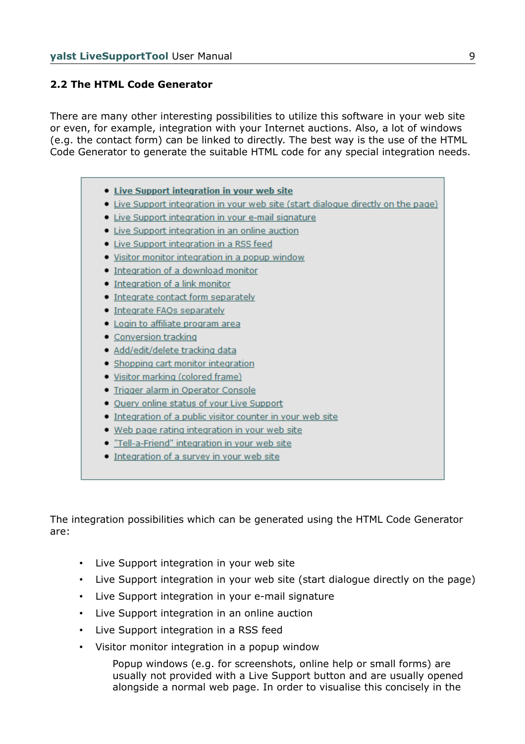### 2.2 The HTML Code Generator

There are many other interesting possibilities to utilize this software in your web site or even, for example, integration with your Internet auctions. Also, a lot of windows (e.g. the contact form) can be linked to directly. The best way is the use of the HTML Code Generator to generate the suitable HTML code for any special integration needs.

- **Live Support integration in your web site**
- Live Support integration in your web site (start dialogue directly on the page)
- Live Support integration in your e-mail signature
- Live Support integration in an online auction
- Live Support integration in a RSS feed
- Visitor monitor integration in a popup window
- Integration of a download monitor
- Integration of a link monitor
- Integrate contact form separately
- Integrate FAQs separately
- Login to affiliate program area
- Conversion tracking
- Add/edit/delete tracking data
- Shopping cart monitor integration
- Visitor marking (colored frame)
- Trigger alarm in Operator Console
- Query online status of your Live Support
- Integration of a public visitor counter in your web site
- Web page rating integration in your web site
- "Tell-a-Friend" integration in your web site
- Integration of a survey in your web site

The integration possibilities which can be generated using the HTML Code Generator are:

- Live Support integration in your web site
- Live Support integration in your web site (start dialogue directly on the page)
- Live Support integration in your e-mail signature
- Live Support integration in an online auction
- Live Support integration in a RSS feed
- Visitor monitor integration in a popup window

  Popup windows (e.g. for screenshots, online help or small forms) are usually not provided with a Live Support button and are usually opened alongside a normal web page. In order to visualise this concisely in the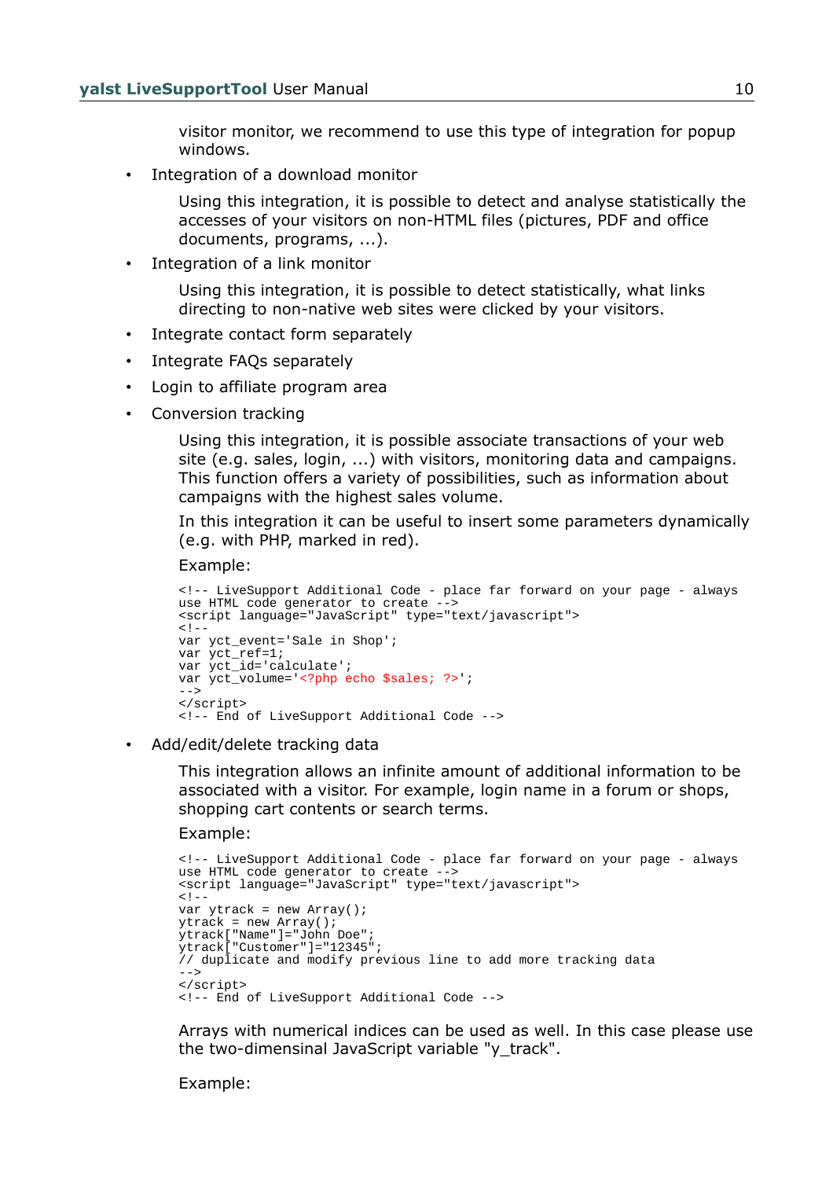visitor monitor, we recommend to use this type of integration for popup windows.

- Integration of a download monitor

  Using this integration, it is possible to detect and analyse statistically the accesses of your visitors on non-HTML files (pictures, PDF and office documents, programs, ...).

- Integration of a link monitor

  Using this integration, it is possible to detect statistically, what links directing to non-native web sites were clicked by your visitors.

- Integrate contact form separately
- Integrate FAQs separately
- Login to affiliate program area
- Conversion tracking

  Using this integration, it is possible associate transactions of your web site (e.g. sales, login, ...) with visitors, monitoring data and campaigns. This function offers a variety of possibilities, such as information about campaigns with the highest sales volume.

  In this integration it can be useful to insert some parameters dynamically (e.g. with PHP, marked in red).

  Example:

```
<!-- LiveSupport Additional Code - place far forward on your page - always
use HTML code generator to create -->
<script language="JavaScript" type="text/javascript">
<!--
var yct_event='Sale in Shop';
var yct_ref=1;
var yct_id='calculate';
var yct_volume='<?php echo $sales; ?>';
-->
</script>
<!-- End of LiveSupport Additional Code -->
```

- Add/edit/delete tracking data

  This integration allows an infinite amount of additional information to be associated with a visitor. For example, login name in a forum or shops, shopping cart contents or search terms.

  Example:

```
<!-- LiveSupport Additional Code - place far forward on your page - always
use HTML code generator to create -->
<script language="JavaScript" type="text/javascript">
<!--
var ytrack = new Array();
ytrack = new Array();
ytrack["Name"]="John Doe";
ytrack["Customer"]="12345";
// duplicate and modify previous line to add more tracking data
-->
</script>
<!-- End of LiveSupport Additional Code -->
```

  Arrays with numerical indices can be used as well. In this case please use the two-dimensinal JavaScript variable "y_track".

  Example: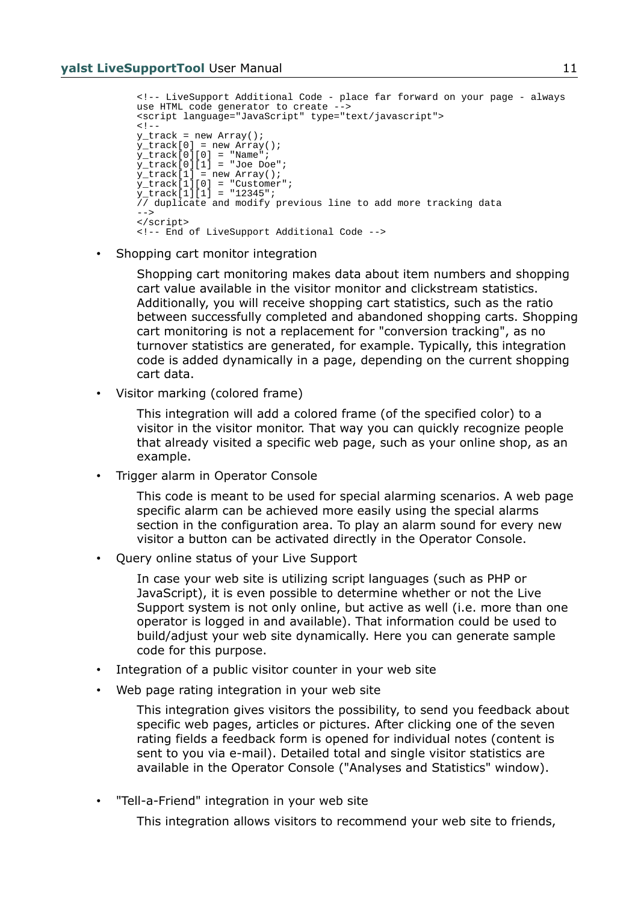```
<!-- LiveSupport Additional Code - place far forward on your page - always
use HTML code generator to create -->
<script language="JavaScript" type="text/javascript">
<!--
y_track = new Array();
y_track[0] = new Array();
y_track[0][0] = "Name";
y_track[0][1] = "Joe Doe";
y_track[1] = new Array();
y_track[1][0] = "Customer";
y_track[1][1] = "12345";
// duplicate and modify previous line to add more tracking data
-->
</script>
<!-- End of LiveSupport Additional Code -->
```

- Shopping cart monitor integration

  Shopping cart monitoring makes data about item numbers and shopping cart value available in the visitor monitor and clickstream statistics. Additionally, you will receive shopping cart statistics, such as the ratio between successfully completed and abandoned shopping carts. Shopping cart monitoring is not a replacement for "conversion tracking", as no turnover statistics are generated, for example. Typically, this integration code is added dynamically in a page, depending on the current shopping cart data.

- Visitor marking (colored frame)

  This integration will add a colored frame (of the specified color) to a visitor in the visitor monitor. That way you can quickly recognize people that already visited a specific web page, such as your online shop, as an example.

- Trigger alarm in Operator Console

  This code is meant to be used for special alarming scenarios. A web page specific alarm can be achieved more easily using the special alarms section in the configuration area. To play an alarm sound for every new visitor a button can be activated directly in the Operator Console.

- Query online status of your Live Support

  In case your web site is utilizing script languages (such as PHP or JavaScript), it is even possible to determine whether or not the Live Support system is not only online, but active as well (i.e. more than one operator is logged in and available). That information could be used to build/adjust your web site dynamically. Here you can generate sample code for this purpose.

- Integration of a public visitor counter in your web site

- Web page rating integration in your web site

  This integration gives visitors the possibility, to send you feedback about specific web pages, articles or pictures. After clicking one of the seven rating fields a feedback form is opened for individual notes (content is sent to you via e-mail). Detailed total and single visitor statistics are available in the Operator Console ("Analyses and Statistics" window).

- "Tell-a-Friend" integration in your web site

  This integration allows visitors to recommend your web site to friends,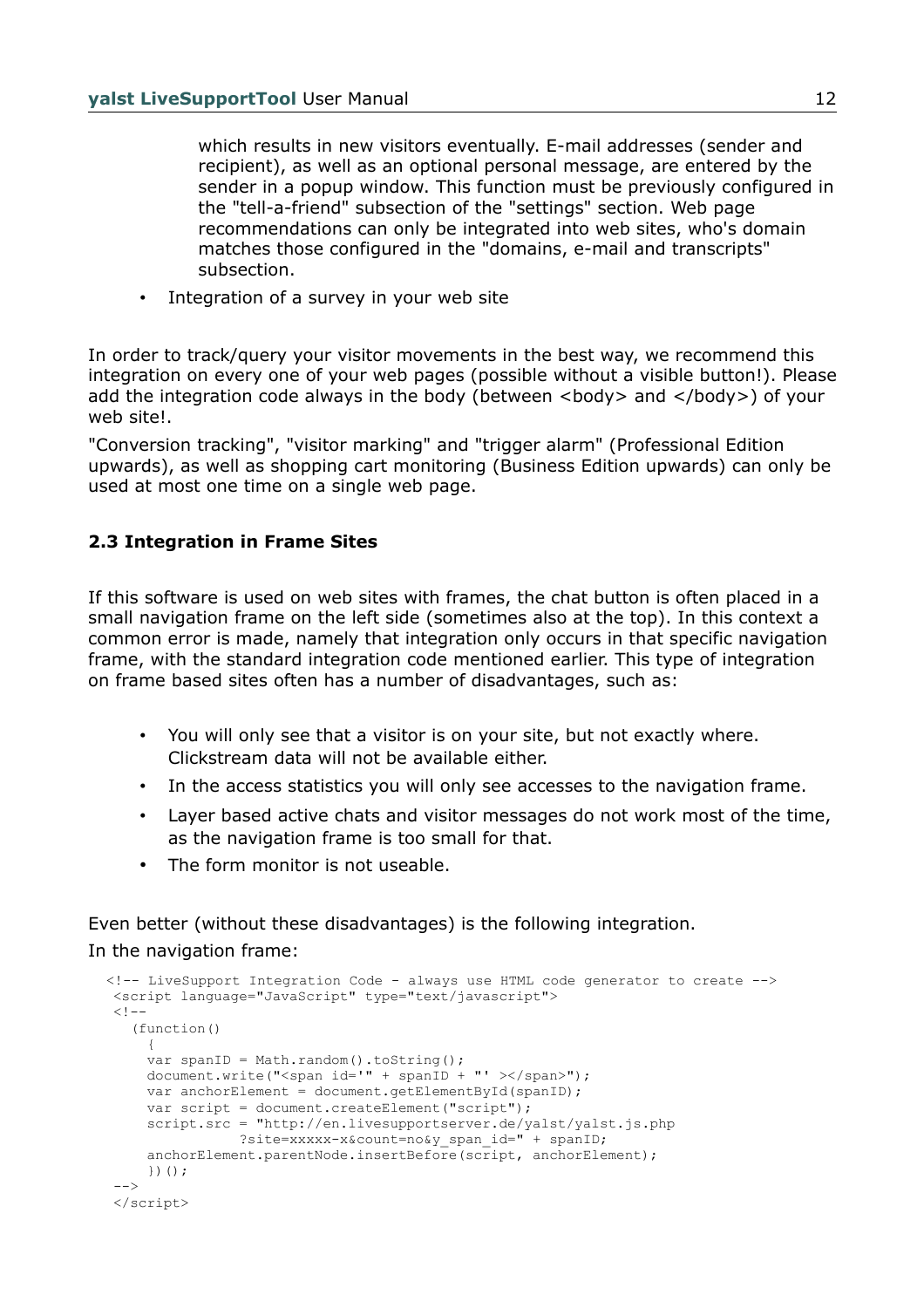which results in new visitors eventually. E-mail addresses (sender and recipient), as well as an optional personal message, are entered by the sender in a popup window. This function must be previously configured in the "tell-a-friend" subsection of the "settings" section. Web page recommendations can only be integrated into web sites, who's domain matches those configured in the "domains, e-mail and transcripts" subsection.

- Integration of a survey in your web site

In order to track/query your visitor movements in the best way, we recommend this integration on every one of your web pages (possible without a visible button!). Please add the integration code always in the body (between <body> and </body>) of your web site!.

"Conversion tracking", "visitor marking" and "trigger alarm" (Professional Edition upwards), as well as shopping cart monitoring (Business Edition upwards) can only be used at most one time on a single web page.

### 2.3 Integration in Frame Sites

If this software is used on web sites with frames, the chat button is often placed in a small navigation frame on the left side (sometimes also at the top). In this context a common error is made, namely that integration only occurs in that specific navigation frame, with the standard integration code mentioned earlier. This type of integration on frame based sites often has a number of disadvantages, such as:

- You will only see that a visitor is on your site, but not exactly where. Clickstream data will not be available either.
- In the access statistics you will only see accesses to the navigation frame.
- Layer based active chats and visitor messages do not work most of the time, as the navigation frame is too small for that.
- The form monitor is not useable.

Even better (without these disadvantages) is the following integration.

In the navigation frame:

```
<!-- LiveSupport Integration Code - always use HTML code generator to create -->
 <script language="JavaScript" type="text/javascript">
 <!--
   (function()
     {
     var spanID = Math.random().toString();
     document.write("<span id='" + spanID + "' ></span>");
     var anchorElement = document.getElementById(spanID);
     var script = document.createElement("script");
     script.src = "http://en.livesupportserver.de/yalst/yalst.js.php
                 ?site=xxxxx-x&count=no&y_span_id=" + spanID;
     anchorElement.parentNode.insertBefore(script, anchorElement);
     })();
 -->
 </script>
```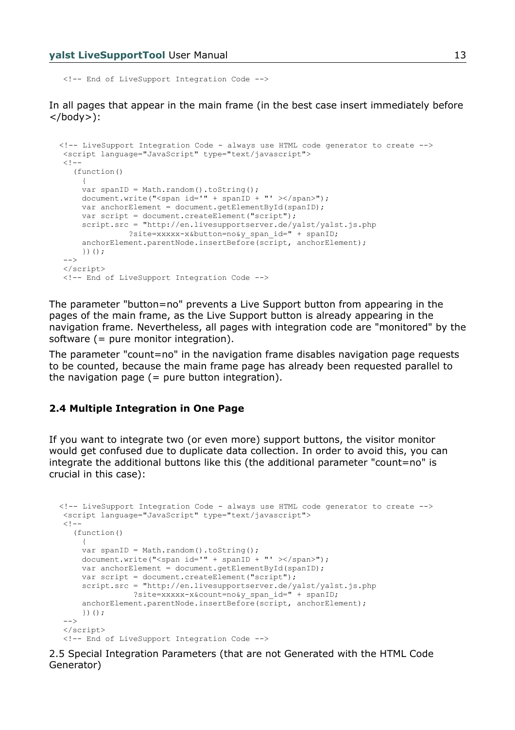```
<!-- End of LiveSupport Integration Code -->
```

In all pages that appear in the main frame (in the best case insert immediately before </body>):

```
<!-- LiveSupport Integration Code - always use HTML code generator to create -->
<script language="JavaScript" type="text/javascript">
<!--
  (function()
    {
    var spanID = Math.random().toString();
    document.write("<span id='" + spanID + "' ></span>");
    var anchorElement = document.getElementById(spanID);
    var script = document.createElement("script");
    script.src = "http://en.livesupportserver.de/yalst/yalst.js.php
             ?site=xxxxx-x&button=no&y_span_id=" + spanID;
    anchorElement.parentNode.insertBefore(script, anchorElement);
    })();
-->
</script>
<!-- End of LiveSupport Integration Code -->
```

The parameter "button=no" prevents a Live Support button from appearing in the pages of the main frame, as the Live Support button is already appearing in the navigation frame. Nevertheless, all pages with integration code are "monitored" by the software (= pure monitor integration).

The parameter "count=no" in the navigation frame disables navigation page requests to be counted, because the main frame page has already been requested parallel to the navigation page (= pure button integration).

### 2.4 Multiple Integration in One Page

If you want to integrate two (or even more) support buttons, the visitor monitor would get confused due to duplicate data collection. In order to avoid this, you can integrate the additional buttons like this (the additional parameter "count=no" is crucial in this case):

```
<!-- LiveSupport Integration Code - always use HTML code generator to create -->
<script language="JavaScript" type="text/javascript">
<!--
  (function()
    {
    var spanID = Math.random().toString();
    document.write("<span id='" + spanID + "' ></span>");
    var anchorElement = document.getElementById(spanID);
    var script = document.createElement("script");
    script.src = "http://en.livesupportserver.de/yalst/yalst.js.php
              ?site=xxxxx-x&count=no&y_span_id=" + spanID;
    anchorElement.parentNode.insertBefore(script, anchorElement);
    })();
-->
</script>
<!-- End of LiveSupport Integration Code -->
```

2.5 Special Integration Parameters (that are not Generated with the HTML Code Generator)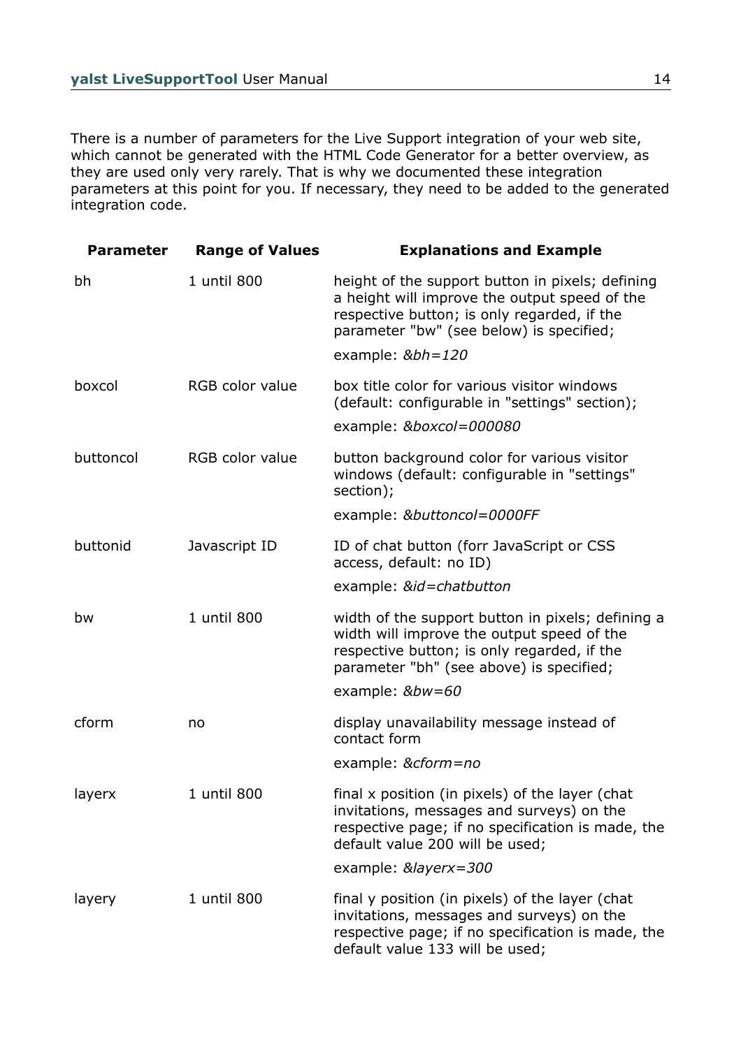There is a number of parameters for the Live Support integration of your web site, which cannot be generated with the HTML Code Generator for a better overview, as they are used only very rarely. That is why we documented these integration parameters at this point for you. If necessary, they need to be added to the generated integration code.

| Parameter | Range of Values | Explanations and Example |
|---|---|---|
| bh | 1 until 800 | height of the support button in pixels; defining a height will improve the output speed of the respective button; is only regarded, if the parameter "bw" (see below) is specified;<br><br>example: *&bh=120* |
| boxcol | RGB color value | box title color for various visitor windows (default: configurable in "settings" section);<br><br>example: *&boxcol=000080* |
| buttoncol | RGB color value | button background color for various visitor windows (default: configurable in "settings" section);<br><br>example: *&buttoncol=0000FF* |
| buttonid | Javascript ID | ID of chat button (forr JavaScript or CSS access, default: no ID)<br><br>example: *&id=chatbutton* |
| bw | 1 until 800 | width of the support button in pixels; defining a width will improve the output speed of the respective button; is only regarded, if the parameter "bh" (see above) is specified;<br><br>example: *&bw=60* |
| cform | no | display unavailability message instead of contact form<br><br>example: *&cform=no* |
| layerx | 1 until 800 | final x position (in pixels) of the layer (chat invitations, messages and surveys) on the respective page; if no specification is made, the default value 200 will be used;<br><br>example: *&layerx=300* |
| layery | 1 until 800 | final y position (in pixels) of the layer (chat invitations, messages and surveys) on the respective page; if no specification is made, the default value 133 will be used; |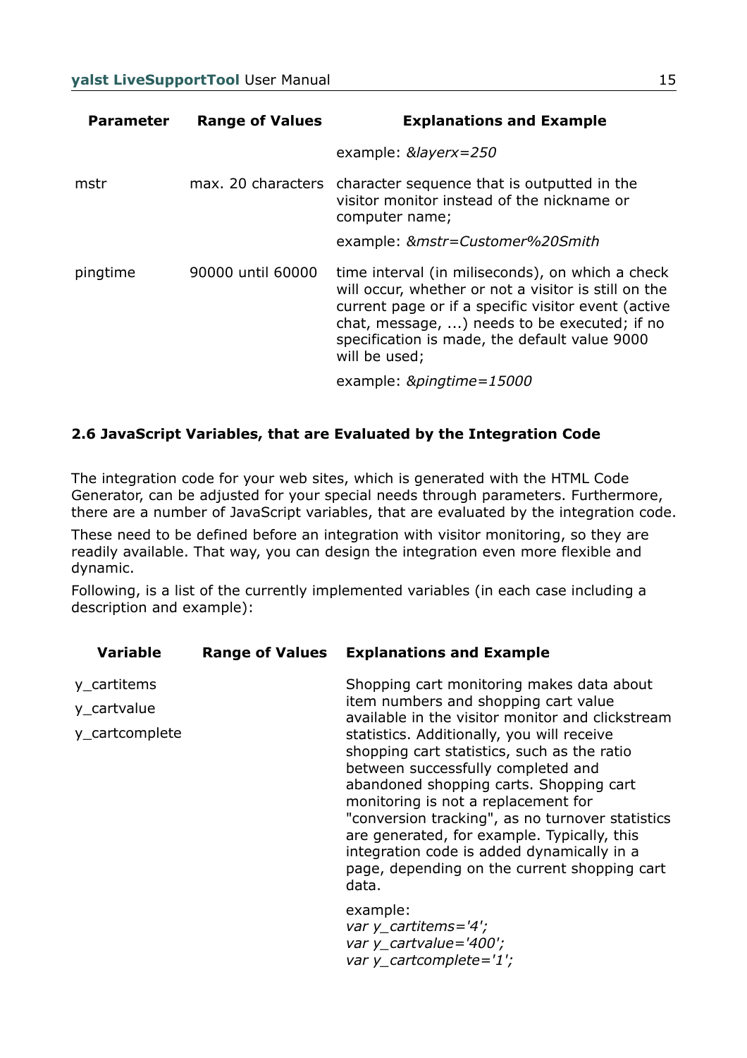| Parameter | Range of Values | Explanations and Example |
|---|---|---|
| | | example: *&layerx=250* |
| mstr | max. 20 characters | character sequence that is outputted in the visitor monitor instead of the nickname or computer name;<br><br>example: *&mstr=Customer%20Smith* |
| pingtime | 90000 until 60000 | time interval (in miliseconds), on which a check will occur, whether or not a visitor is still on the current page or if a specific visitor event (active chat, message, ...) needs to be executed; if no specification is made, the default value 9000 will be used;<br><br>example: *&pingtime=15000* |

### 2.6 JavaScript Variables, that are Evaluated by the Integration Code

The integration code for your web sites, which is generated with the HTML Code Generator, can be adjusted for your special needs through parameters. Furthermore, there are a number of JavaScript variables, that are evaluated by the integration code.

These need to be defined before an integration with visitor monitoring, so they are readily available. That way, you can design the integration even more flexible and dynamic.

Following, is a list of the currently implemented variables (in each case including a description and example):

| Variable | Range of Values | Explanations and Example |
|---|---|---|
| y_cartitems<br>y_cartvalue<br>y_cartcomplete | | Shopping cart monitoring makes data about item numbers and shopping cart value available in the visitor monitor and clickstream statistics. Additionally, you will receive shopping cart statistics, such as the ratio between successfully completed and abandoned shopping carts. Shopping cart monitoring is not a replacement for "conversion tracking", as no turnover statistics are generated, for example. Typically, this integration code is added dynamically in a page, depending on the current shopping cart data.<br><br>example:<br>*var y_cartitems='4';*<br>*var y_cartvalue='400';*<br>*var y_cartcomplete='1';* |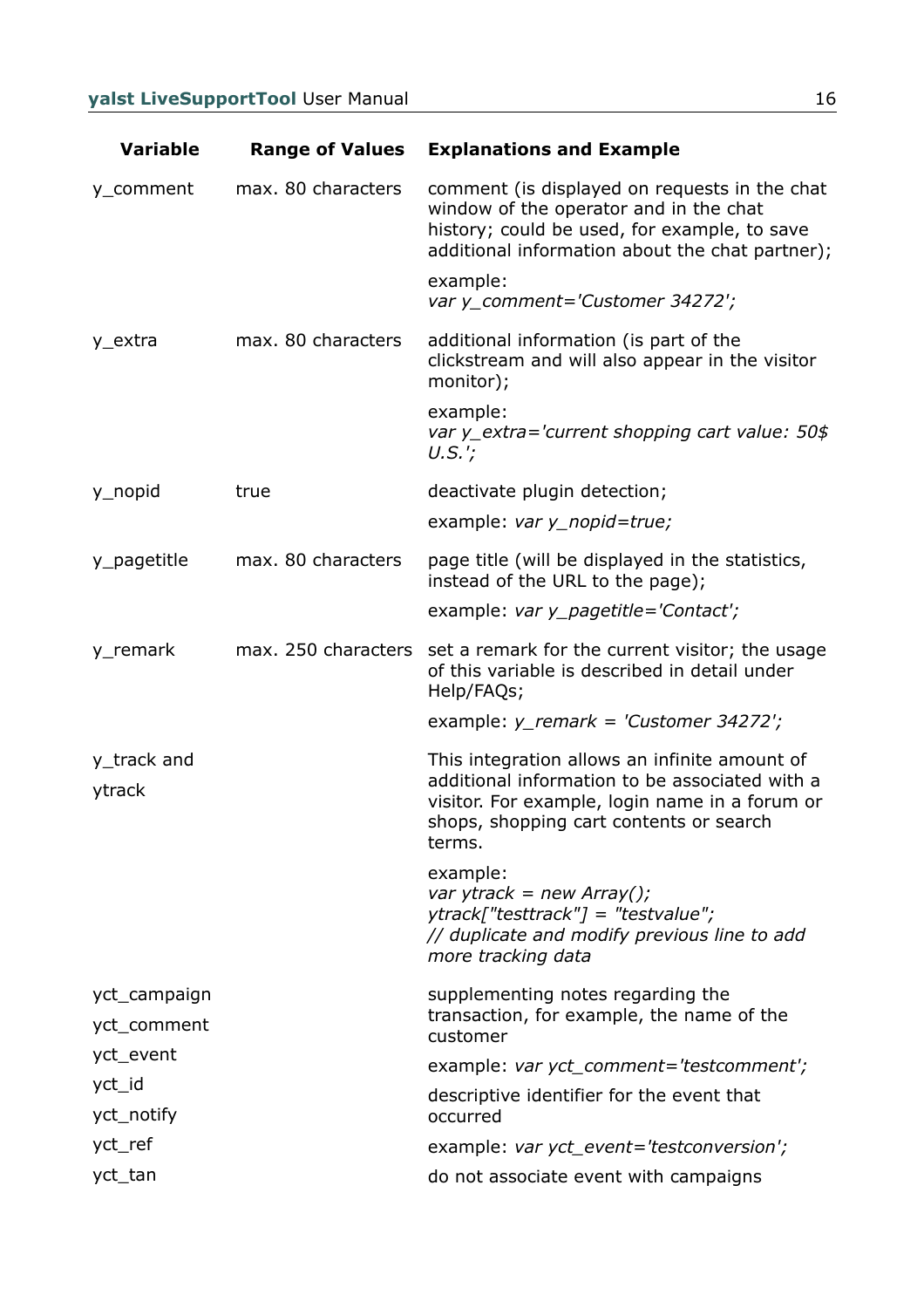| Variable | Range of Values | Explanations and Example |
|---|---|---|
| y_comment | max. 80 characters | comment (is displayed on requests in the chat window of the operator and in the chat history; could be used, for example, to save additional information about the chat partner);<br><br>example:<br>*var y_comment='Customer 34272';* |
| y_extra | max. 80 characters | additional information (is part of the clickstream and will also appear in the visitor monitor);<br><br>example:<br>*var y_extra='current shopping cart value: 50$ U.S.';* |
| y_nopid | true | deactivate plugin detection;<br><br>example: *var y_nopid=true;* |
| y_pagetitle | max. 80 characters | page title (will be displayed in the statistics, instead of the URL to the page);<br><br>example: *var y_pagetitle='Contact';* |
| y_remark | max. 250 characters | set a remark for the current visitor; the usage of this variable is described in detail under Help/FAQs;<br><br>example: *y_remark = 'Customer 34272';* |
| y_track and<br>ytrack | | This integration allows an infinite amount of additional information to be associated with a visitor. For example, login name in a forum or shops, shopping cart contents or search terms.<br><br>example:<br>*var ytrack = new Array();*<br>*ytrack["testtrack"] = "testvalue";*<br>*// duplicate and modify previous line to add more tracking data* |
| yct_campaign<br>yct_comment<br>yct_event<br>yct_id<br>yct_notify<br>yct_ref<br>yct_tan | | supplementing notes regarding the transaction, for example, the name of the customer<br><br>example: *var yct_comment='testcomment';*<br><br>descriptive identifier for the event that occurred<br><br>example: *var yct_event='testconversion';*<br><br>do not associate event with campaigns |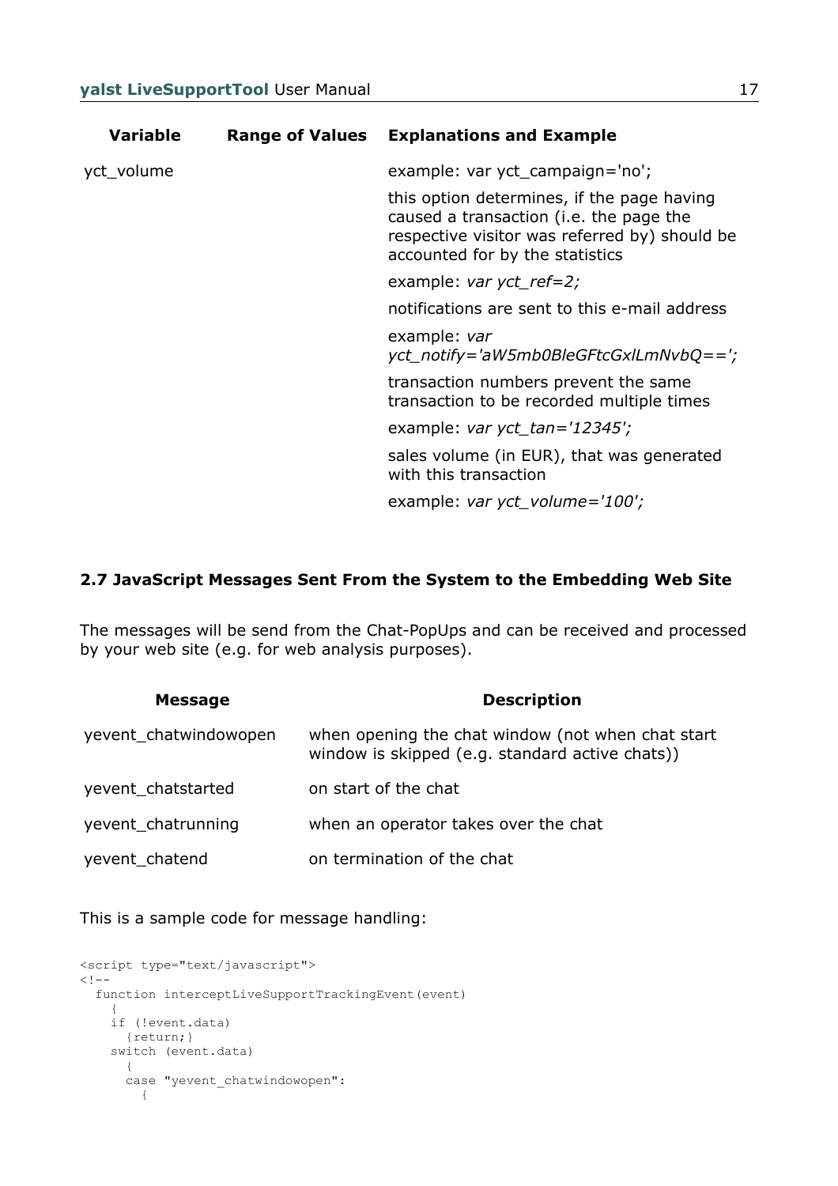| Variable | Range of Values | Explanations and Example |
|---|---|---|
| yct_volume | | example: var yct_campaign='no'; |
| | | this option determines, if the page having caused a transaction (i.e. the page the respective visitor was referred by) should be accounted for by the statistics |
| | | example: *var yct_ref=2;* |
| | | notifications are sent to this e-mail address |
| | | example: *var yct_notify='aW5mb0BleGFtcGxlLmNvbQ==';* |
| | | transaction numbers prevent the same transaction to be recorded multiple times |
| | | example: *var yct_tan='12345';* |
| | | sales volume (in EUR), that was generated with this transaction |
| | | example: *var yct_volume='100';* |

### 2.7 JavaScript Messages Sent From the System to the Embedding Web Site

The messages will be send from the Chat-PopUps and can be received and processed by your web site (e.g. for web analysis purposes).

| Message | Description |
|---|---|
| yevent_chatwindowopen | when opening the chat window (not when chat start window is skipped (e.g. standard active chats)) |
| yevent_chatstarted | on start of the chat |
| yevent_chatrunning | when an operator takes over the chat |
| yevent_chatend | on termination of the chat |

This is a sample code for message handling:

```
<script type="text/javascript">
<!--
  function interceptLiveSupportTrackingEvent(event)
    {
    if (!event.data)
      {return;}
    switch (event.data)
      {
      case "yevent_chatwindowopen":
        {
```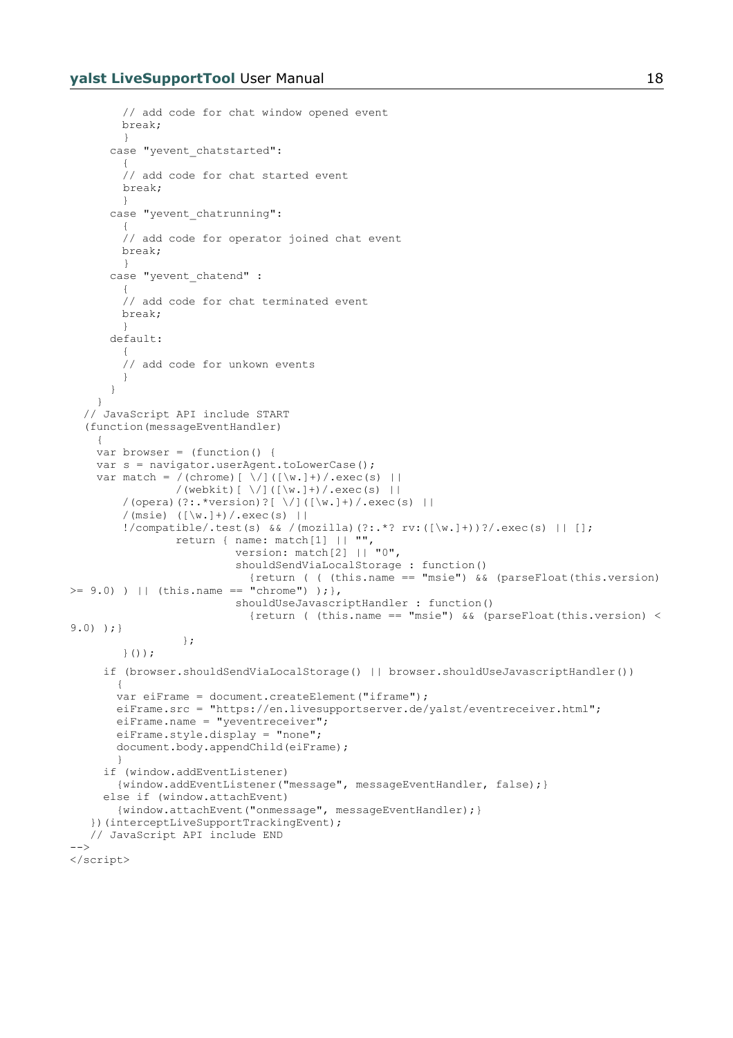```
        // add code for chat window opened event
        break;
        }
      case "yevent_chatstarted":
        {
        // add code for chat started event
        break;
        }
      case "yevent_chatrunning":
        {
        // add code for operator joined chat event
        break;
        }
      case "yevent_chatend" :
        {
        // add code for chat terminated event
        break;
        }
      default:
        {
        // add code for unkown events
        }
      }
    }
  // JavaScript API include START
  (function(messageEventHandler)
    {
    var browser = (function() {
    var s = navigator.userAgent.toLowerCase();
    var match = /(chrome)[ \/]([\w.]+)/.exec(s) ||
                /(webkit)[ \/]([\w.]+)/.exec(s) ||
        /(opera)(?:.*version)?[ \/]([\w.]+)/.exec(s) ||
        /(msie) ([\w.]+)/.exec(s) ||
        !/compatible/.test(s) && /(mozilla)(?:.*? rv:([\w.]+))?/.exec(s) || [];
                return { name: match[1] || "",
                         version: match[2] || "0",
                         shouldSendViaLocalStorage : function()
                           {return ( ( (this.name == "msie") && (parseFloat(this.version)
>= 9.0) ) || (this.name == "chrome") );},
                         shouldUseJavascriptHandler : function()
                           {return ( (this.name == "msie") && (parseFloat(this.version) <
9.0) );}
                 };
        }());

     if (browser.shouldSendViaLocalStorage() || browser.shouldUseJavascriptHandler())
       {
       var eiFrame = document.createElement("iframe");
       eiFrame.src = "https://en.livesupportserver.de/yalst/eventreceiver.html";
       eiFrame.name = "yeventreceiver";
       eiFrame.style.display = "none";
       document.body.appendChild(eiFrame);
       }
     if (window.addEventListener)
       {window.addEventListener("message", messageEventHandler, false);}
     else if (window.attachEvent)
       {window.attachEvent("onmessage", messageEventHandler);}
   })(interceptLiveSupportTrackingEvent);
   // JavaScript API include END
-->
</script>
```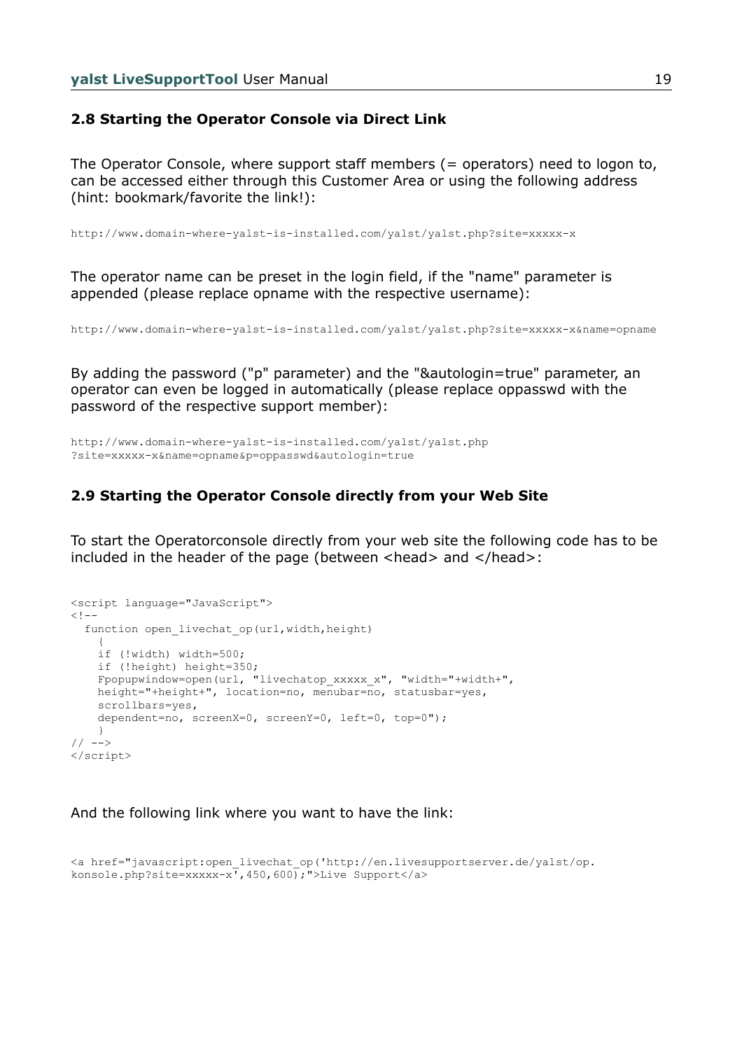## 2.8 Starting the Operator Console via Direct Link

The Operator Console, where support staff members (= operators) need to logon to, can be accessed either through this Customer Area or using the following address (hint: bookmark/favorite the link!):

```
http://www.domain-where-yalst-is-installed.com/yalst/yalst.php?site=xxxxx-x
```

The operator name can be preset in the login field, if the "name" parameter is appended (please replace opname with the respective username):

```
http://www.domain-where-yalst-is-installed.com/yalst/yalst.php?site=xxxxx-x&name=opname
```

By adding the password ("p" parameter) and the "&autologin=true" parameter, an operator can even be logged in automatically (please replace oppasswd with the password of the respective support member):

```
http://www.domain-where-yalst-is-installed.com/yalst/yalst.php
?site=xxxxx-x&name=opname&p=oppasswd&autologin=true
```

## 2.9 Starting the Operator Console directly from your Web Site

To start the Operatorconsole directly from your web site the following code has to be included in the header of the page (between <head> and </head>:

```
<script language="JavaScript">
<!--
  function open_livechat_op(url,width,height)
    {
    if (!width) width=500;
    if (!height) height=350;
    Fpopupwindow=open(url, "livechatop_xxxxx_x", "width="+width+",
    height="+height+", location=no, menubar=no, statusbar=yes,
    scrollbars=yes,
    dependent=no, screenX=0, screenY=0, left=0, top=0");
    }
// -->
</script>
```

And the following link where you want to have the link:

```
<a href="javascript:open_livechat_op('http://en.livesupportserver.de/yalst/op.
konsole.php?site=xxxxx-x',450,600);">Live Support</a>
```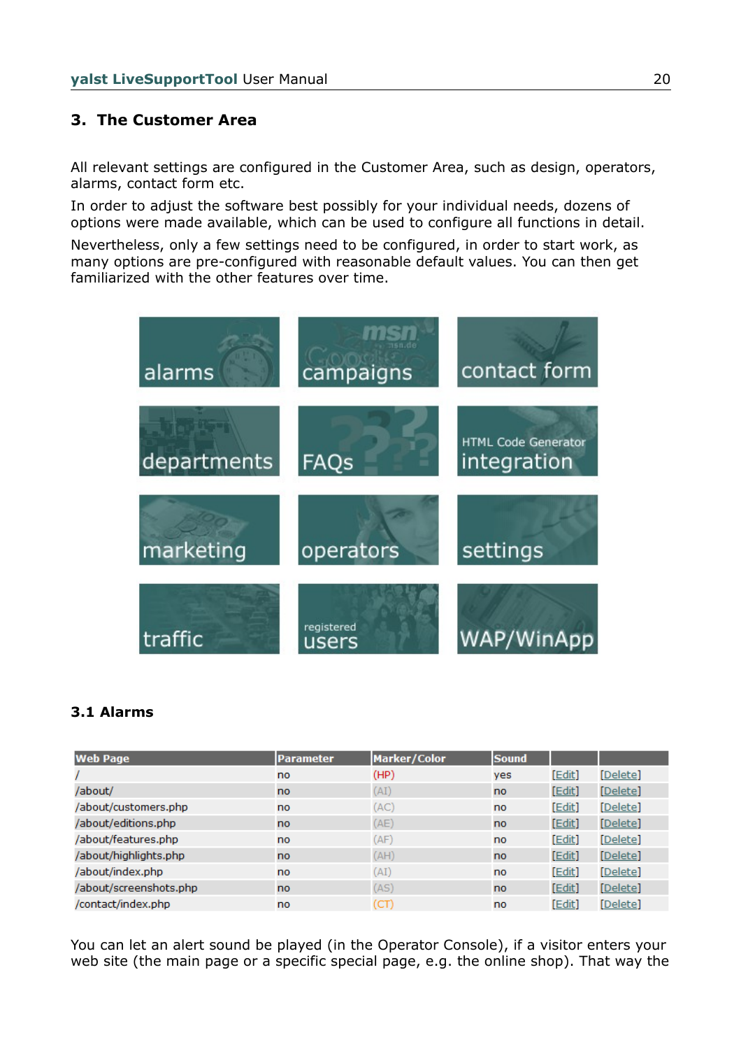## 3. The Customer Area

All relevant settings are configured in the Customer Area, such as design, operators, alarms, contact form etc.

In order to adjust the software best possibly for your individual needs, dozens of options were made available, which can be used to configure all functions in detail.

Nevertheless, only a few settings need to be configured, in order to start work, as many options are pre-configured with reasonable default values. You can then get familiarized with the other features over time.

| | | |
|---|---|---|
| alarms | campaigns | contact form |
| departments | FAQs | HTML Code Generator integration |
| marketing | operators | settings |
| traffic | registered users | WAP/WinApp |

### 3.1 Alarms

| Web Page | Parameter | Marker/Color | Sound | | |
|---|---|---|---|---|---|
| / | no | (HP) | yes | [Edit] | [Delete] |
| /about/ | no | (AI) | no | [Edit] | [Delete] |
| /about/customers.php | no | (AC) | no | [Edit] | [Delete] |
| /about/editions.php | no | (AE) | no | [Edit] | [Delete] |
| /about/features.php | no | (AF) | no | [Edit] | [Delete] |
| /about/highlights.php | no | (AH) | no | [Edit] | [Delete] |
| /about/index.php | no | (AI) | no | [Edit] | [Delete] |
| /about/screenshots.php | no | (AS) | no | [Edit] | [Delete] |
| /contact/index.php | no | (CT) | no | [Edit] | [Delete] |

You can let an alert sound be played (in the Operator Console), if a visitor enters your web site (the main page or a specific special page, e.g. the online shop). That way the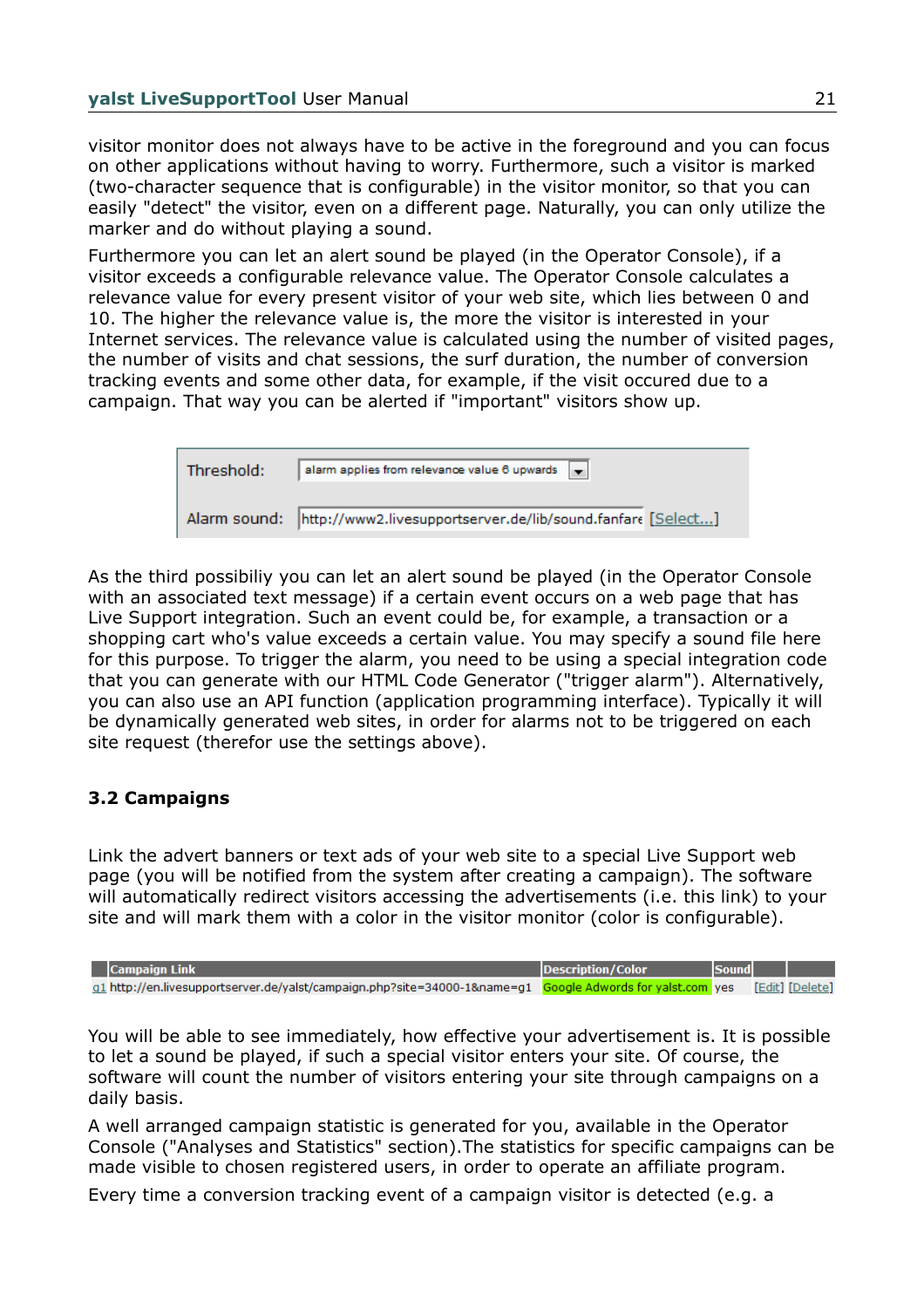visitor monitor does not always have to be active in the foreground and you can focus on other applications without having to worry. Furthermore, such a visitor is marked (two-character sequence that is configurable) in the visitor monitor, so that you can easily "detect" the visitor, even on a different page. Naturally, you can only utilize the marker and do without playing a sound.

Furthermore you can let an alert sound be played (in the Operator Console), if a visitor exceeds a configurable relevance value. The Operator Console calculates a relevance value for every present visitor of your web site, which lies between 0 and 10. The higher the relevance value is, the more the visitor is interested in your Internet services. The relevance value is calculated using the number of visited pages, the number of visits and chat sessions, the surf duration, the number of conversion tracking events and some other data, for example, if the visit occured due to a campaign. That way you can be alerted if "important" visitors show up.

| | |
|---|---|
| Threshold: | alarm applies from relevance value 6 upwards |
| Alarm sound: | http://www2.livesupportserver.de/lib/sound.fanfare [Select...] |

As the third possibiliy you can let an alert sound be played (in the Operator Console with an associated text message) if a certain event occurs on a web page that has Live Support integration. Such an event could be, for example, a transaction or a shopping cart who's value exceeds a certain value. You may specify a sound file here for this purpose. To trigger the alarm, you need to be using a special integration code that you can generate with our HTML Code Generator ("trigger alarm"). Alternatively, you can also use an API function (application programming interface). Typically it will be dynamically generated web sites, in order for alarms not to be triggered on each site request (therefor use the settings above).

### 3.2 Campaigns

Link the advert banners or text ads of your web site to a special Live Support web page (you will be notified from the system after creating a campaign). The software will automatically redirect visitors accessing the advertisements (i.e. this link) to your site and will mark them with a color in the visitor monitor (color is configurable).

| | Campaign Link | Description/Color | Sound | | |
|---|---|---|---|---|---|
| g1 | http://en.livesupportserver.de/yalst/campaign.php?site=34000-1&name=g1 | Google Adwords for yalst.com | yes | [Edit] | [Delete] |

You will be able to see immediately, how effective your advertisement is. It is possible to let a sound be played, if such a special visitor enters your site. Of course, the software will count the number of visitors entering your site through campaigns on a daily basis.

A well arranged campaign statistic is generated for you, available in the Operator Console ("Analyses and Statistics" section).The statistics for specific campaigns can be made visible to chosen registered users, in order to operate an affiliate program.

Every time a conversion tracking event of a campaign visitor is detected (e.g. a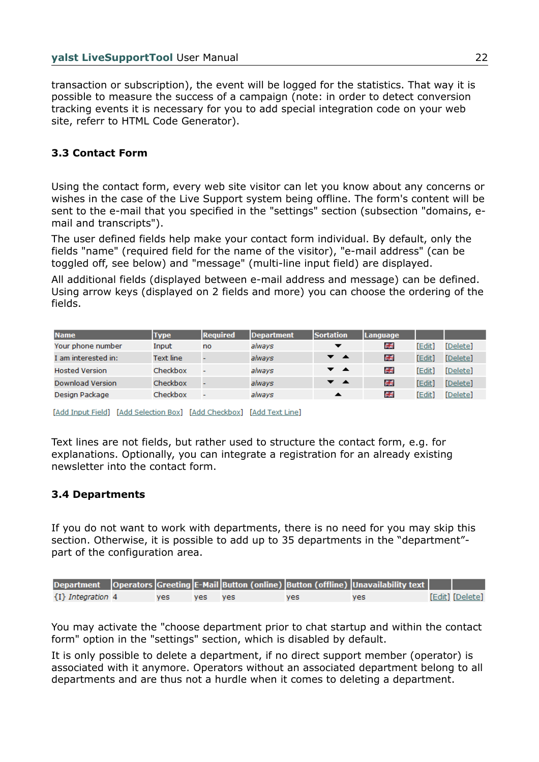transaction or subscription), the event will be logged for the statistics. That way it is possible to measure the success of a campaign (note: in order to detect conversion tracking events it is necessary for you to add special integration code on your web site, referr to HTML Code Generator).

### 3.3 Contact Form

Using the contact form, every web site visitor can let you know about any concerns or wishes in the case of the Live Support system being offline. The form's content will be sent to the e-mail that you specified in the "settings" section (subsection "domains, e-mail and transcripts").

The user defined fields help make your contact form individual. By default, only the fields "name" (required field for the name of the visitor), "e-mail address" (can be toggled off, see below) and "message" (multi-line input field) are displayed.

All additional fields (displayed between e-mail address and message) can be defined. Using arrow keys (displayed on 2 fields and more) you can choose the ordering of the fields.

| Name | Type | Required | Department | Sortation | Language | | |
|---|---|---|---|---|---|---|---|
| Your phone number | Input | no | *always* | ▼ | | [Edit] | [Delete] |
| I am interested in: | Text line | - | *always* | ▼ ▲ | | [Edit] | [Delete] |
| Hosted Version | Checkbox | - | *always* | ▼ ▲ | | [Edit] | [Delete] |
| Download Version | Checkbox | - | *always* | ▼ ▲ | | [Edit] | [Delete] |
| Design Package | Checkbox | - | *always* | ▲ | | [Edit] | [Delete] |

[Add Input Field] [Add Selection Box] [Add Checkbox] [Add Text Line]

Text lines are not fields, but rather used to structure the contact form, e.g. for explanations. Optionally, you can integrate a registration for an already existing newsletter into the contact form.

### 3.4 Departments

If you do not want to work with departments, there is no need for you may skip this section. Otherwise, it is possible to add up to 35 departments in the "department"-part of the configuration area.

| Department | Operators | Greeting | E-Mail | Button (online) | Button (offline) | Unavailability text | | |
|---|---|---|---|---|---|---|---|---|
| {I} *Integration* | 4 | yes | yes | yes | yes | yes | [Edit] | [Delete] |

You may activate the "choose department prior to chat startup and within the contact form" option in the "settings" section, which is disabled by default.

It is only possible to delete a department, if no direct support member (operator) is associated with it anymore. Operators without an associated department belong to all departments and are thus not a hurdle when it comes to deleting a department.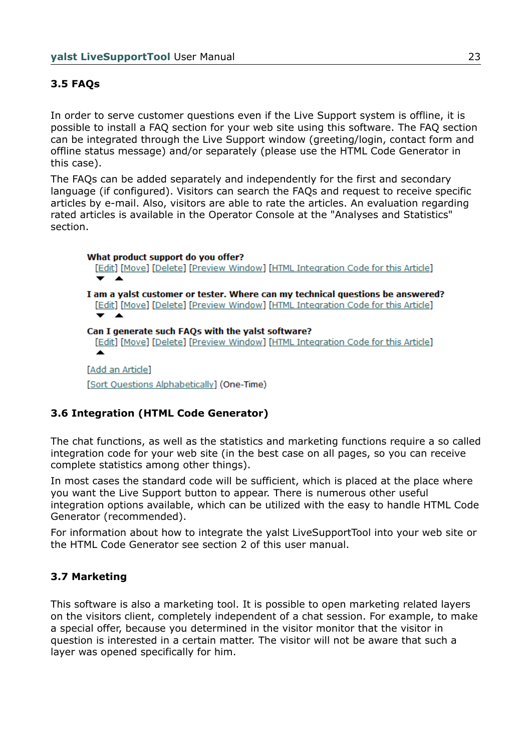### 3.5 FAQs

In order to serve customer questions even if the Live Support system is offline, it is possible to install a FAQ section for your web site using this software. The FAQ section can be integrated through the Live Support window (greeting/login, contact form and offline status message) and/or separately (please use the HTML Code Generator in this case).

The FAQs can be added separately and independently for the first and secondary language (if configured). Visitors can search the FAQs and request to receive specific articles by e-mail. Also, visitors are able to rate the articles. An evaluation regarding rated articles is available in the Operator Console at the "Analyses and Statistics" section.

**What product support do you offer?**
[Edit] [Move] [Delete] [Preview Window] [HTML Integration Code for this Article]
▼ ▲

**I am a yalst customer or tester. Where can my technical questions be answered?**
[Edit] [Move] [Delete] [Preview Window] [HTML Integration Code for this Article]
▼ ▲

**Can I generate such FAQs with the yalst software?**
[Edit] [Move] [Delete] [Preview Window] [HTML Integration Code for this Article]
▲

[Add an Article]

[Sort Questions Alphabetically] (One-Time)

### 3.6 Integration (HTML Code Generator)

The chat functions, as well as the statistics and marketing functions require a so called integration code for your web site (in the best case on all pages, so you can receive complete statistics among other things).

In most cases the standard code will be sufficient, which is placed at the place where you want the Live Support button to appear. There is numerous other useful integration options available, which can be utilized with the easy to handle HTML Code Generator (recommended).

For information about how to integrate the yalst LiveSupportTool into your web site or the HTML Code Generator see section 2 of this user manual.

### 3.7 Marketing

This software is also a marketing tool. It is possible to open marketing related layers on the visitors client, completely independent of a chat session. For example, to make a special offer, because you determined in the visitor monitor that the visitor in question is interested in a certain matter. The visitor will not be aware that such a layer was opened specifically for him.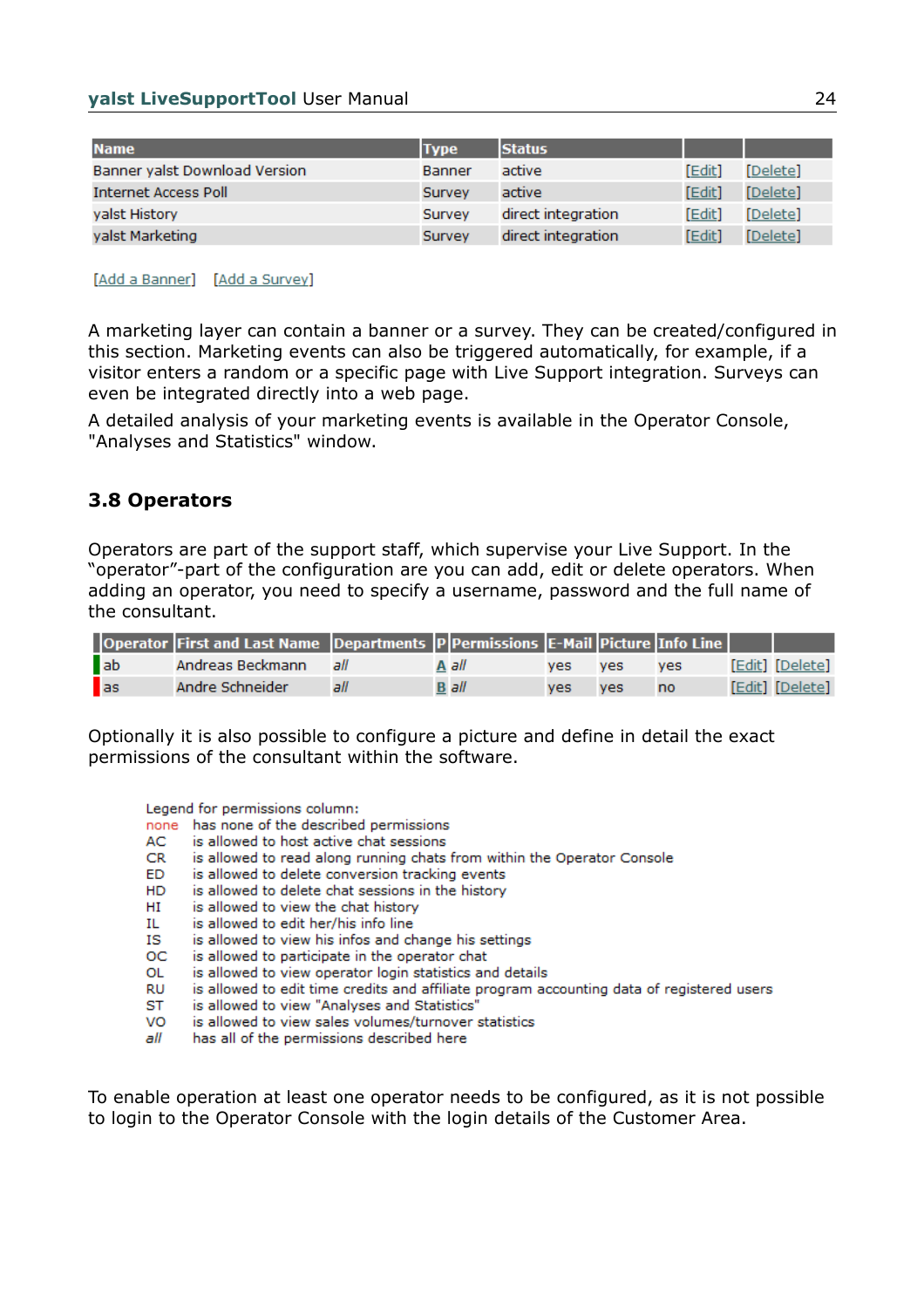| Name | Type | Status | | |
|---|---|---|---|---|
| Banner yalst Download Version | Banner | active | [Edit] | [Delete] |
| Internet Access Poll | Survey | active | [Edit] | [Delete] |
| yalst History | Survey | direct integration | [Edit] | [Delete] |
| yalst Marketing | Survey | direct integration | [Edit] | [Delete] |

[Add a Banner] [Add a Survey]

A marketing layer can contain a banner or a survey. They can be created/configured in this section. Marketing events can also be triggered automatically, for example, if a visitor enters a random or a specific page with Live Support integration. Surveys can even be integrated directly into a web page.

A detailed analysis of your marketing events is available in the Operator Console, "Analyses and Statistics" window.

## 3.8 Operators

Operators are part of the support staff, which supervise your Live Support. In the "operator"-part of the configuration are you can add, edit or delete operators. When adding an operator, you need to specify a username, password and the full name of the consultant.

| Operator | First and Last Name | Departments | P | Permissions | E-Mail | Picture | Info Line | | |
|---|---|---|---|---|---|---|---|---|---|
| ab | Andreas Beckmann | *all* | A | *all* | yes | yes | yes | [Edit] | [Delete] |
| as | Andre Schneider | *all* | B | *all* | yes | yes | no | [Edit] | [Delete] |

Optionally it is also possible to configure a picture and define in detail the exact permissions of the consultant within the software.

Legend for permissions column:

| | |
|---|---|
| none | has none of the described permissions |
| AC | is allowed to host active chat sessions |
| CR | is allowed to read along running chats from within the Operator Console |
| ED | is allowed to delete conversion tracking events |
| HD | is allowed to delete chat sessions in the history |
| HI | is allowed to view the chat history |
| IL | is allowed to edit her/his info line |
| IS | is allowed to view his infos and change his settings |
| OC | is allowed to participate in the operator chat |
| OL | is allowed to view operator login statistics and details |
| RU | is allowed to edit time credits and affiliate program accounting data of registered users |
| ST | is allowed to view "Analyses and Statistics" |
| VO | is allowed to view sales volumes/turnover statistics |
| *all* | has all of the permissions described here |

To enable operation at least one operator needs to be configured, as it is not possible to login to the Operator Console with the login details of the Customer Area.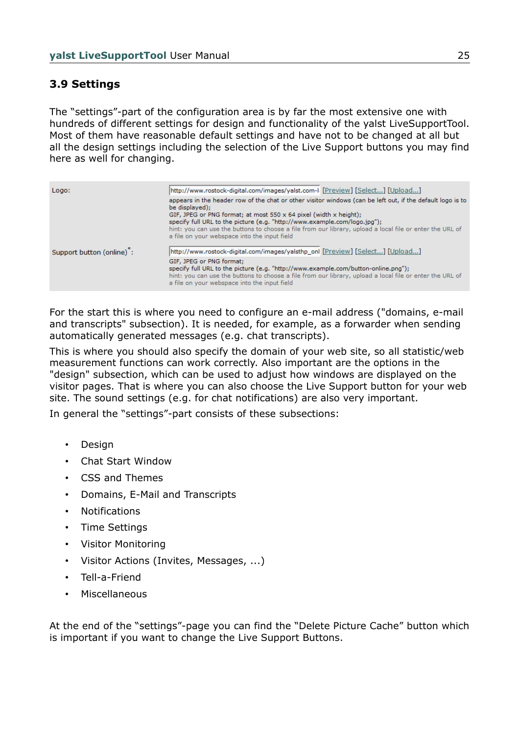### 3.9 Settings

The “settings”-part of the configuration area is by far the most extensive one with hundreds of different settings for design and functionality of the yalst LiveSupportTool. Most of them have reasonable default settings and have not to be changed at all but all the design settings including the selection of the Live Support buttons you may find here as well for changing.

| | |
|---|---|
| Logo: | http://www.rostock-digital.com/images/yalst.com-l [Preview] [Select...] [Upload...]<br>appears in the header row of the chat or other visitor windows (can be left out, if the default logo is to be displayed);<br>GIF, JPEG or PNG format; at most 550 x 64 pixel (width x height);<br>specify full URL to the picture (e.g. "http://www.example.com/logo.jpg");<br>hint: you can use the buttons to choose a file from our library, upload a local file or enter the URL of a file on your webspace into the input field |
| Support button (online)*: | http://www.rostock-digital.com/images/yalsthp_onl [Preview] [Select...] [Upload...]<br>GIF, JPEG or PNG format;<br>specify full URL to the picture (e.g. "http://www.example.com/button-online.png");<br>hint: you can use the buttons to choose a file from our library, upload a local file or enter the URL of a file on your webspace into the input field |

For the start this is where you need to configure an e-mail address ("domains, e-mail and transcripts" subsection). It is needed, for example, as a forwarder when sending automatically generated messages (e.g. chat transcripts).

This is where you should also specify the domain of your web site, so all statistic/web measurement functions can work correctly. Also important are the options in the "design" subsection, which can be used to adjust how windows are displayed on the visitor pages. That is where you can also choose the Live Support button for your web site. The sound settings (e.g. for chat notifications) are also very important.

In general the “settings”-part consists of these subsections:

- Design
- Chat Start Window
- CSS and Themes
- Domains, E-Mail and Transcripts
- Notifications
- Time Settings
- Visitor Monitoring
- Visitor Actions (Invites, Messages, ...)
- Tell-a-Friend
- Miscellaneous

At the end of the “settings”-page you can find the “Delete Picture Cache” button which is important if you want to change the Live Support Buttons.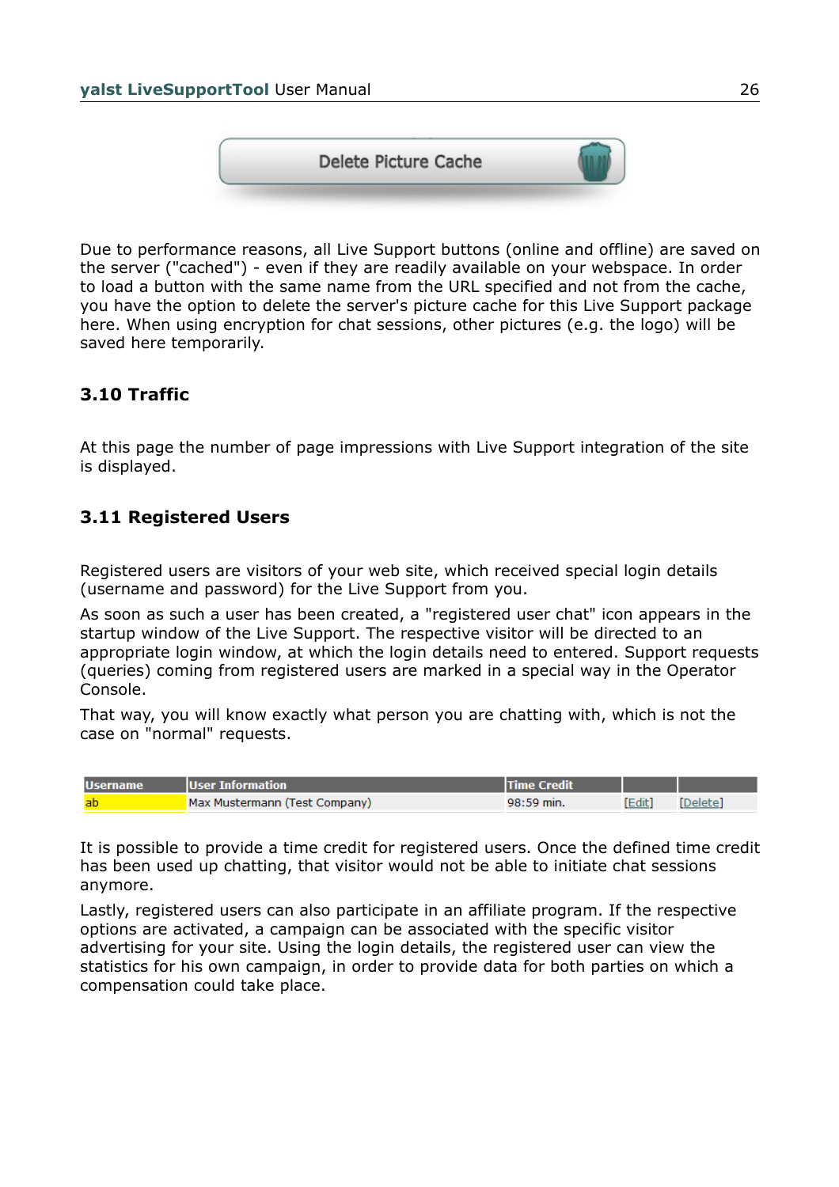Delete Picture Cache

Due to performance reasons, all Live Support buttons (online and offline) are saved on the server ("cached") - even if they are readily available on your webspace. In order to load a button with the same name from the URL specified and not from the cache, you have the option to delete the server's picture cache for this Live Support package here. When using encryption for chat sessions, other pictures (e.g. the logo) will be saved here temporarily.

### 3.10 Traffic

At this page the number of page impressions with Live Support integration of the site is displayed.

### 3.11 Registered Users

Registered users are visitors of your web site, which received special login details (username and password) for the Live Support from you.

As soon as such a user has been created, a "registered user chat" icon appears in the startup window of the Live Support. The respective visitor will be directed to an appropriate login window, at which the login details need to entered. Support requests (queries) coming from registered users are marked in a special way in the Operator Console.

That way, you will know exactly what person you are chatting with, which is not the case on "normal" requests.

| Username | User Information | Time Credit | | |
|---|---|---|---|---|
| ab | Max Mustermann (Test Company) | 98:59 min. | [Edit] | [Delete] |

It is possible to provide a time credit for registered users. Once the defined time credit has been used up chatting, that visitor would not be able to initiate chat sessions anymore.

Lastly, registered users can also participate in an affiliate program. If the respective options are activated, a campaign can be associated with the specific visitor advertising for your site. Using the login details, the registered user can view the statistics for his own campaign, in order to provide data for both parties on which a compensation could take place.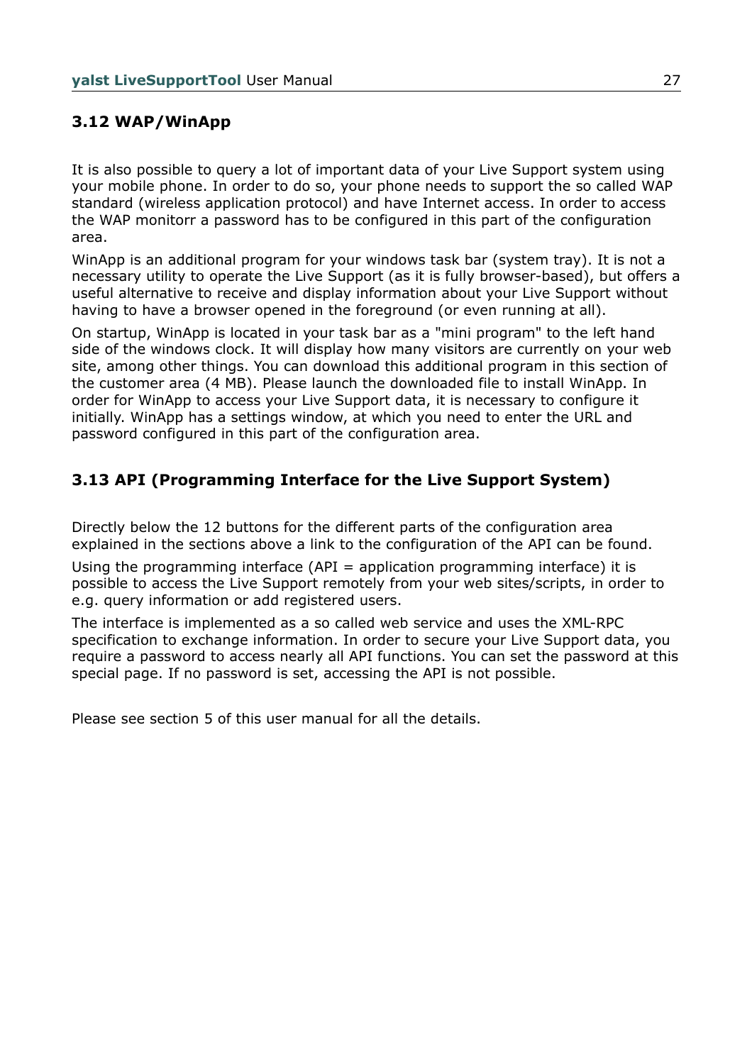## 3.12 WAP/WinApp

It is also possible to query a lot of important data of your Live Support system using your mobile phone. In order to do so, your phone needs to support the so called WAP standard (wireless application protocol) and have Internet access. In order to access the WAP monitorr a password has to be configured in this part of the configuration area.

WinApp is an additional program for your windows task bar (system tray). It is not a necessary utility to operate the Live Support (as it is fully browser-based), but offers a useful alternative to receive and display information about your Live Support without having to have a browser opened in the foreground (or even running at all).

On startup, WinApp is located in your task bar as a "mini program" to the left hand side of the windows clock. It will display how many visitors are currently on your web site, among other things. You can download this additional program in this section of the customer area (4 MB). Please launch the downloaded file to install WinApp. In order for WinApp to access your Live Support data, it is necessary to configure it initially. WinApp has a settings window, at which you need to enter the URL and password configured in this part of the configuration area.

## 3.13 API (Programming Interface for the Live Support System)

Directly below the 12 buttons for the different parts of the configuration area explained in the sections above a link to the configuration of the API can be found.

Using the programming interface (API = application programming interface) it is possible to access the Live Support remotely from your web sites/scripts, in order to e.g. query information or add registered users.

The interface is implemented as a so called web service and uses the XML-RPC specification to exchange information. In order to secure your Live Support data, you require a password to access nearly all API functions. You can set the password at this special page. If no password is set, accessing the API is not possible.

Please see section 5 of this user manual for all the details.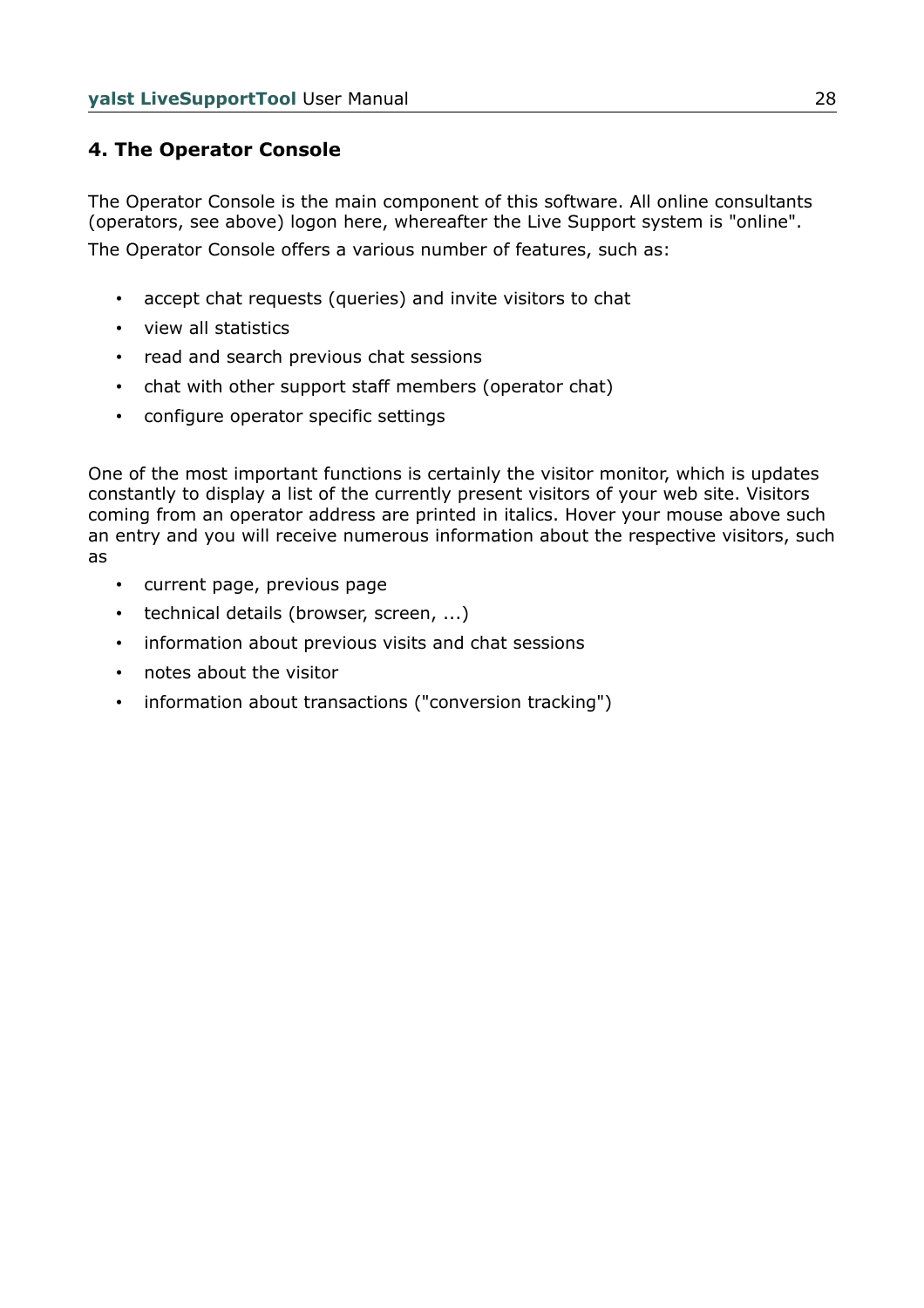## 4. The Operator Console

The Operator Console is the main component of this software. All online consultants (operators, see above) logon here, whereafter the Live Support system is "online".

The Operator Console offers a various number of features, such as:

- accept chat requests (queries) and invite visitors to chat
- view all statistics
- read and search previous chat sessions
- chat with other support staff members (operator chat)
- configure operator specific settings

One of the most important functions is certainly the visitor monitor, which is updates constantly to display a list of the currently present visitors of your web site. Visitors coming from an operator address are printed in italics. Hover your mouse above such an entry and you will receive numerous information about the respective visitors, such as

- current page, previous page
- technical details (browser, screen, ...)
- information about previous visits and chat sessions
- notes about the visitor
- information about transactions ("conversion tracking")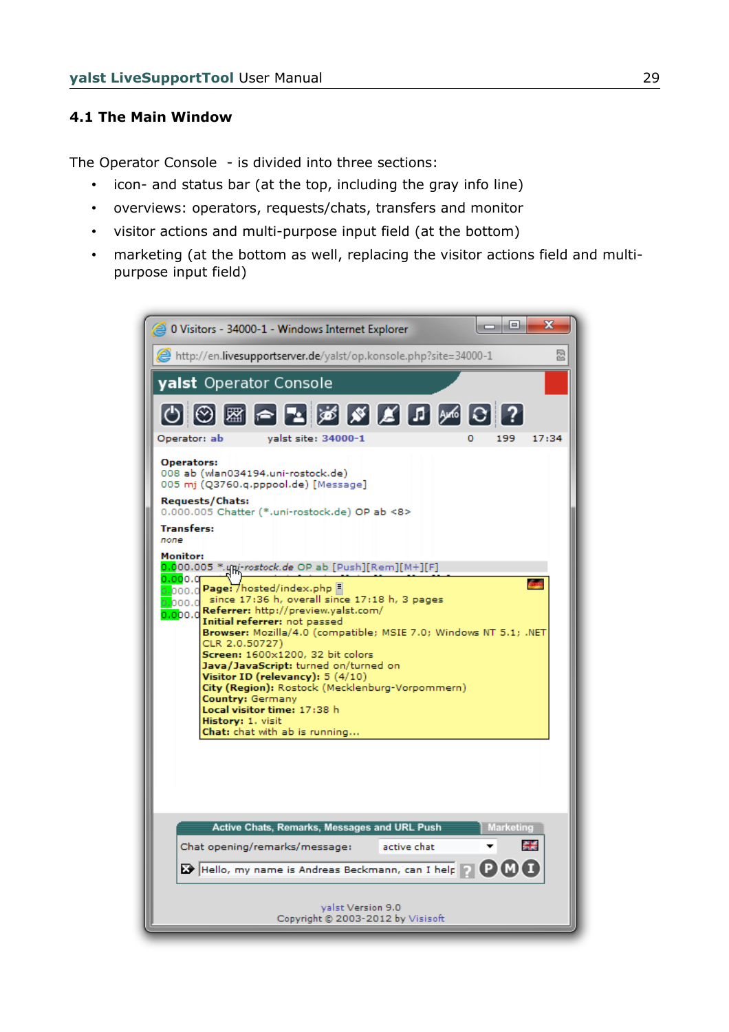### 4.1 The Main Window

The Operator Console - is divided into three sections:

- icon- and status bar (at the top, including the gray info line)
- overviews: operators, requests/chats, transfers and monitor
- visitor actions and multi-purpose input field (at the bottom)
- marketing (at the bottom as well, replacing the visitor actions field and multi-purpose input field)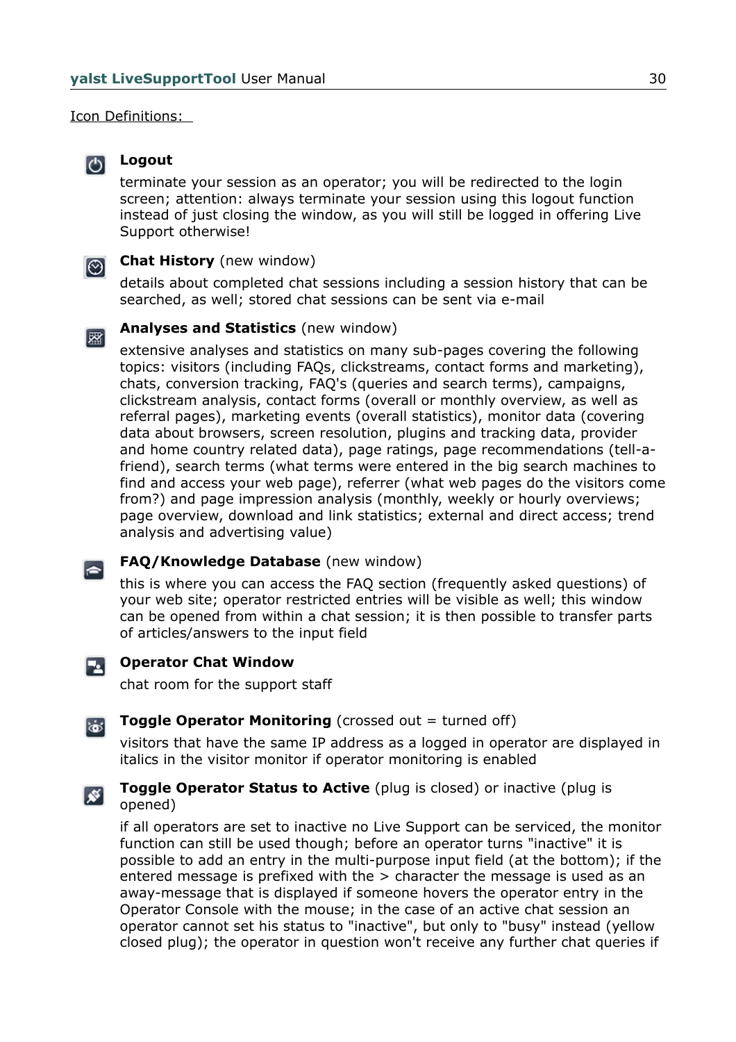Icon Definitions:

**Logout**

terminate your session as an operator; you will be redirected to the login screen; attention: always terminate your session using this logout function instead of just closing the window, as you will still be logged in offering Live Support otherwise!

**Chat History** (new window)

details about completed chat sessions including a session history that can be searched, as well; stored chat sessions can be sent via e-mail

**Analyses and Statistics** (new window)

extensive analyses and statistics on many sub-pages covering the following topics: visitors (including FAQs, clickstreams, contact forms and marketing), chats, conversion tracking, FAQ's (queries and search terms), campaigns, clickstream analysis, contact forms (overall or monthly overview, as well as referral pages), marketing events (overall statistics), monitor data (covering data about browsers, screen resolution, plugins and tracking data, provider and home country related data), page ratings, page recommendations (tell-a-friend), search terms (what terms were entered in the big search machines to find and access your web page), referrer (what web pages do the visitors come from?) and page impression analysis (monthly, weekly or hourly overviews; page overview, download and link statistics; external and direct access; trend analysis and advertising value)

**FAQ/Knowledge Database** (new window)

this is where you can access the FAQ section (frequently asked questions) of your web site; operator restricted entries will be visible as well; this window can be opened from within a chat session; it is then possible to transfer parts of articles/answers to the input field

**Operator Chat Window**

chat room for the support staff

**Toggle Operator Monitoring** (crossed out = turned off)

visitors that have the same IP address as a logged in operator are displayed in italics in the visitor monitor if operator monitoring is enabled

**Toggle Operator Status to Active** (plug is closed) or inactive (plug is opened)

if all operators are set to inactive no Live Support can be serviced, the monitor function can still be used though; before an operator turns "inactive" it is possible to add an entry in the multi-purpose input field (at the bottom); if the entered message is prefixed with the > character the message is used as an away-message that is displayed if someone hovers the operator entry in the Operator Console with the mouse; in the case of an active chat session an operator cannot set his status to "inactive", but only to "busy" instead (yellow closed plug); the operator in question won't receive any further chat queries if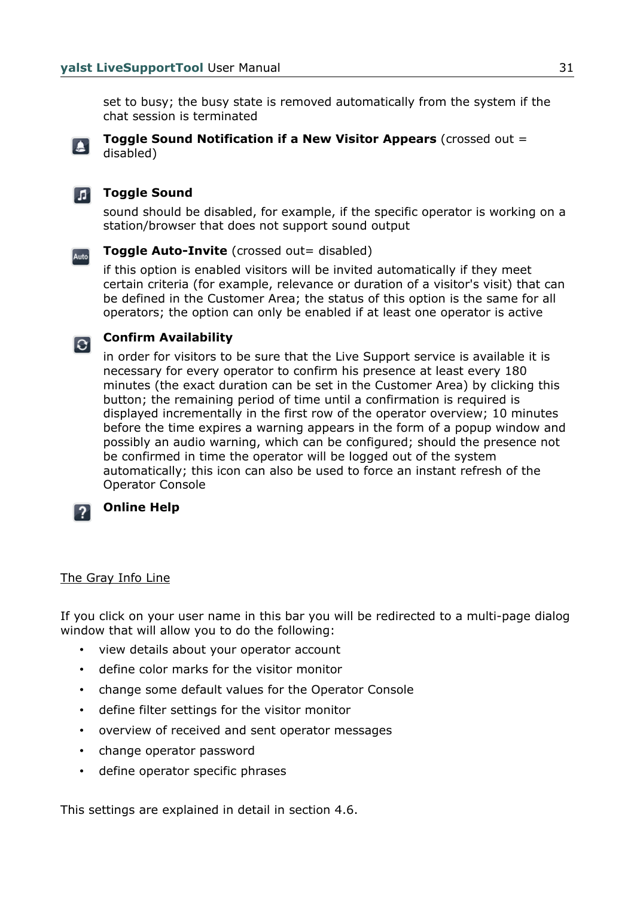set to busy; the busy state is removed automatically from the system if the chat session is terminated

**Toggle Sound Notification if a New Visitor Appears** (crossed out = disabled)

**Toggle Sound**

sound should be disabled, for example, if the specific operator is working on a station/browser that does not support sound output

**Toggle Auto-Invite** (crossed out= disabled)

if this option is enabled visitors will be invited automatically if they meet certain criteria (for example, relevance or duration of a visitor's visit) that can be defined in the Customer Area; the status of this option is the same for all operators; the option can only be enabled if at least one operator is active

**Confirm Availability**

in order for visitors to be sure that the Live Support service is available it is necessary for every operator to confirm his presence at least every 180 minutes (the exact duration can be set in the Customer Area) by clicking this button; the remaining period of time until a confirmation is required is displayed incrementally in the first row of the operator overview; 10 minutes before the time expires a warning appears in the form of a popup window and possibly an audio warning, which can be configured; should the presence not be confirmed in time the operator will be logged out of the system automatically; this icon can also be used to force an instant refresh of the Operator Console

**Online Help**

The Gray Info Line

If you click on your user name in this bar you will be redirected to a multi-page dialog window that will allow you to do the following:

- view details about your operator account
- define color marks for the visitor monitor
- change some default values for the Operator Console
- define filter settings for the visitor monitor
- overview of received and sent operator messages
- change operator password
- define operator specific phrases

This settings are explained in detail in section 4.6.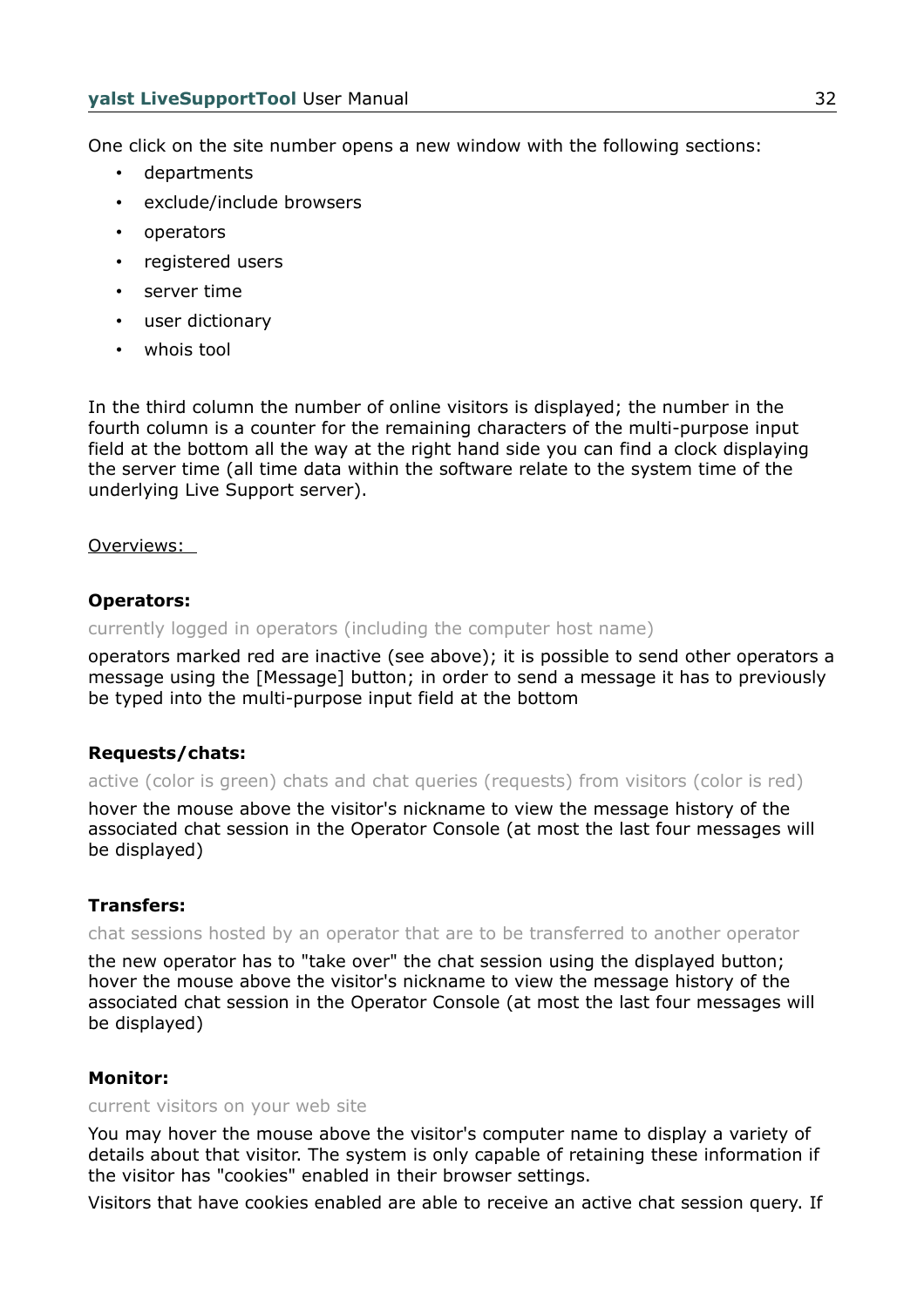One click on the site number opens a new window with the following sections:

- departments
- exclude/include browsers
- operators
- registered users
- server time
- user dictionary
- whois tool

In the third column the number of online visitors is displayed; the number in the fourth column is a counter for the remaining characters of the multi-purpose input field at the bottom all the way at the right hand side you can find a clock displaying the server time (all time data within the software relate to the system time of the underlying Live Support server).

Overviews:

**Operators:**

currently logged in operators (including the computer host name)

operators marked red are inactive (see above); it is possible to send other operators a message using the [Message] button; in order to send a message it has to previously be typed into the multi-purpose input field at the bottom

**Requests/chats:**

active (color is green) chats and chat queries (requests) from visitors (color is red)

hover the mouse above the visitor's nickname to view the message history of the associated chat session in the Operator Console (at most the last four messages will be displayed)

**Transfers:**

chat sessions hosted by an operator that are to be transferred to another operator

the new operator has to "take over" the chat session using the displayed button; hover the mouse above the visitor's nickname to view the message history of the associated chat session in the Operator Console (at most the last four messages will be displayed)

**Monitor:**

current visitors on your web site

You may hover the mouse above the visitor's computer name to display a variety of details about that visitor. The system is only capable of retaining these information if the visitor has "cookies" enabled in their browser settings.

Visitors that have cookies enabled are able to receive an active chat session query. If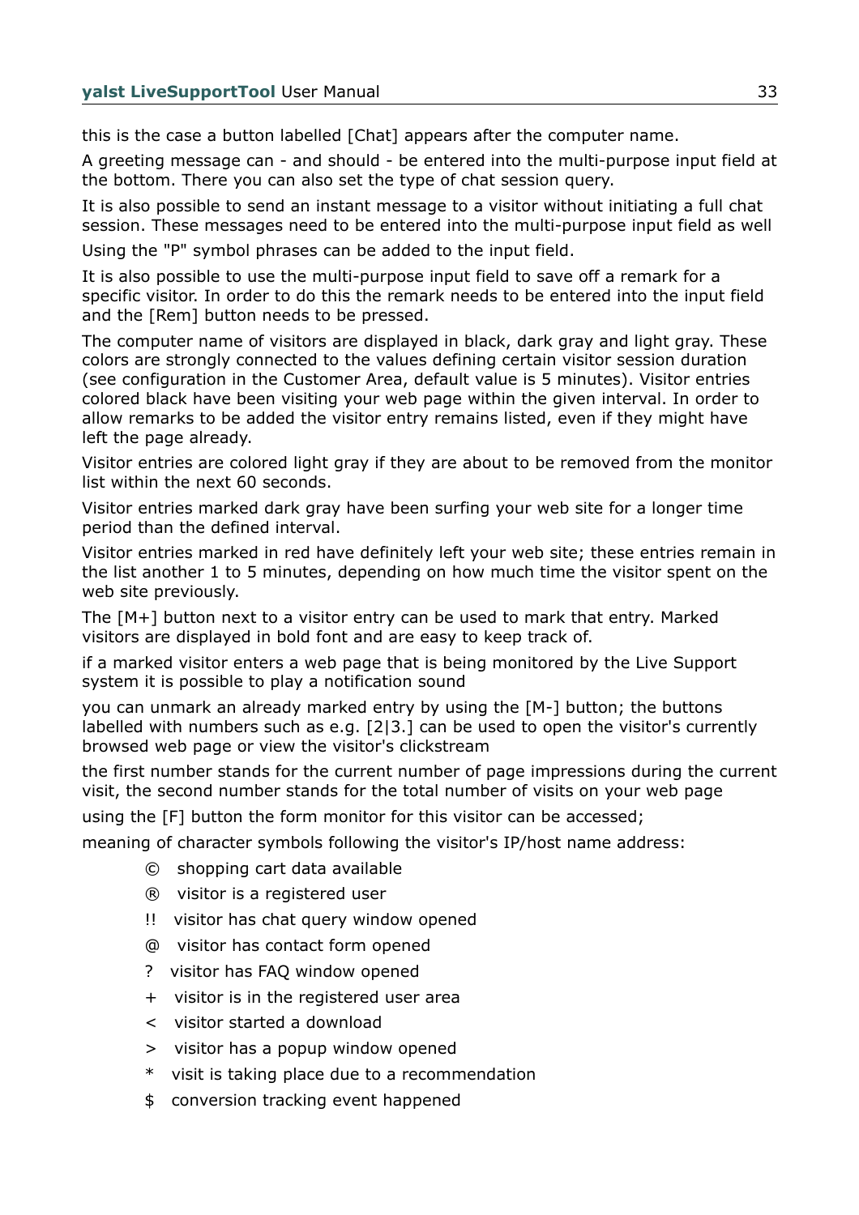this is the case a button labelled [Chat] appears after the computer name.

A greeting message can - and should - be entered into the multi-purpose input field at the bottom. There you can also set the type of chat session query.

It is also possible to send an instant message to a visitor without initiating a full chat session. These messages need to be entered into the multi-purpose input field as well

Using the "P" symbol phrases can be added to the input field.

It is also possible to use the multi-purpose input field to save off a remark for a specific visitor. In order to do this the remark needs to be entered into the input field and the [Rem] button needs to be pressed.

The computer name of visitors are displayed in black, dark gray and light gray. These colors are strongly connected to the values defining certain visitor session duration (see configuration in the Customer Area, default value is 5 minutes). Visitor entries colored black have been visiting your web page within the given interval. In order to allow remarks to be added the visitor entry remains listed, even if they might have left the page already.

Visitor entries are colored light gray if they are about to be removed from the monitor list within the next 60 seconds.

Visitor entries marked dark gray have been surfing your web site for a longer time period than the defined interval.

Visitor entries marked in red have definitely left your web site; these entries remain in the list another 1 to 5 minutes, depending on how much time the visitor spent on the web site previously.

The [M+] button next to a visitor entry can be used to mark that entry. Marked visitors are displayed in bold font and are easy to keep track of.

if a marked visitor enters a web page that is being monitored by the Live Support system it is possible to play a notification sound

you can unmark an already marked entry by using the [M-] button; the buttons labelled with numbers such as e.g. [2|3.] can be used to open the visitor's currently browsed web page or view the visitor's clickstream

the first number stands for the current number of page impressions during the current visit, the second number stands for the total number of visits on your web page

using the [F] button the form monitor for this visitor can be accessed;

meaning of character symbols following the visitor's IP/host name address:

- © shopping cart data available
- ® visitor is a registered user
- !! visitor has chat query window opened
- @ visitor has contact form opened
- ? visitor has FAQ window opened
- + visitor is in the registered user area
- < visitor started a download
- > visitor has a popup window opened
- * visit is taking place due to a recommendation
- $ conversion tracking event happened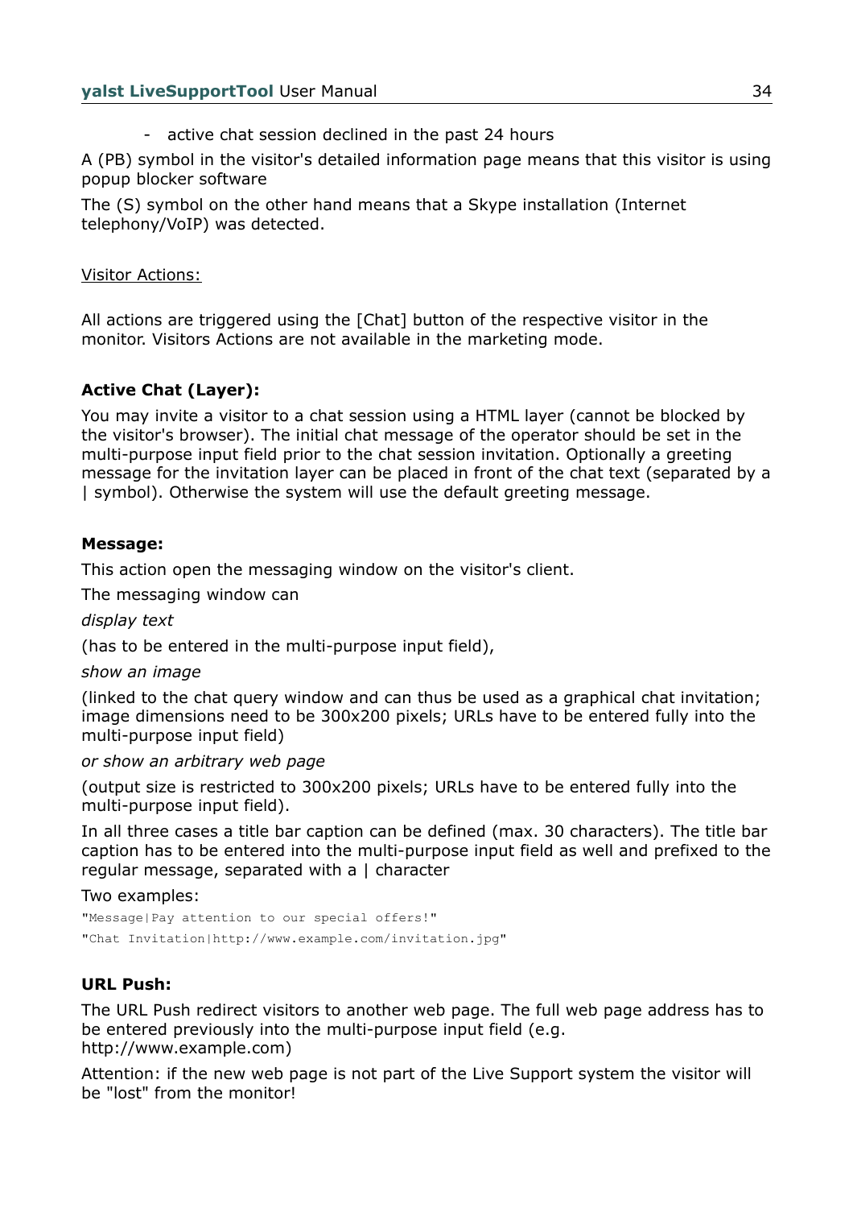- active chat session declined in the past 24 hours

A (PB) symbol in the visitor's detailed information page means that this visitor is using popup blocker software

The (S) symbol on the other hand means that a Skype installation (Internet telephony/VoIP) was detected.

<u>Visitor Actions:</u>

All actions are triggered using the [Chat] button of the respective visitor in the monitor. Visitors Actions are not available in the marketing mode.

**Active Chat (Layer):**

You may invite a visitor to a chat session using a HTML layer (cannot be blocked by the visitor's browser). The initial chat message of the operator should be set in the multi-purpose input field prior to the chat session invitation. Optionally a greeting message for the invitation layer can be placed in front of the chat text (separated by a | symbol). Otherwise the system will use the default greeting message.

**Message:**

This action open the messaging window on the visitor's client.

The messaging window can

*display text*

(has to be entered in the multi-purpose input field),

*show an image*

(linked to the chat query window and can thus be used as a graphical chat invitation; image dimensions need to be 300x200 pixels; URLs have to be entered fully into the multi-purpose input field)

*or show an arbitrary web page*

(output size is restricted to 300x200 pixels; URLs have to be entered fully into the multi-purpose input field).

In all three cases a title bar caption can be defined (max. 30 characters). The title bar caption has to be entered into the multi-purpose input field as well and prefixed to the regular message, separated with a | character

Two examples:

```
"Message|Pay attention to our special offers!"
"Chat Invitation|http://www.example.com/invitation.jpg"
```

**URL Push:**

The URL Push redirect visitors to another web page. The full web page address has to be entered previously into the multi-purpose input field (e.g. http://www.example.com)

Attention: if the new web page is not part of the Live Support system the visitor will be "lost" from the monitor!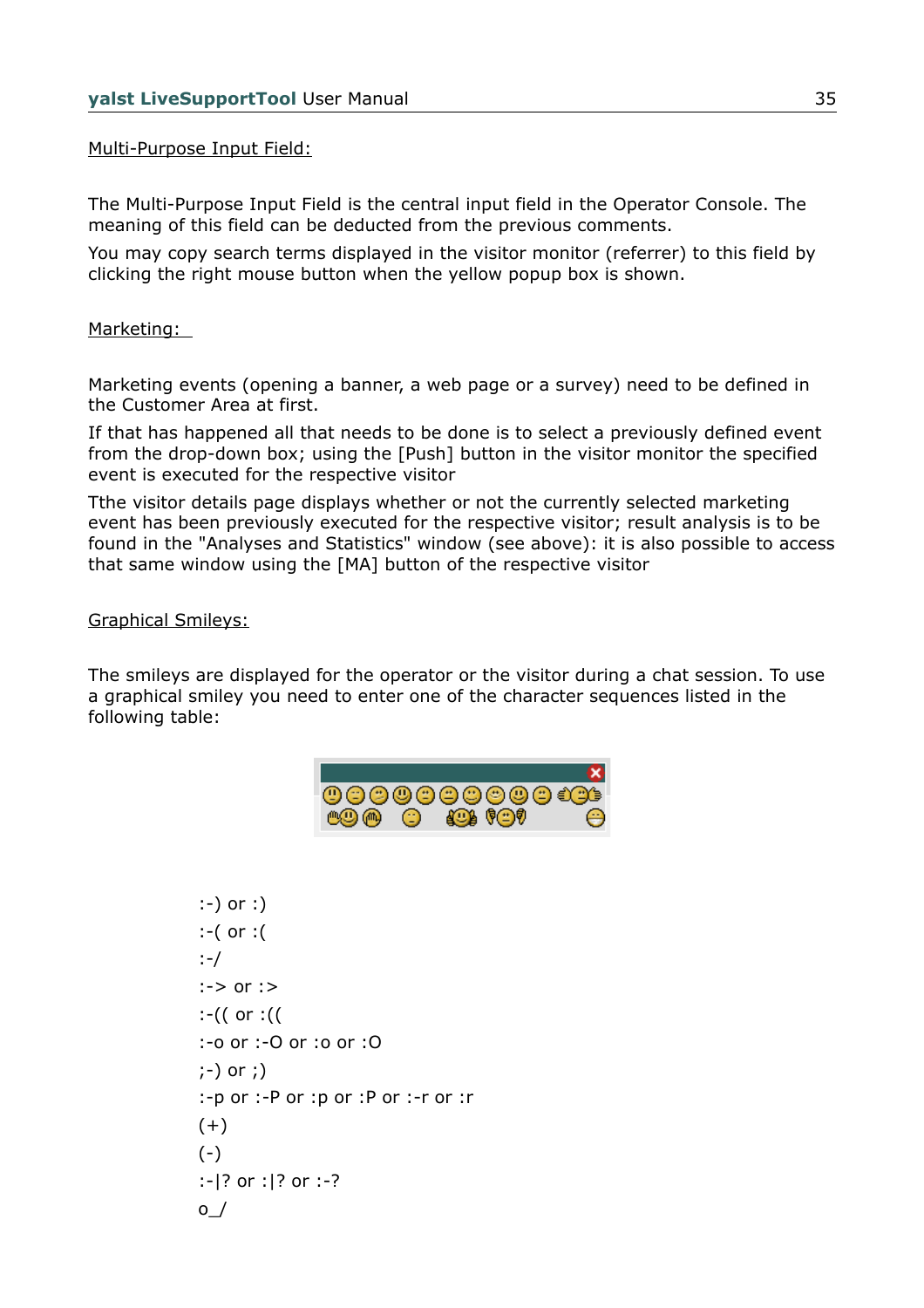Multi-Purpose Input Field:

The Multi-Purpose Input Field is the central input field in the Operator Console. The meaning of this field can be deducted from the previous comments.

You may copy search terms displayed in the visitor monitor (referrer) to this field by clicking the right mouse button when the yellow popup box is shown.

Marketing:

Marketing events (opening a banner, a web page or a survey) need to be defined in the Customer Area at first.

If that has happened all that needs to be done is to select a previously defined event from the drop-down box; using the [Push] button in the visitor monitor the specified event is executed for the respective visitor

Tthe visitor details page displays whether or not the currently selected marketing event has been previously executed for the respective visitor; result analysis is to be found in the "Analyses and Statistics" window (see above): it is also possible to access that same window using the [MA] button of the respective visitor

Graphical Smileys:

The smileys are displayed for the operator or the visitor during a chat session. To use a graphical smiley you need to enter one of the character sequences listed in the following table:

:-) or :)

:-( or :(

:-/

:-> or :>

:-(( or :((

:-o or :-O or :o or :O

;-) or ;)

:-p or :-P or :p or :P or :-r or :r

(+)

(-)

:-|? or :|? or :-?

o_/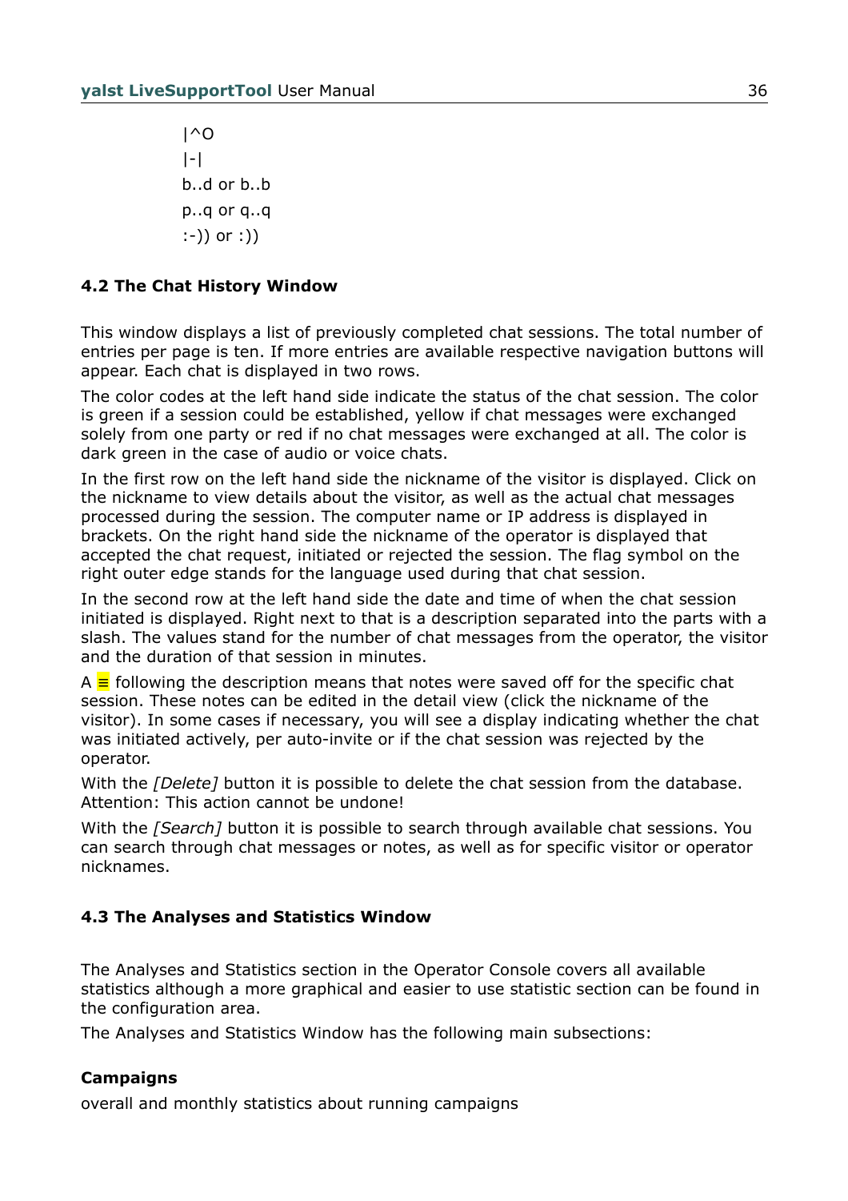|^O
|-|
b..d or b..b
p..q or q..q
:-)) or :))

### 4.2 The Chat History Window

This window displays a list of previously completed chat sessions. The total number of entries per page is ten. If more entries are available respective navigation buttons will appear. Each chat is displayed in two rows.

The color codes at the left hand side indicate the status of the chat session. The color is green if a session could be established, yellow if chat messages were exchanged solely from one party or red if no chat messages were exchanged at all. The color is dark green in the case of audio or voice chats.

In the first row on the left hand side the nickname of the visitor is displayed. Click on the nickname to view details about the visitor, as well as the actual chat messages processed during the session. The computer name or IP address is displayed in brackets. On the right hand side the nickname of the operator is displayed that accepted the chat request, initiated or rejected the session. The flag symbol on the right outer edge stands for the language used during that chat session.

In the second row at the left hand side the date and time of when the chat session initiated is displayed. Right next to that is a description separated into the parts with a slash. The values stand for the number of chat messages from the operator, the visitor and the duration of that session in minutes.

A ≡ following the description means that notes were saved off for the specific chat session. These notes can be edited in the detail view (click the nickname of the visitor). In some cases if necessary, you will see a display indicating whether the chat was initiated actively, per auto-invite or if the chat session was rejected by the operator.

With the *[Delete]* button it is possible to delete the chat session from the database. Attention: This action cannot be undone!

With the *[Search]* button it is possible to search through available chat sessions. You can search through chat messages or notes, as well as for specific visitor or operator nicknames.

### 4.3 The Analyses and Statistics Window

The Analyses and Statistics section in the Operator Console covers all available statistics although a more graphical and easier to use statistic section can be found in the configuration area.

The Analyses and Statistics Window has the following main subsections:

**Campaigns**

overall and monthly statistics about running campaigns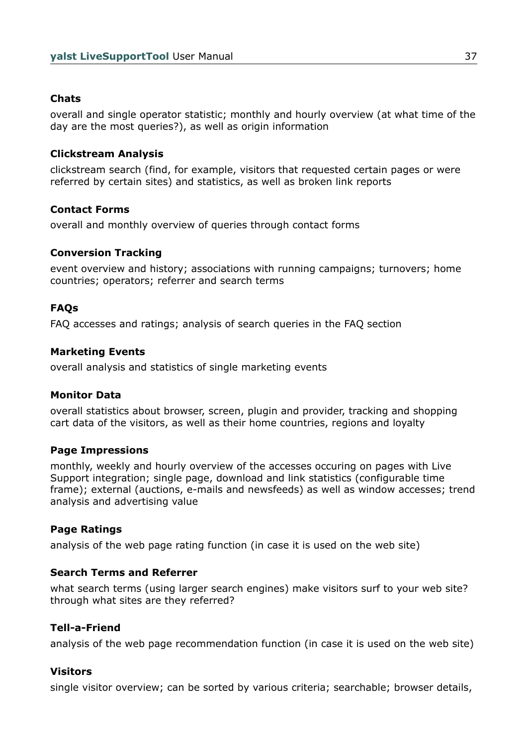**Chats**

overall and single operator statistic; monthly and hourly overview (at what time of the day are the most queries?), as well as origin information

**Clickstream Analysis**

clickstream search (find, for example, visitors that requested certain pages or were referred by certain sites) and statistics, as well as broken link reports

**Contact Forms**

overall and monthly overview of queries through contact forms

**Conversion Tracking**

event overview and history; associations with running campaigns; turnovers; home countries; operators; referrer and search terms

**FAQs**

FAQ accesses and ratings; analysis of search queries in the FAQ section

**Marketing Events**

overall analysis and statistics of single marketing events

**Monitor Data**

overall statistics about browser, screen, plugin and provider, tracking and shopping cart data of the visitors, as well as their home countries, regions and loyalty

**Page Impressions**

monthly, weekly and hourly overview of the accesses occuring on pages with Live Support integration; single page, download and link statistics (configurable time frame); external (auctions, e-mails and newsfeeds) as well as window accesses; trend analysis and advertising value

**Page Ratings**

analysis of the web page rating function (in case it is used on the web site)

**Search Terms and Referrer**

what search terms (using larger search engines) make visitors surf to your web site? through what sites are they referred?

**Tell-a-Friend**

analysis of the web page recommendation function (in case it is used on the web site)

**Visitors**

single visitor overview; can be sorted by various criteria; searchable; browser details,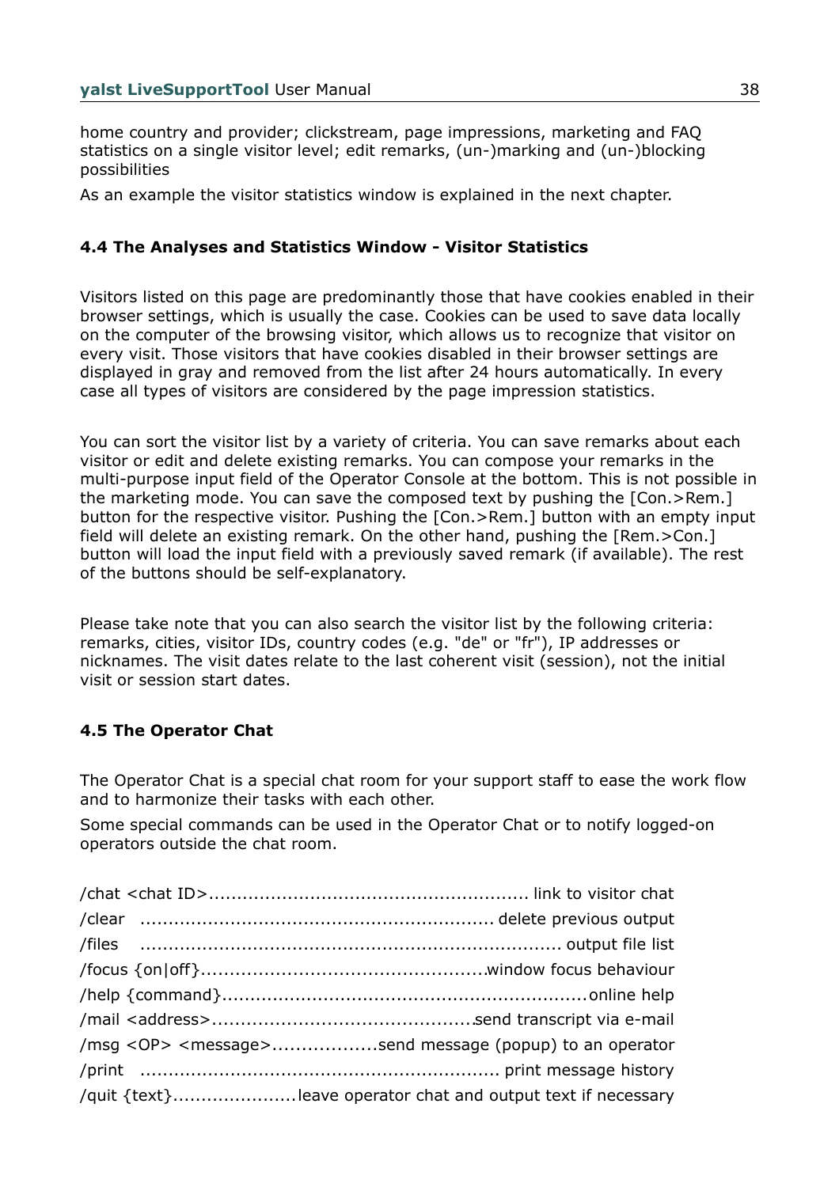home country and provider; clickstream, page impressions, marketing and FAQ statistics on a single visitor level; edit remarks, (un-)marking and (un-)blocking possibilities

As an example the visitor statistics window is explained in the next chapter.

### 4.4 The Analyses and Statistics Window - Visitor Statistics

Visitors listed on this page are predominantly those that have cookies enabled in their browser settings, which is usually the case. Cookies can be used to save data locally on the computer of the browsing visitor, which allows us to recognize that visitor on every visit. Those visitors that have cookies disabled in their browser settings are displayed in gray and removed from the list after 24 hours automatically. In every case all types of visitors are considered by the page impression statistics.

You can sort the visitor list by a variety of criteria. You can save remarks about each visitor or edit and delete existing remarks. You can compose your remarks in the multi-purpose input field of the Operator Console at the bottom. This is not possible in the marketing mode. You can save the composed text by pushing the [Con.>Rem.] button for the respective visitor. Pushing the [Con.>Rem.] button with an empty input field will delete an existing remark. On the other hand, pushing the [Rem.>Con.] button will load the input field with a previously saved remark (if available). The rest of the buttons should be self-explanatory.

Please take note that you can also search the visitor list by the following criteria: remarks, cities, visitor IDs, country codes (e.g. "de" or "fr"), IP addresses or nicknames. The visit dates relate to the last coherent visit (session), not the initial visit or session start dates.

### 4.5 The Operator Chat

The Operator Chat is a special chat room for your support staff to ease the work flow and to harmonize their tasks with each other.

Some special commands can be used in the Operator Chat or to notify logged-on operators outside the chat room.

/chat <chat ID>........................................................ link to visitor chat
/clear .............................................................. delete previous output
/files ......................................................................... output file list
/focus {on|off}.................................................window focus behaviour
/help {command}................................................................online help
/mail <address>.............................................send transcript via e-mail
/msg <OP> <message>..................send message (popup) to an operator
/print .............................................................. print message history
/quit {text}......................leave operator chat and output text if necessary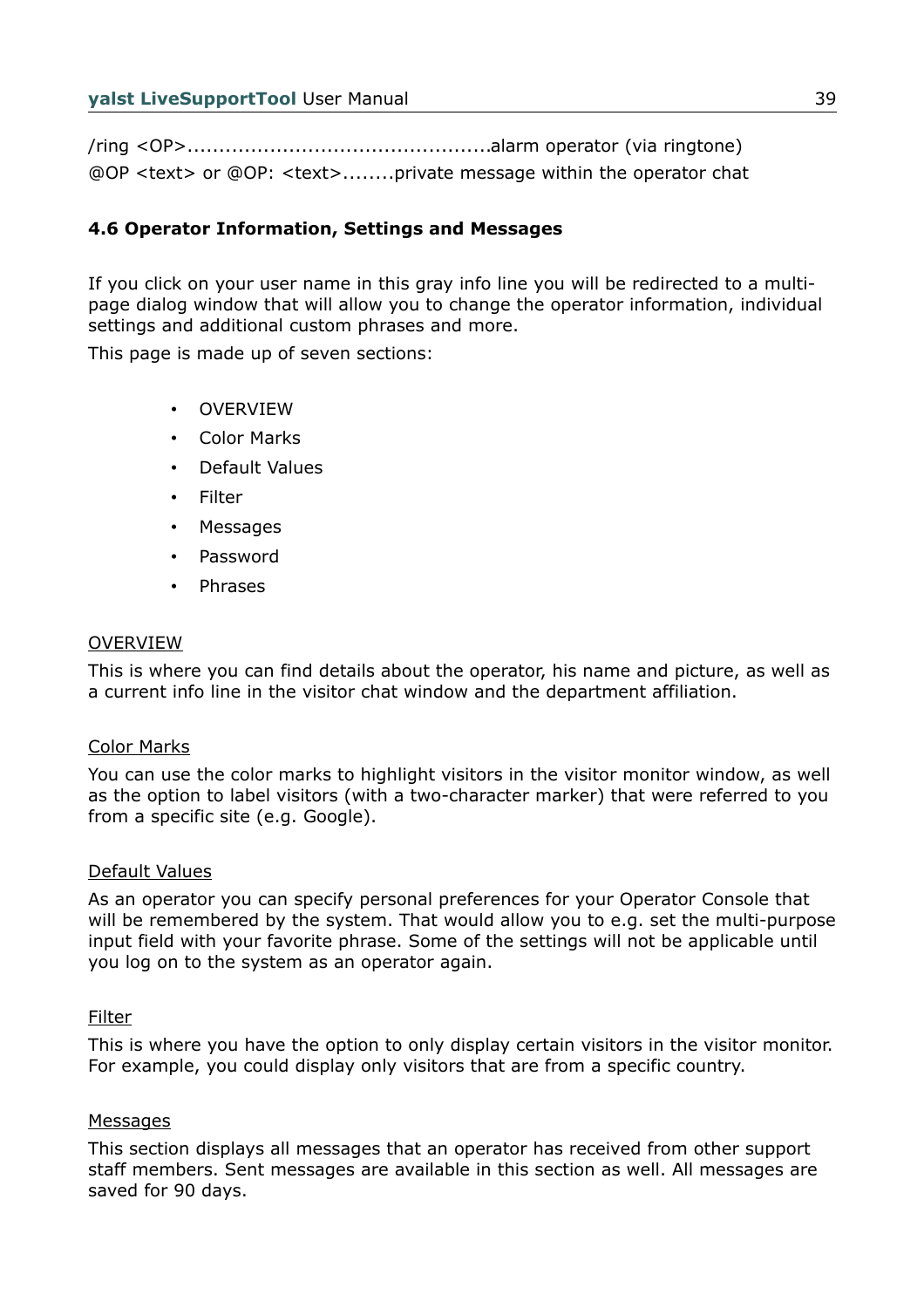/ring <OP>...............................................alarm operator (via ringtone)
@OP <text> or @OP: <text>........private message within the operator chat

### 4.6 Operator Information, Settings and Messages

If you click on your user name in this gray info line you will be redirected to a multi-page dialog window that will allow you to change the operator information, individual settings and additional custom phrases and more.

This page is made up of seven sections:

- OVERVIEW
- Color Marks
- Default Values
- Filter
- Messages
- Password
- Phrases

OVERVIEW

This is where you can find details about the operator, his name and picture, as well as a current info line in the visitor chat window and the department affiliation.

Color Marks

You can use the color marks to highlight visitors in the visitor monitor window, as well as the option to label visitors (with a two-character marker) that were referred to you from a specific site (e.g. Google).

Default Values

As an operator you can specify personal preferences for your Operator Console that will be remembered by the system. That would allow you to e.g. set the multi-purpose input field with your favorite phrase. Some of the settings will not be applicable until you log on to the system as an operator again.

Filter

This is where you have the option to only display certain visitors in the visitor monitor. For example, you could display only visitors that are from a specific country.

Messages

This section displays all messages that an operator has received from other support staff members. Sent messages are available in this section as well. All messages are saved for 90 days.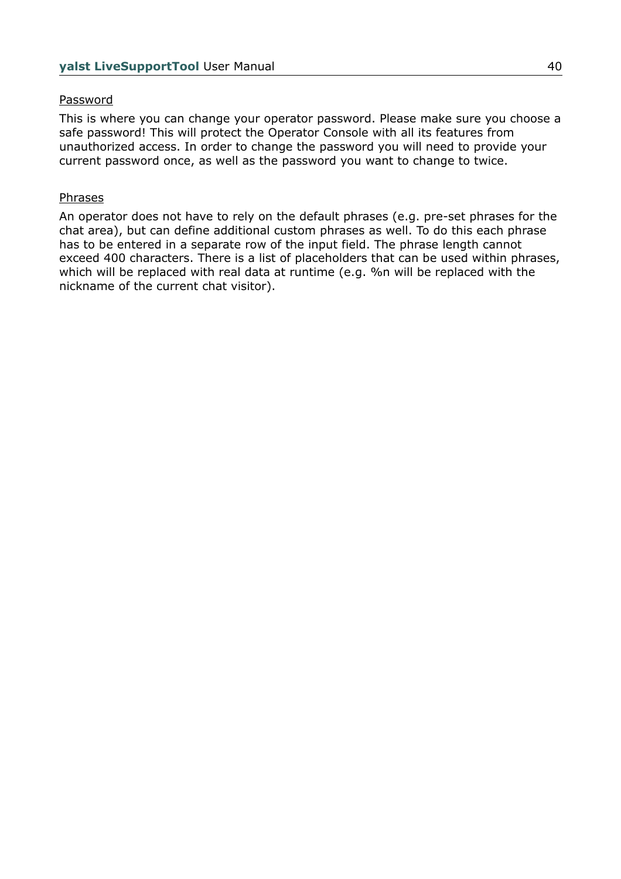Password

This is where you can change your operator password. Please make sure you choose a safe password! This will protect the Operator Console with all its features from unauthorized access. In order to change the password you will need to provide your current password once, as well as the password you want to change to twice.

Phrases

An operator does not have to rely on the default phrases (e.g. pre-set phrases for the chat area), but can define additional custom phrases as well. To do this each phrase has to be entered in a separate row of the input field. The phrase length cannot exceed 400 characters. There is a list of placeholders that can be used within phrases, which will be replaced with real data at runtime (e.g. %n will be replaced with the nickname of the current chat visitor).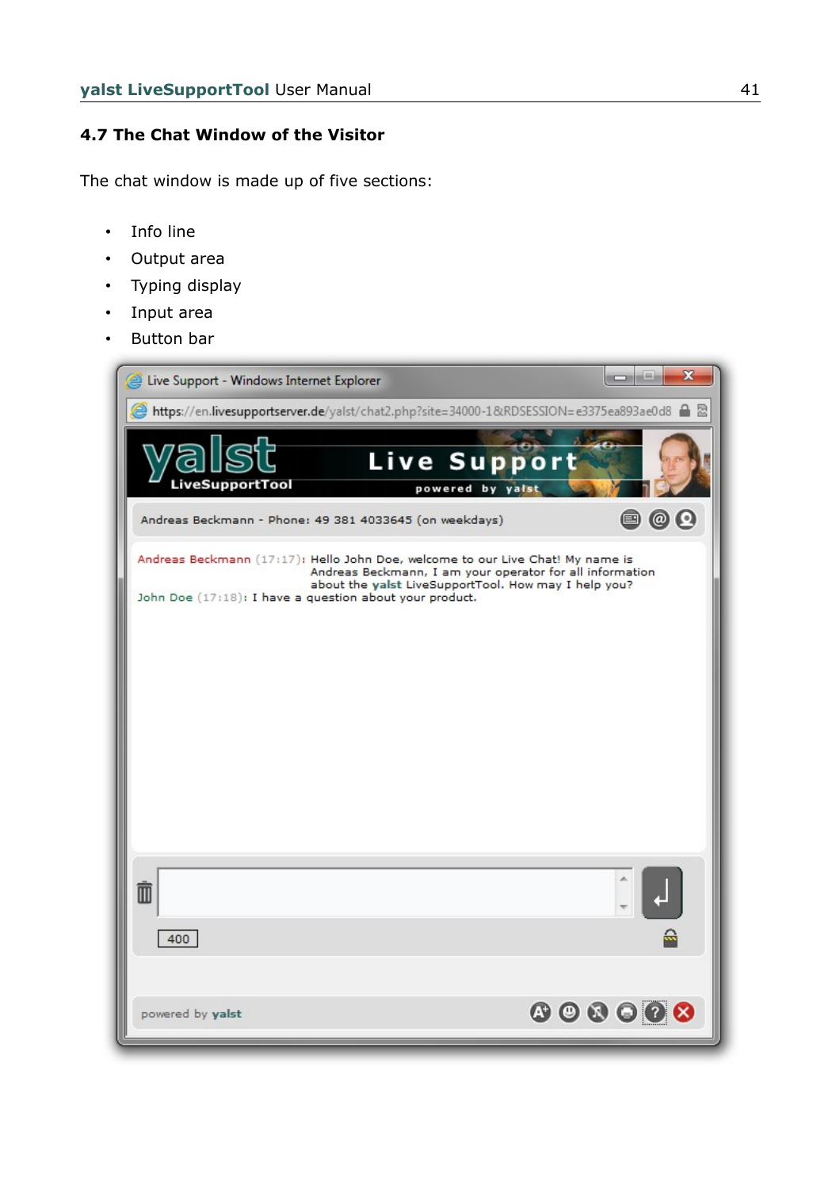## 4.7 The Chat Window of the Visitor

The chat window is made up of five sections:

- Info line
- Output area
- Typing display
- Input area
- Button bar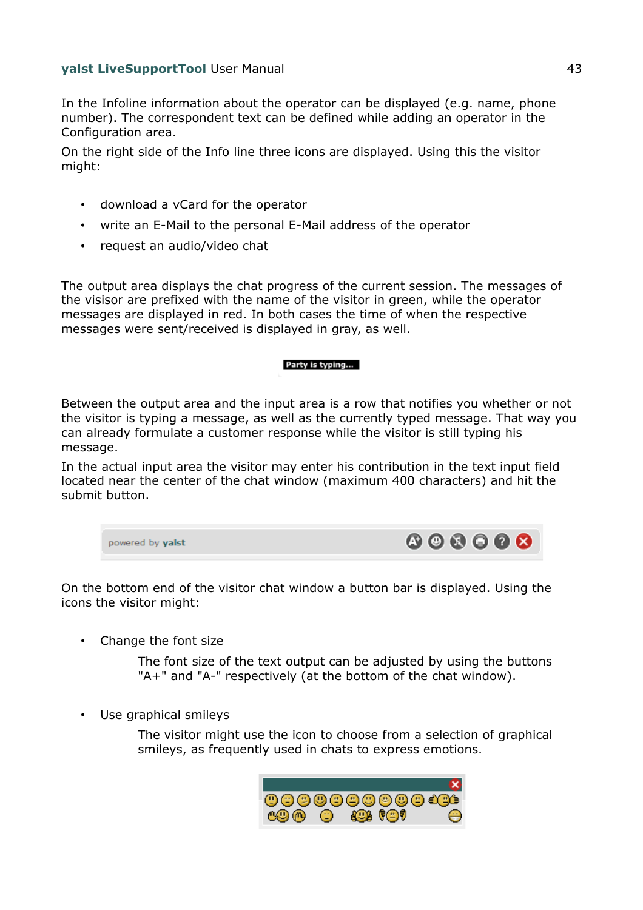In the Infoline information about the operator can be displayed (e.g. name, phone number). The correspondent text can be defined while adding an operator in the Configuration area.

On the right side of the Info line three icons are displayed. Using this the visitor might:

- download a vCard for the operator
- write an E-Mail to the personal E-Mail address of the operator
- request an audio/video chat

The output area displays the chat progress of the current session. The messages of the visisor are prefixed with the name of the visitor in green, while the operator messages are displayed in red. In both cases the time of when the respective messages were sent/received is displayed in gray, as well.

Party is typing...

Between the output area and the input area is a row that notifies you whether or not the visitor is typing a message, as well as the currently typed message. That way you can already formulate a customer response while the visitor is still typing his message.

In the actual input area the visitor may enter his contribution in the text input field located near the center of the chat window (maximum 400 characters) and hit the submit button.

powered by yalst

On the bottom end of the visitor chat window a button bar is displayed. Using the icons the visitor might:

- Change the font size

  The font size of the text output can be adjusted by using the buttons "A+" and "A-" respectively (at the bottom of the chat window).

- Use graphical smileys

  The visitor might use the icon to choose from a selection of graphical smileys, as frequently used in chats to express emotions.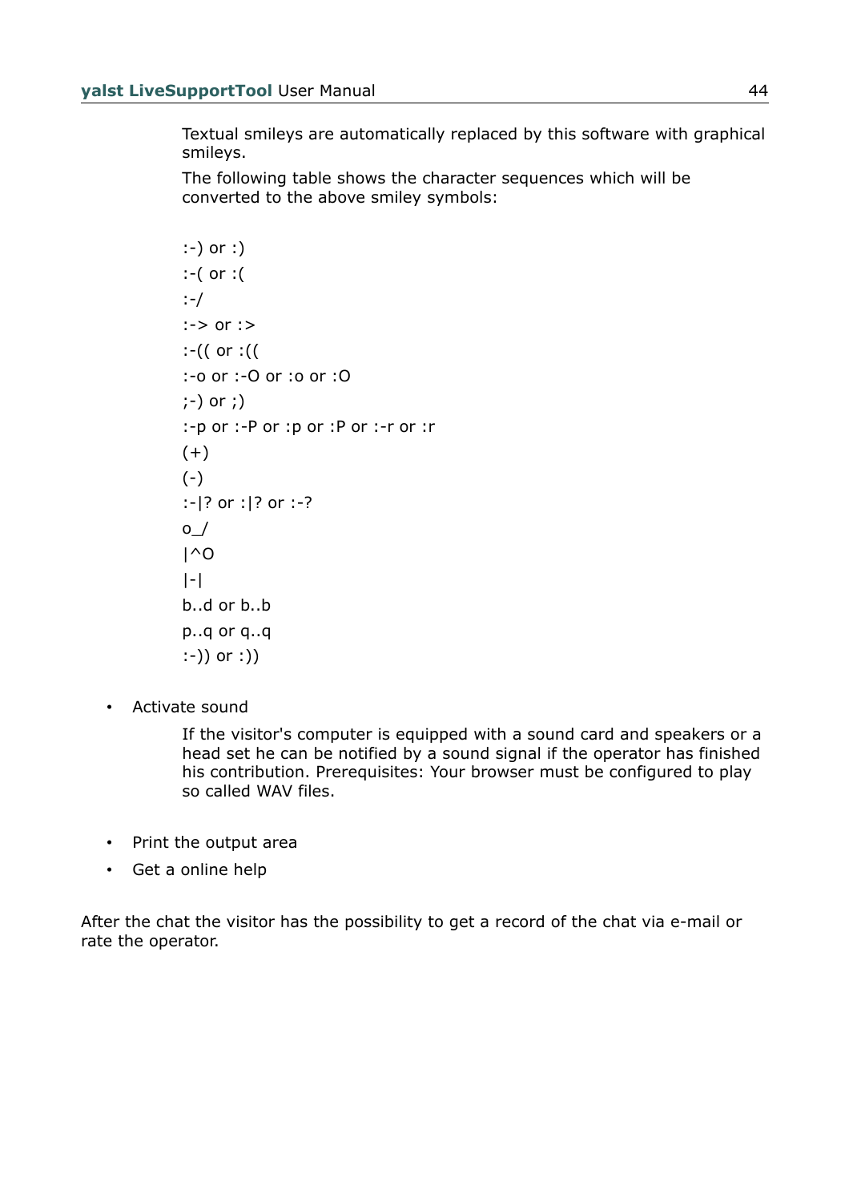Textual smileys are automatically replaced by this software with graphical smileys.

The following table shows the character sequences which will be converted to the above smiley symbols:

:-) or :)

:-( or :(

:-/

:-> or :>

:-(( or :((

:-o or :-O or :o or :O

;-) or ;)

:-p or :-P or :p or :P or :-r or :r

(+)

(-)

:-|? or :|? or :-?

o_/

|^O

|-|

b..d or b..b

p..q or q..q

:-)) or :))

- Activate sound

  If the visitor's computer is equipped with a sound card and speakers or a head set he can be notified by a sound signal if the operator has finished his contribution. Prerequisites: Your browser must be configured to play so called WAV files.

- Print the output area
- Get a online help

After the chat the visitor has the possibility to get a record of the chat via e-mail or rate the operator.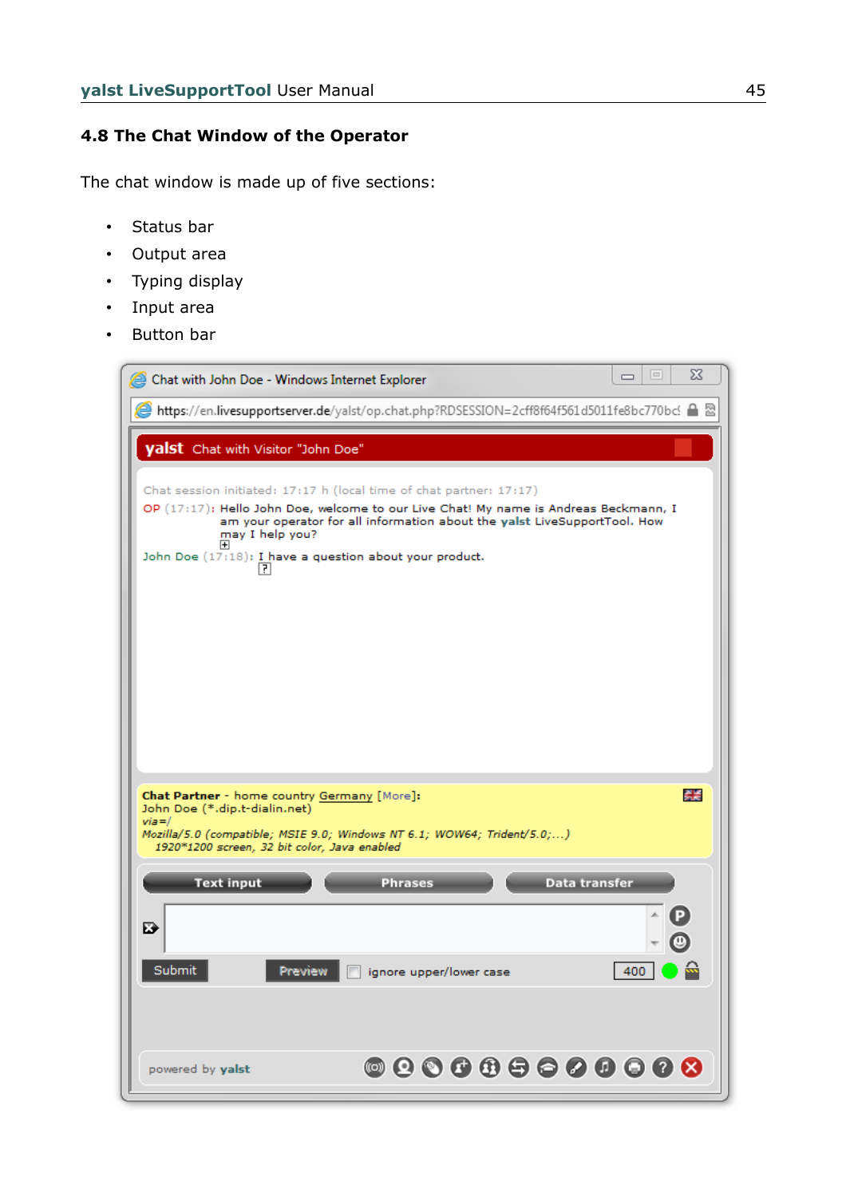### 4.8 The Chat Window of the Operator

The chat window is made up of five sections:

- Status bar
- Output area
- Typing display
- Input area
- Button bar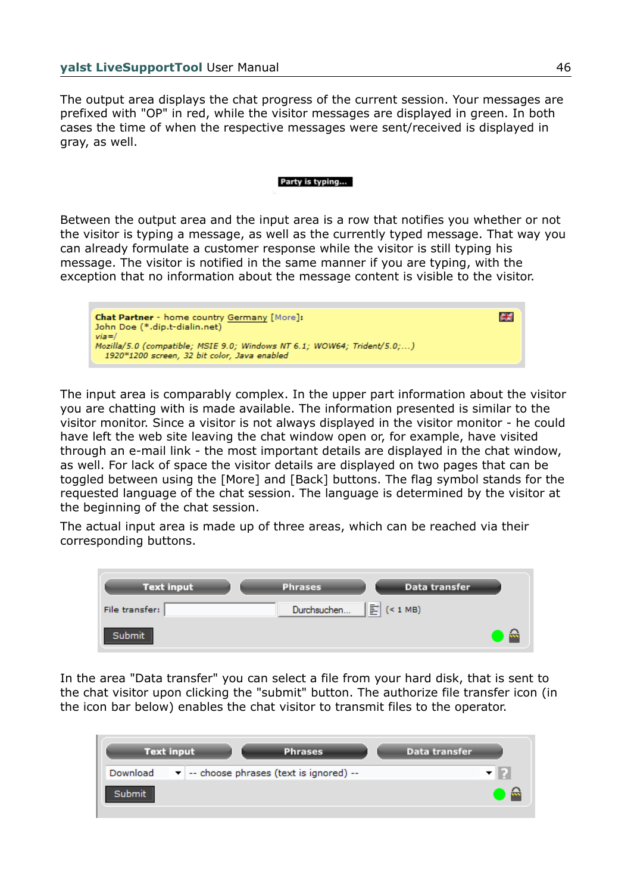The output area displays the chat progress of the current session. Your messages are prefixed with "OP" in red, while the visitor messages are displayed in green. In both cases the time of when the respective messages were sent/received is displayed in gray, as well.

Between the output area and the input area is a row that notifies you whether or not the visitor is typing a message, as well as the currently typed message. That way you can already formulate a customer response while the visitor is still typing his message. The visitor is notified in the same manner if you are typing, with the exception that no information about the message content is visible to the visitor.

The input area is comparably complex. In the upper part information about the visitor you are chatting with is made available. The information presented is similar to the visitor monitor. Since a visitor is not always displayed in the visitor monitor - he could have left the web site leaving the chat window open or, for example, have visited through an e-mail link - the most important details are displayed in the chat window, as well. For lack of space the visitor details are displayed on two pages that can be toggled between using the [More] and [Back] buttons. The flag symbol stands for the requested language of the chat session. The language is determined by the visitor at the beginning of the chat session.

The actual input area is made up of three areas, which can be reached via their corresponding buttons.

In the area "Data transfer" you can select a file from your hard disk, that is sent to the chat visitor upon clicking the "submit" button. The authorize file transfer icon (in the icon bar below) enables the chat visitor to transmit files to the operator.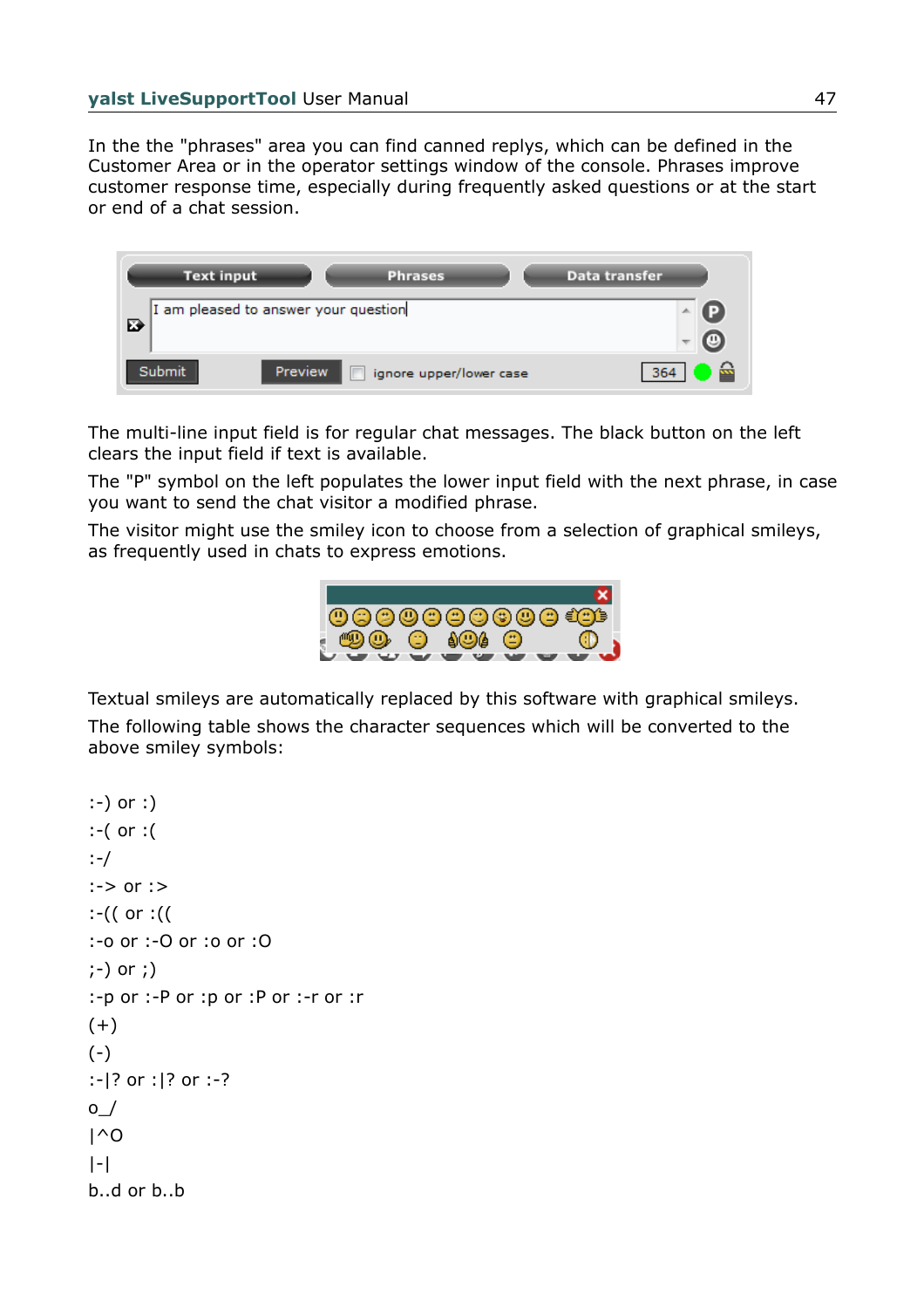In the the "phrases" area you can find canned replys, which can be defined in the Customer Area or in the operator settings window of the console. Phrases improve customer response time, especially during frequently asked questions or at the start or end of a chat session.

The multi-line input field is for regular chat messages. The black button on the left clears the input field if text is available.

The "P" symbol on the left populates the lower input field with the next phrase, in case you want to send the chat visitor a modified phrase.

The visitor might use the smiley icon to choose from a selection of graphical smileys, as frequently used in chats to express emotions.

Textual smileys are automatically replaced by this software with graphical smileys.

The following table shows the character sequences which will be converted to the above smiley symbols:

:-) or :)

:-( or :(

:-/

:-> or :>

:-(( or :((

:-o or :-O or :o or :O

;-) or ;)

:-p or :-P or :p or :P or :-r or :r

(+)

(-)

:-|? or :|? or :-?

o_/

|^O

|-|

b..d or b..b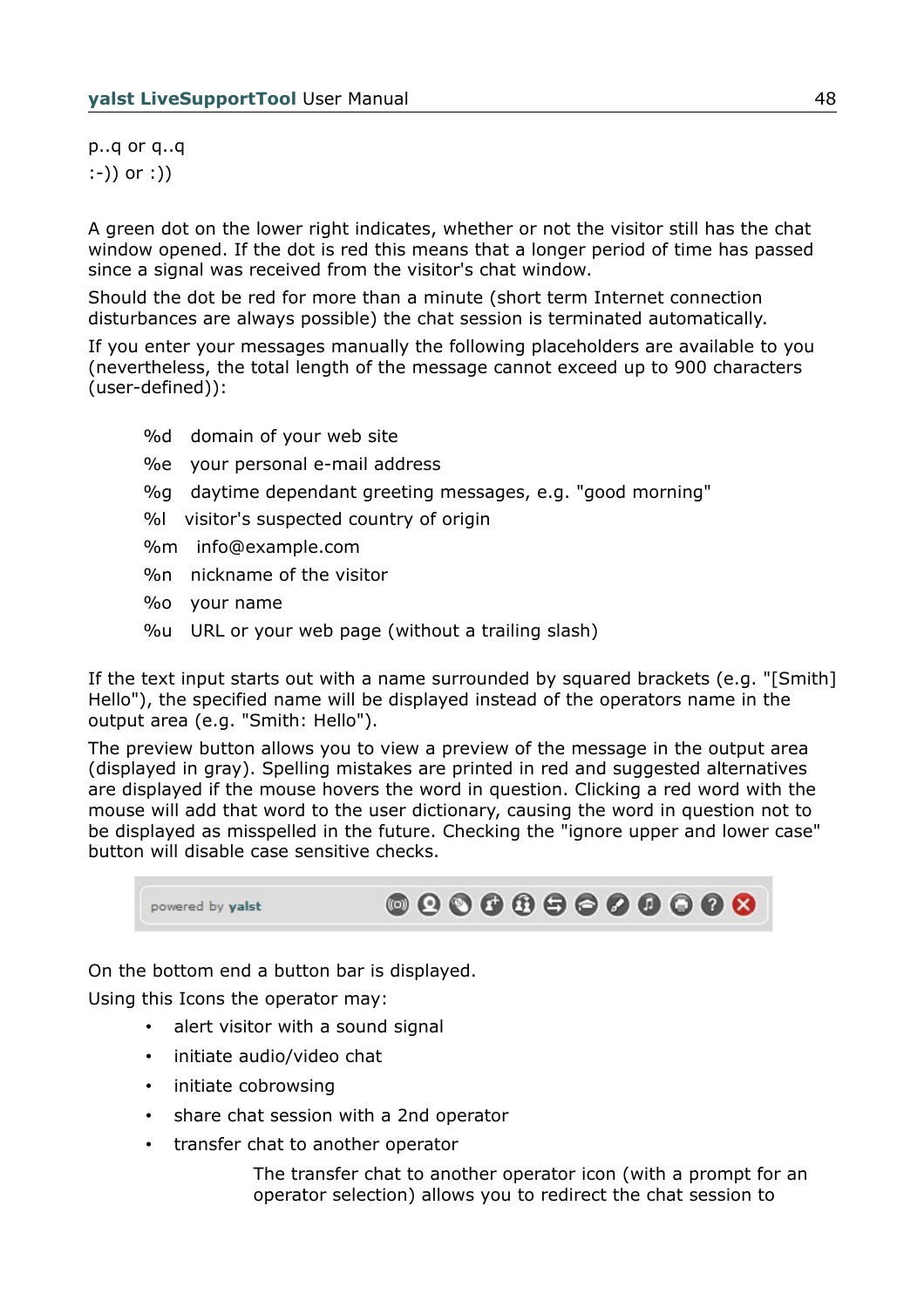p..q or q..q
:-)) or :))

A green dot on the lower right indicates, whether or not the visitor still has the chat window opened. If the dot is red this means that a longer period of time has passed since a signal was received from the visitor's chat window.

Should the dot be red for more than a minute (short term Internet connection disturbances are always possible) the chat session is terminated automatically.

If you enter your messages manually the following placeholders are available to you (nevertheless, the total length of the message cannot exceed up to 900 characters (user-defined)):

%d domain of your web site
%e your personal e-mail address
%g daytime dependant greeting messages, e.g. "good morning"
%l visitor's suspected country of origin
%m info@example.com
%n nickname of the visitor
%o your name
%u URL or your web page (without a trailing slash)

If the text input starts out with a name surrounded by squared brackets (e.g. "[Smith] Hello"), the specified name will be displayed instead of the operators name in the output area (e.g. "Smith: Hello").

The preview button allows you to view a preview of the message in the output area (displayed in gray). Spelling mistakes are printed in red and suggested alternatives are displayed if the mouse hovers the word in question. Clicking a red word with the mouse will add that word to the user dictionary, causing the word in question not to be displayed as misspelled in the future. Checking the "ignore upper and lower case" button will disable case sensitive checks.

powered by yalst

On the bottom end a button bar is displayed.

Using this Icons the operator may:

- alert visitor with a sound signal
- initiate audio/video chat
- initiate cobrowsing
- share chat session with a 2nd operator
- transfer chat to another operator

The transfer chat to another operator icon (with a prompt for an operator selection) allows you to redirect the chat session to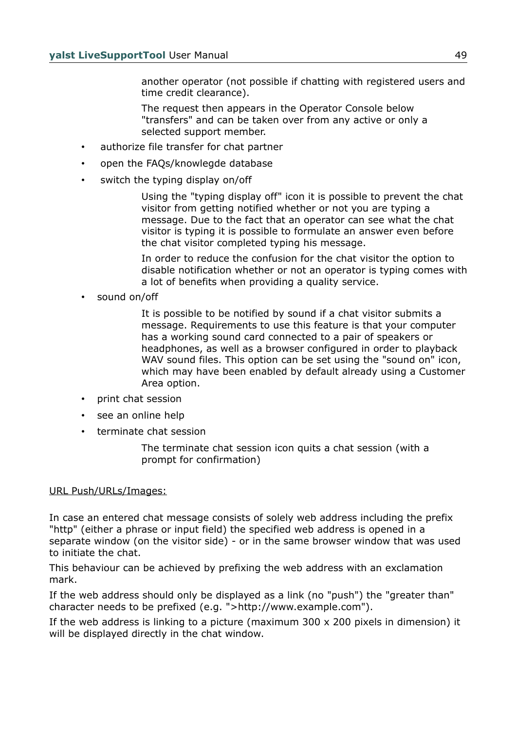another operator (not possible if chatting with registered users and time credit clearance).

The request then appears in the Operator Console below "transfers" and can be taken over from any active or only a selected support member.

- authorize file transfer for chat partner
- open the FAQs/knowlegde database
- switch the typing display on/off

  Using the "typing display off" icon it is possible to prevent the chat visitor from getting notified whether or not you are typing a message. Due to the fact that an operator can see what the chat visitor is typing it is possible to formulate an answer even before the chat visitor completed typing his message.

  In order to reduce the confusion for the chat visitor the option to disable notification whether or not an operator is typing comes with a lot of benefits when providing a quality service.

- sound on/off

  It is possible to be notified by sound if a chat visitor submits a message. Requirements to use this feature is that your computer has a working sound card connected to a pair of speakers or headphones, as well as a browser configured in order to playback WAV sound files. This option can be set using the "sound on" icon, which may have been enabled by default already using a Customer Area option.

- print chat session
- see an online help
- terminate chat session

  The terminate chat session icon quits a chat session (with a prompt for confirmation)

<u>URL Push/URLs/Images:</u>

In case an entered chat message consists of solely web address including the prefix "http" (either a phrase or input field) the specified web address is opened in a separate window (on the visitor side) - or in the same browser window that was used to initiate the chat.

This behaviour can be achieved by prefixing the web address with an exclamation mark.

If the web address should only be displayed as a link (no "push") the "greater than" character needs to be prefixed (e.g. ">http://www.example.com").

If the web address is linking to a picture (maximum 300 x 200 pixels in dimension) it will be displayed directly in the chat window.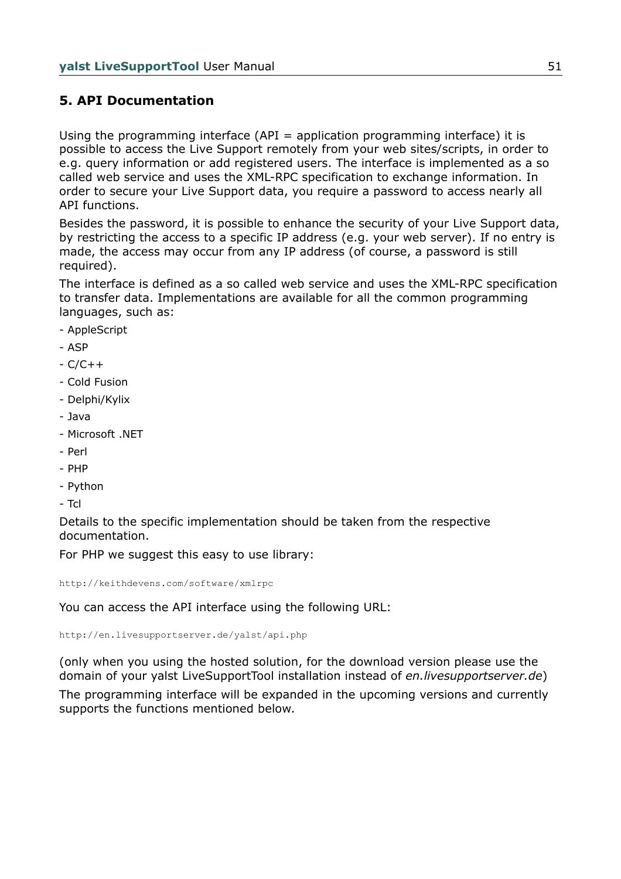# 5. API Documentation

Using the programming interface (API = application programming interface) it is possible to access the Live Support remotely from your web sites/scripts, in order to e.g. query information or add registered users. The interface is implemented as a so called web service and uses the XML-RPC specification to exchange information. In order to secure your Live Support data, you require a password to access nearly all API functions.

Besides the password, it is possible to enhance the security of your Live Support data, by restricting the access to a specific IP address (e.g. your web server). If no entry is made, the access may occur from any IP address (of course, a password is still required).

The interface is defined as a so called web service and uses the XML-RPC specification to transfer data. Implementations are available for all the common programming languages, such as:

- AppleScript
- ASP
- C/C++
- Cold Fusion
- Delphi/Kylix
- Java
- Microsoft .NET
- Perl
- PHP
- Python
- Tcl

Details to the specific implementation should be taken from the respective documentation.

For PHP we suggest this easy to use library:

```
http://keithdevens.com/software/xmlrpc
```

You can access the API interface using the following URL:

```
http://en.livesupportserver.de/yalst/api.php
```

(only when you using the hosted solution, for the download version please use the domain of your yalst LiveSupportTool installation instead of *en.livesupportserver.de*)

The programming interface will be expanded in the upcoming versions and currently supports the functions mentioned below.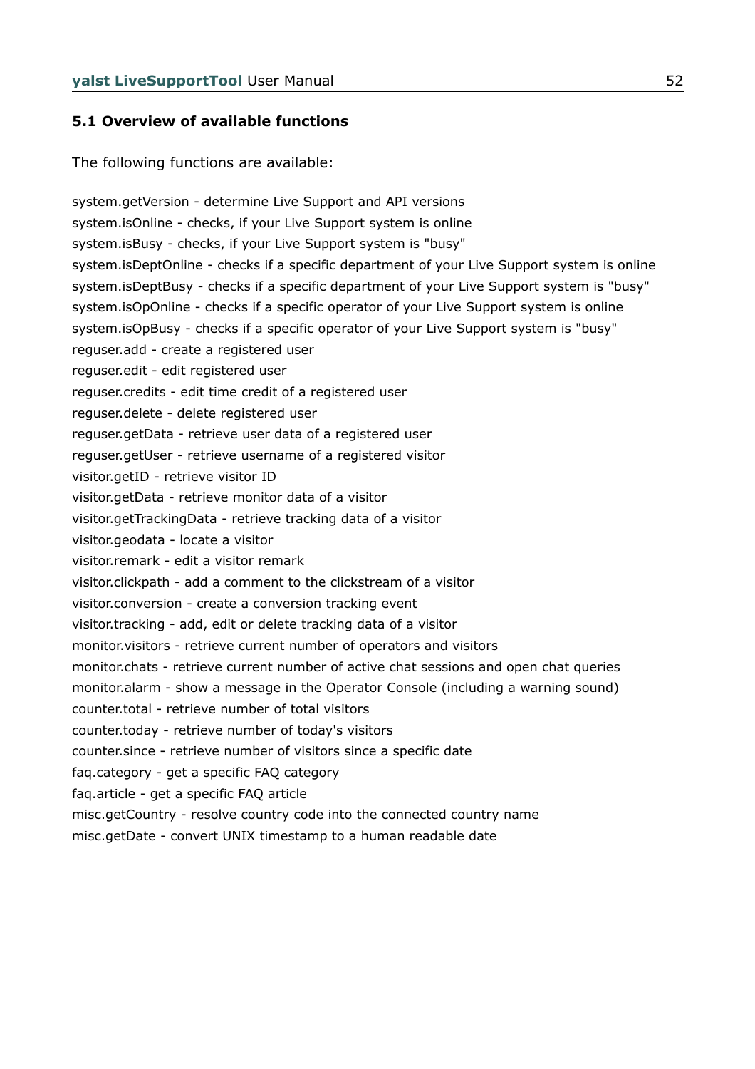### 5.1 Overview of available functions

The following functions are available:

system.getVersion - determine Live Support and API versions
system.isOnline - checks, if your Live Support system is online
system.isBusy - checks, if your Live Support system is "busy"
system.isDeptOnline - checks if a specific department of your Live Support system is online
system.isDeptBusy - checks if a specific department of your Live Support system is "busy"
system.isOpOnline - checks if a specific operator of your Live Support system is online
system.isOpBusy - checks if a specific operator of your Live Support system is "busy"
reguser.add - create a registered user
reguser.edit - edit registered user
reguser.credits - edit time credit of a registered user
reguser.delete - delete registered user
reguser.getData - retrieve user data of a registered user
reguser.getUser - retrieve username of a registered visitor
visitor.getID - retrieve visitor ID
visitor.getData - retrieve monitor data of a visitor
visitor.getTrackingData - retrieve tracking data of a visitor
visitor.geodata - locate a visitor
visitor.remark - edit a visitor remark
visitor.clickpath - add a comment to the clickstream of a visitor
visitor.conversion - create a conversion tracking event
visitor.tracking - add, edit or delete tracking data of a visitor
monitor.visitors - retrieve current number of operators and visitors
monitor.chats - retrieve current number of active chat sessions and open chat queries
monitor.alarm - show a message in the Operator Console (including a warning sound)
counter.total - retrieve number of total visitors
counter.today - retrieve number of today's visitors
counter.since - retrieve number of visitors since a specific date
faq.category - get a specific FAQ category
faq.article - get a specific FAQ article
misc.getCountry - resolve country code into the connected country name
misc.getDate - convert UNIX timestamp to a human readable date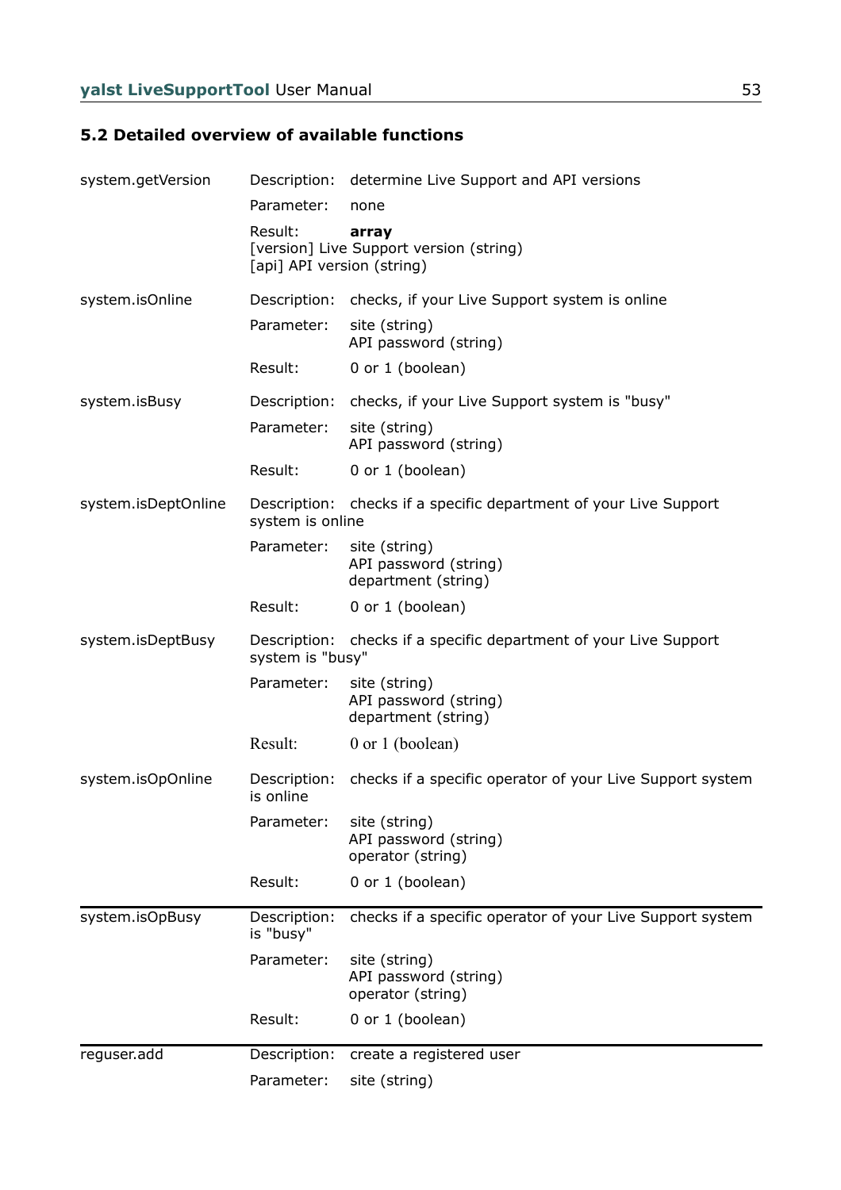## 5.2 Detailed overview of available functions

| Function | | |
|---|---|---|
| system.getVersion | Description: | determine Live Support and API versions |
| | Parameter: | none |
| | Result: | **array**<br>[version] Live Support version (string)<br>[api] API version (string) |
| system.isOnline | Description: | checks, if your Live Support system is online |
| | Parameter: | site (string)<br>API password (string) |
| | Result: | 0 or 1 (boolean) |
| system.isBusy | Description: | checks, if your Live Support system is "busy" |
| | Parameter: | site (string)<br>API password (string) |
| | Result: | 0 or 1 (boolean) |
| system.isDeptOnline | Description: | checks if a specific department of your Live Support system is online |
| | Parameter: | site (string)<br>API password (string)<br>department (string) |
| | Result: | 0 or 1 (boolean) |
| system.isDeptBusy | Description: | checks if a specific department of your Live Support system is "busy" |
| | Parameter: | site (string)<br>API password (string)<br>department (string) |
| | Result: | 0 or 1 (boolean) |
| system.isOpOnline | Description: | checks if a specific operator of your Live Support system is online |
| | Parameter: | site (string)<br>API password (string)<br>operator (string) |
| | Result: | 0 or 1 (boolean) |
| system.isOpBusy | Description: | checks if a specific operator of your Live Support system is "busy" |
| | Parameter: | site (string)<br>API password (string)<br>operator (string) |
| | Result: | 0 or 1 (boolean) |
| reguser.add | Description: | create a registered user |
| | Parameter: | site (string) |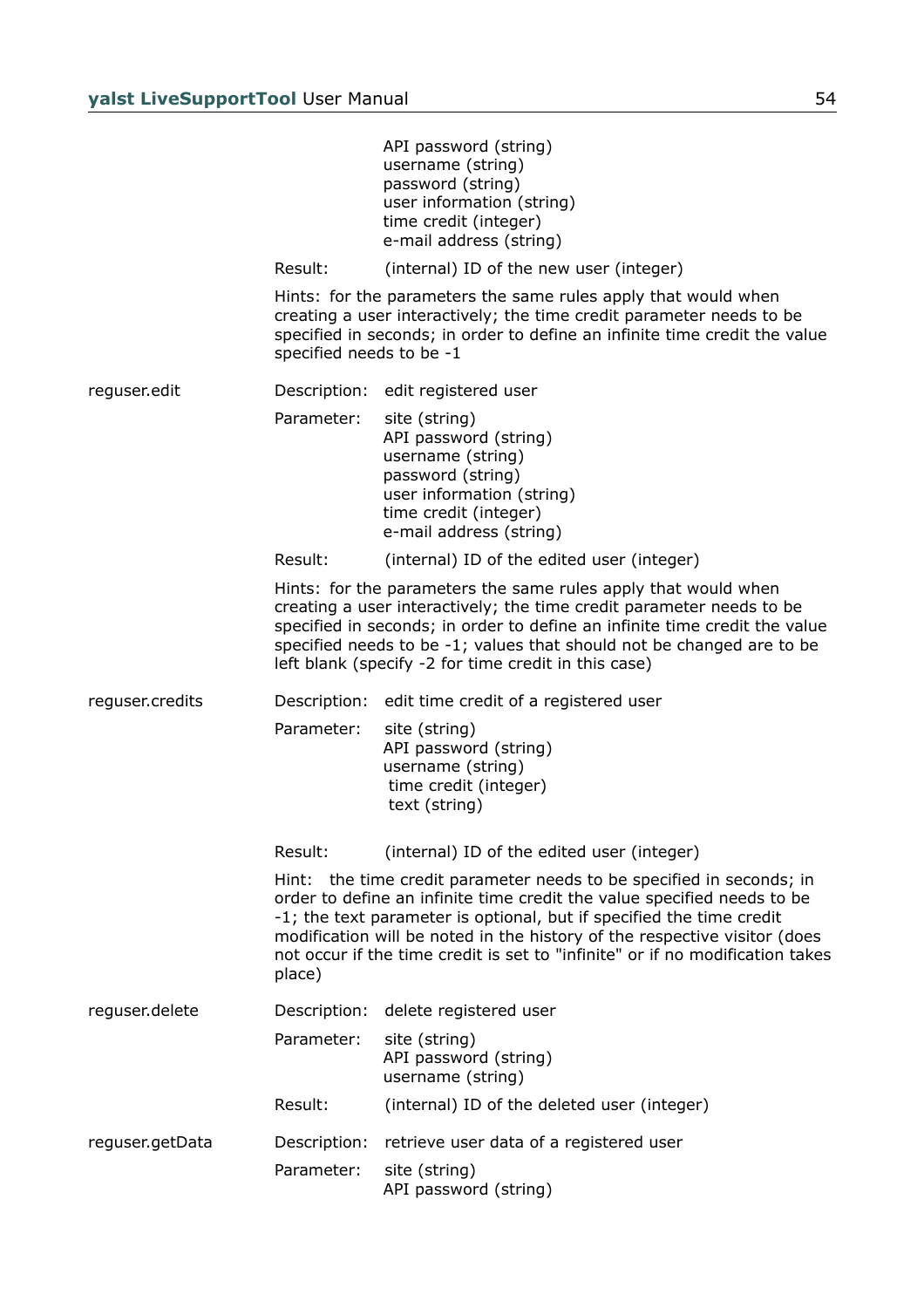API password (string)
username (string)
password (string)
user information (string)
time credit (integer)
e-mail address (string)

Result: (internal) ID of the new user (integer)

Hints: for the parameters the same rules apply that would when creating a user interactively; the time credit parameter needs to be specified in seconds; in order to define an infinite time credit the value specified needs to be -1

**reguser.edit**

Description: edit registered user

Parameter:
site (string)
API password (string)
username (string)
password (string)
user information (string)
time credit (integer)
e-mail address (string)

Result: (internal) ID of the edited user (integer)

Hints: for the parameters the same rules apply that would when creating a user interactively; the time credit parameter needs to be specified in seconds; in order to define an infinite time credit the value specified needs to be -1; values that should not be changed are to be left blank (specify -2 for time credit in this case)

**reguser.credits**

Description: edit time credit of a registered user

Parameter:
site (string)
API password (string)
username (string)
time credit (integer)
text (string)

Result: (internal) ID of the edited user (integer)

Hint: the time credit parameter needs to be specified in seconds; in order to define an infinite time credit the value specified needs to be -1; the text parameter is optional, but if specified the time credit modification will be noted in the history of the respective visitor (does not occur if the time credit is set to "infinite" or if no modification takes place)

**reguser.delete**

Description: delete registered user

Parameter:
site (string)
API password (string)
username (string)

Result: (internal) ID of the deleted user (integer)

**reguser.getData**

Description: retrieve user data of a registered user

Parameter:
site (string)
API password (string)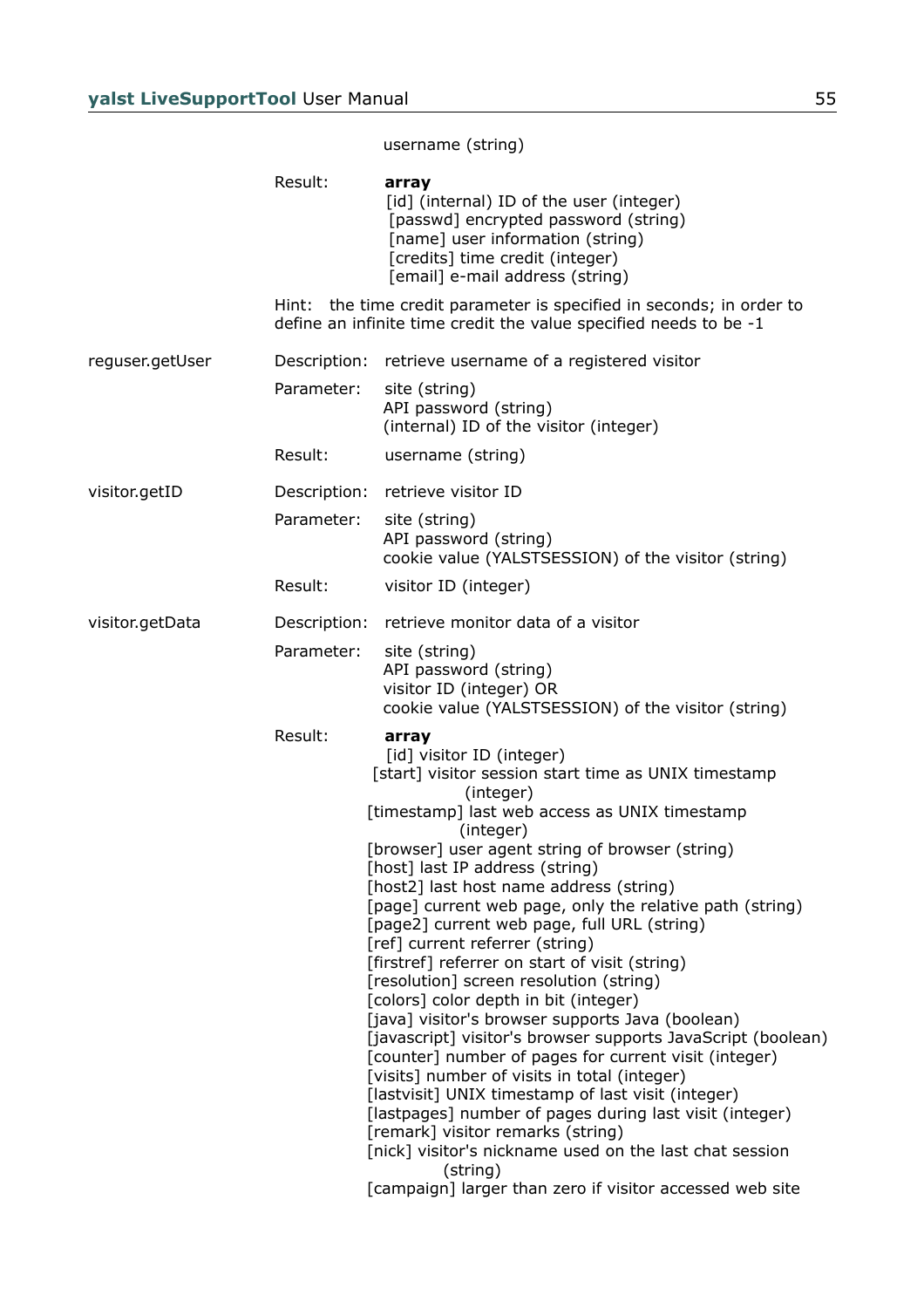username (string)

Result: **array**
[id] (internal) ID of the user (integer)
[passwd] encrypted password (string)
[name] user information (string)
[credits] time credit (integer)
[email] e-mail address (string)

Hint: the time credit parameter is specified in seconds; in order to define an infinite time credit the value specified needs to be -1

**reguser.getUser**

Description: retrieve username of a registered visitor

Parameter: site (string)
API password (string)
(internal) ID of the visitor (integer)

Result: username (string)

**visitor.getID**

Description: retrieve visitor ID

Parameter: site (string)
API password (string)
cookie value (YALSTSESSION) of the visitor (string)

Result: visitor ID (integer)

**visitor.getData**

Description: retrieve monitor data of a visitor

Parameter: site (string)
API password (string)
visitor ID (integer) OR
cookie value (YALSTSESSION) of the visitor (string)

Result: **array**
[id] visitor ID (integer)
[start] visitor session start time as UNIX timestamp (integer)
[timestamp] last web access as UNIX timestamp (integer)
[browser] user agent string of browser (string)
[host] last IP address (string)
[host2] last host name address (string)
[page] current web page, only the relative path (string)
[page2] current web page, full URL (string)
[ref] current referrer (string)
[firstref] referrer on start of visit (string)
[resolution] screen resolution (string)
[colors] color depth in bit (integer)
[java] visitor's browser supports Java (boolean)
[javascript] visitor's browser supports JavaScript (boolean)
[counter] number of pages for current visit (integer)
[visits] number of visits in total (integer)
[lastvisit] UNIX timestamp of last visit (integer)
[lastpages] number of pages during last visit (integer)
[remark] visitor remarks (string)
[nick] visitor's nickname used on the last chat session (string)
[campaign] larger than zero if visitor accessed web site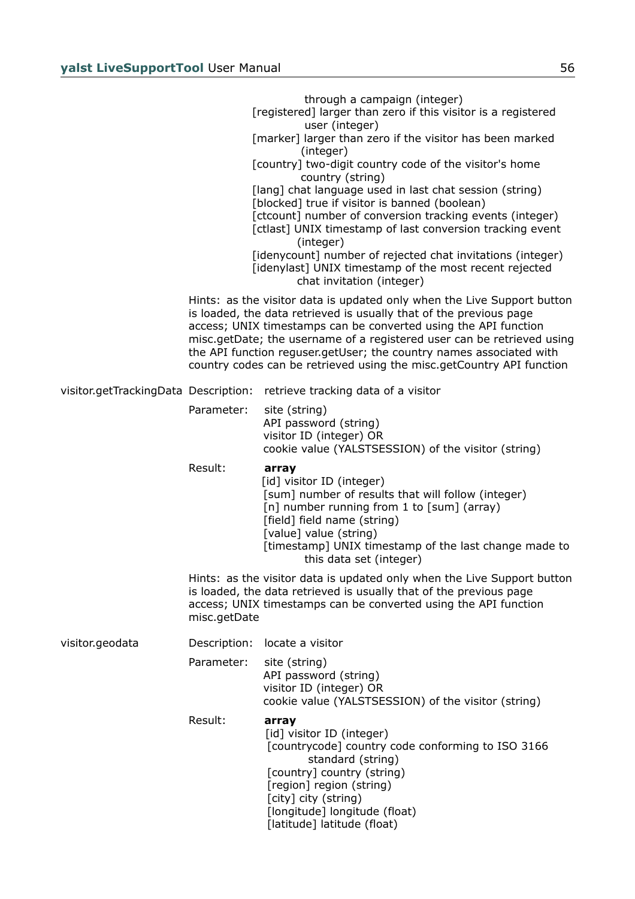through a campaign (integer)
[registered] larger than zero if this visitor is a registered user (integer)
[marker] larger than zero if the visitor has been marked (integer)
[country] two-digit country code of the visitor's home country (string)
[lang] chat language used in last chat session (string)
[blocked] true if visitor is banned (boolean)
[ctcount] number of conversion tracking events (integer)
[ctlast] UNIX timestamp of last conversion tracking event (integer)
[idenycount] number of rejected chat invitations (integer)
[idenylast] UNIX timestamp of the most recent rejected chat invitation (integer)

Hints: as the visitor data is updated only when the Live Support button is loaded, the data retrieved is usually that of the previous page access; UNIX timestamps can be converted using the API function misc.getDate; the username of a registered user can be retrieved using the API function reguser.getUser; the country names associated with country codes can be retrieved using the misc.getCountry API function

**visitor.getTrackingData**

Description: retrieve tracking data of a visitor

Parameter:
site (string)
API password (string)
visitor ID (integer) OR
cookie value (YALSTSESSION) of the visitor (string)

Result: **array**
[id] visitor ID (integer)
[sum] number of results that will follow (integer)
[n] number running from 1 to [sum] (array)
[field] field name (string)
[value] value (string)
[timestamp] UNIX timestamp of the last change made to this data set (integer)

Hints: as the visitor data is updated only when the Live Support button is loaded, the data retrieved is usually that of the previous page access; UNIX timestamps can be converted using the API function misc.getDate

**visitor.geodata**

Description: locate a visitor

Parameter:
site (string)
API password (string)
visitor ID (integer) OR
cookie value (YALSTSESSION) of the visitor (string)

Result: **array**
[id] visitor ID (integer)
[countrycode] country code conforming to ISO 3166 standard (string)
[country] country (string)
[region] region (string)
[city] city (string)
[longitude] longitude (float)
[latitude] latitude (float)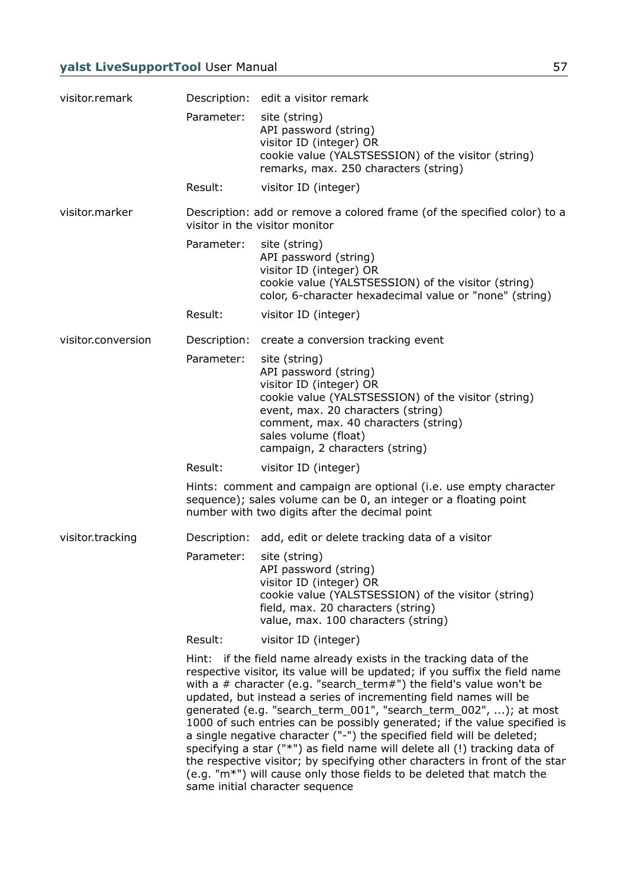**visitor.remark**

Description: edit a visitor remark

Parameter:
site (string)
API password (string)
visitor ID (integer) OR
cookie value (YALSTSESSION) of the visitor (string)
remarks, max. 250 characters (string)

Result: visitor ID (integer)

**visitor.marker**

Description: add or remove a colored frame (of the specified color) to a visitor in the visitor monitor

Parameter:
site (string)
API password (string)
visitor ID (integer) OR
cookie value (YALSTSESSION) of the visitor (string)
color, 6-character hexadecimal value or "none" (string)

Result: visitor ID (integer)

**visitor.conversion**

Description: create a conversion tracking event

Parameter:
site (string)
API password (string)
visitor ID (integer) OR
cookie value (YALSTSESSION) of the visitor (string)
event, max. 20 characters (string)
comment, max. 40 characters (string)
sales volume (float)
campaign, 2 characters (string)

Result: visitor ID (integer)

Hints: comment and campaign are optional (i.e. use empty character sequence); sales volume can be 0, an integer or a floating point number with two digits after the decimal point

**visitor.tracking**

Description: add, edit or delete tracking data of a visitor

Parameter:
site (string)
API password (string)
visitor ID (integer) OR
cookie value (YALSTSESSION) of the visitor (string)
field, max. 20 characters (string)
value, max. 100 characters (string)

Result: visitor ID (integer)

Hint: if the field name already exists in the tracking data of the respective visitor, its value will be updated; if you suffix the field name with a # character (e.g. "search_term#") the field's value won't be updated, but instead a series of incrementing field names will be generated (e.g. "search_term_001", "search_term_002", ...); at most 1000 of such entries can be possibly generated; if the value specified is a single negative character ("-") the specified field will be deleted; specifying a star ("*") as field name will delete all (!) tracking data of the respective visitor; by specifying other characters in front of the star (e.g. "m*") will cause only those fields to be deleted that match the same initial character sequence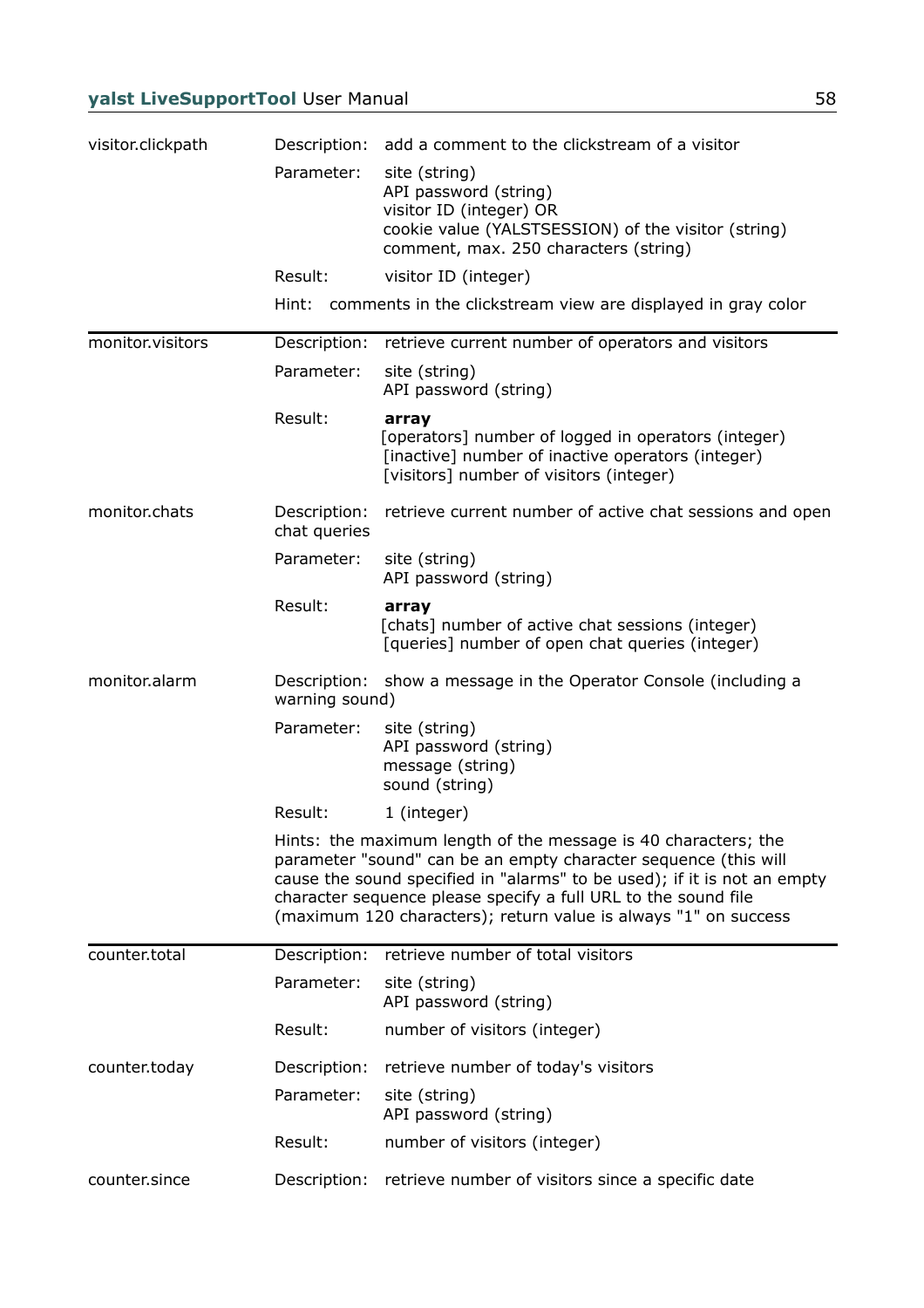| | | |
|---|---|---|
| visitor.clickpath | Description: | add a comment to the clickstream of a visitor |
| | Parameter: | site (string)<br>API password (string)<br>visitor ID (integer) OR<br>cookie value (YALSTSESSION) of the visitor (string)<br>comment, max. 250 characters (string) |
| | Result: | visitor ID (integer) |
| | Hint: | comments in the clickstream view are displayed in gray color |
| monitor.visitors | Description: | retrieve current number of operators and visitors |
| | Parameter: | site (string)<br>API password (string) |
| | Result: | **array**<br>[operators] number of logged in operators (integer)<br>[inactive] number of inactive operators (integer)<br>[visitors] number of visitors (integer) |
| monitor.chats | Description: | retrieve current number of active chat sessions and open chat queries |
| | Parameter: | site (string)<br>API password (string) |
| | Result: | **array**<br>[chats] number of active chat sessions (integer)<br>[queries] number of open chat queries (integer) |
| monitor.alarm | Description: | show a message in the Operator Console (including a warning sound) |
| | Parameter: | site (string)<br>API password (string)<br>message (string)<br>sound (string) |
| | Result: | 1 (integer) |
| | Hints: | the maximum length of the message is 40 characters; the parameter "sound" can be an empty character sequence (this will cause the sound specified in "alarms" to be used); if it is not an empty character sequence please specify a full URL to the sound file (maximum 120 characters); return value is always "1" on success |
| counter.total | Description: | retrieve number of total visitors |
| | Parameter: | site (string)<br>API password (string) |
| | Result: | number of visitors (integer) |
| counter.today | Description: | retrieve number of today's visitors |
| | Parameter: | site (string)<br>API password (string) |
| | Result: | number of visitors (integer) |
| counter.since | Description: | retrieve number of visitors since a specific date |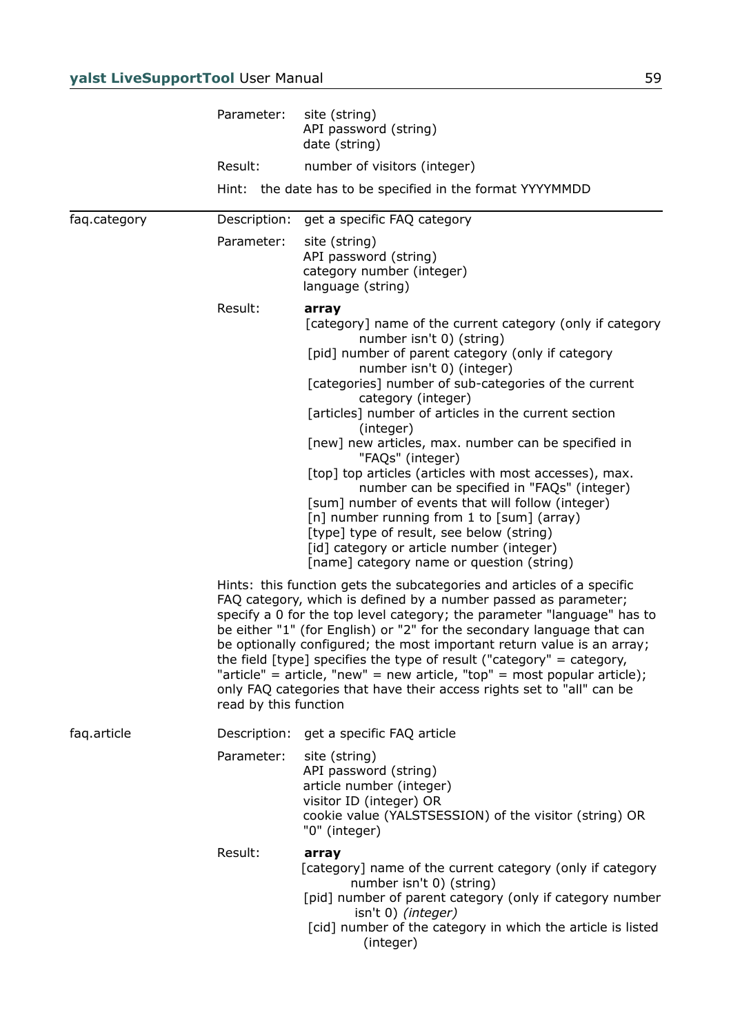| | | |
|---|---|---|
| | Parameter: | site (string)<br>API password (string)<br>date (string) |
| | Result: | number of visitors (integer) |
| | Hint: the date has to be specified in the format YYYYMMDD | |

| | | |
|---|---|---|
| faq.category | Description: | get a specific FAQ category |
| | Parameter: | site (string)<br>API password (string)<br>category number (integer)<br>language (string) |
| | Result: | **array**<br>[category] name of the current category (only if category number isn't 0) (string)<br>[pid] number of parent category (only if category number isn't 0) (integer)<br>[categories] number of sub-categories of the current category (integer)<br>[articles] number of articles in the current section (integer)<br>[new] new articles, max. number can be specified in "FAQs" (integer)<br>[top] top articles (articles with most accesses), max. number can be specified in "FAQs" (integer)<br>[sum] number of events that will follow (integer)<br>[n] number running from 1 to [sum] (array)<br>[type] type of result, see below (string)<br>[id] category or article number (integer)<br>[name] category name or question (string) |
| | Hints: this function gets the subcategories and articles of a specific FAQ category, which is defined by a number passed as parameter; specify a 0 for the top level category; the parameter "language" has to be either "1" (for English) or "2" for the secondary language that can be optionally configured; the most important return value is an array; the field [type] specifies the type of result ("category" = category, "article" = article, "new" = new article, "top" = most popular article); only FAQ categories that have their access rights set to "all" can be read by this function | |
| faq.article | Description: | get a specific FAQ article |
| | Parameter: | site (string)<br>API password (string)<br>article number (integer)<br>visitor ID (integer) OR<br>cookie value (YALSTSESSION) of the visitor (string) OR<br>"0" (integer) |
| | Result: | **array**<br>[category] name of the current category (only if category number isn't 0) (string)<br>[pid] number of parent category (only if category number isn't 0) *(integer)*<br>[cid] number of the category in which the article is listed (integer) |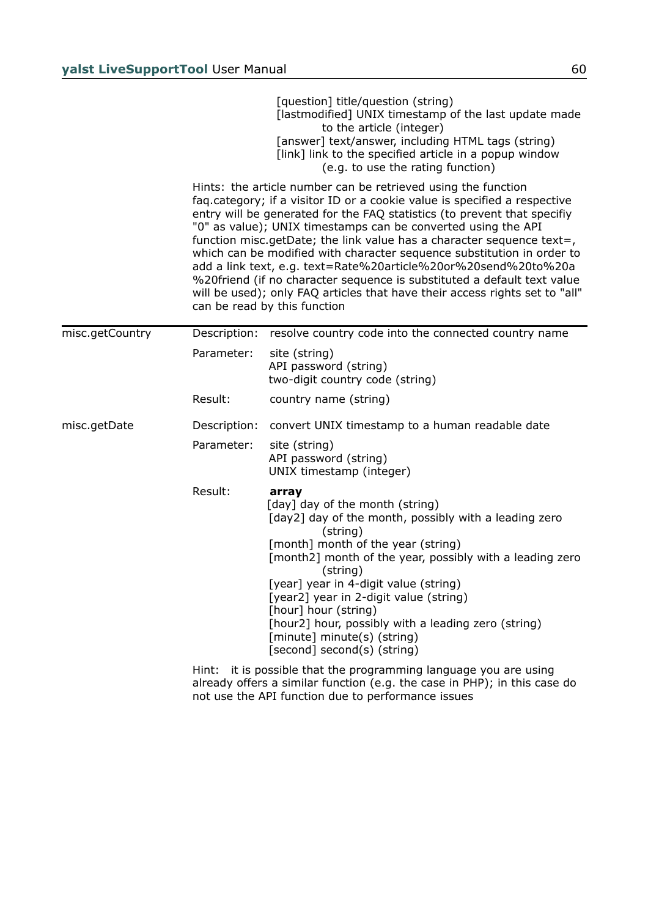[question] title/question (string)
[lastmodified] UNIX timestamp of the last update made to the article (integer)
[answer] text/answer, including HTML tags (string)
[link] link to the specified article in a popup window (e.g. to use the rating function)

Hints: the article number can be retrieved using the function faq.category; if a visitor ID or a cookie value is specified a respective entry will be generated for the FAQ statistics (to prevent that specifiy "0" as value); UNIX timestamps can be converted using the API function misc.getDate; the link value has a character sequence text=, which can be modified with character sequence substitution in order to add a link text, e.g. text=Rate%20article%20or%20send%20to%20a%20friend (if no character sequence is substituted a default text value will be used); only FAQ articles that have their access rights set to "all" can be read by this function

---

**misc.getCountry**

| | |
|---|---|
| Description: | resolve country code into the connected country name |
| Parameter: | site (string)<br>API password (string)<br>two-digit country code (string) |
| Result: | country name (string) |

**misc.getDate**

| | |
|---|---|
| Description: | convert UNIX timestamp to a human readable date |
| Parameter: | site (string)<br>API password (string)<br>UNIX timestamp (integer) |
| Result: | **array**<br>[day] day of the month (string)<br>[day2] day of the month, possibly with a leading zero (string)<br>[month] month of the year (string)<br>[month2] month of the year, possibly with a leading zero (string)<br>[year] year in 4-digit value (string)<br>[year2] year in 2-digit value (string)<br>[hour] hour (string)<br>[hour2] hour, possibly with a leading zero (string)<br>[minute] minute(s) (string)<br>[second] second(s) (string) |

Hint: it is possible that the programming language you are using already offers a similar function (e.g. the case in PHP); in this case do not use the API function due to performance issues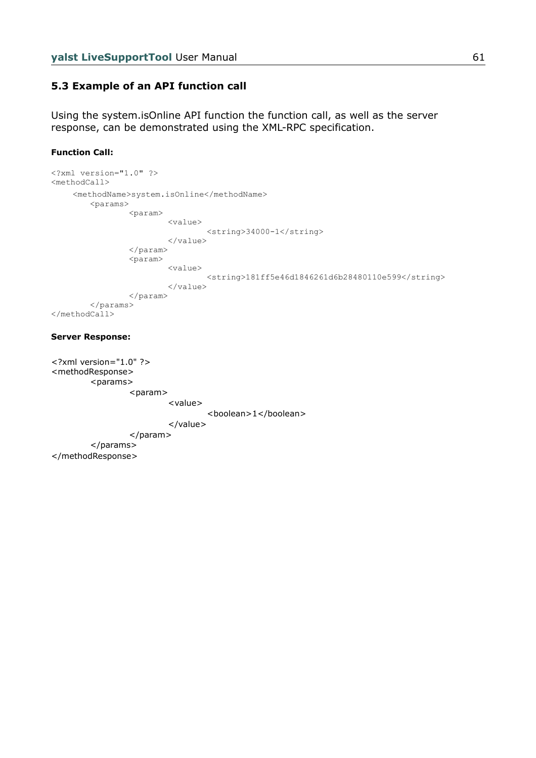### 5.3 Example of an API function call

Using the system.isOnline API function the function call, as well as the server response, can be demonstrated using the XML-RPC specification.

**Function Call:**

```
<?xml version="1.0" ?>
<methodCall>
    <methodName>system.isOnline</methodName>
        <params>
                <param>
                        <value>
                                <string>34000-1</string>
                        </value>
                </param>
                <param>
                        <value>
                                <string>181ff5e46d1846261d6b28480110e599</string>
                        </value>
                </param>
        </params>
</methodCall>
```

**Server Response:**

```
<?xml version="1.0" ?>
<methodResponse>
        <params>
                <param>
                        <value>
                                <boolean>1</boolean>
                        </value>
                </param>
        </params>
</methodResponse>
```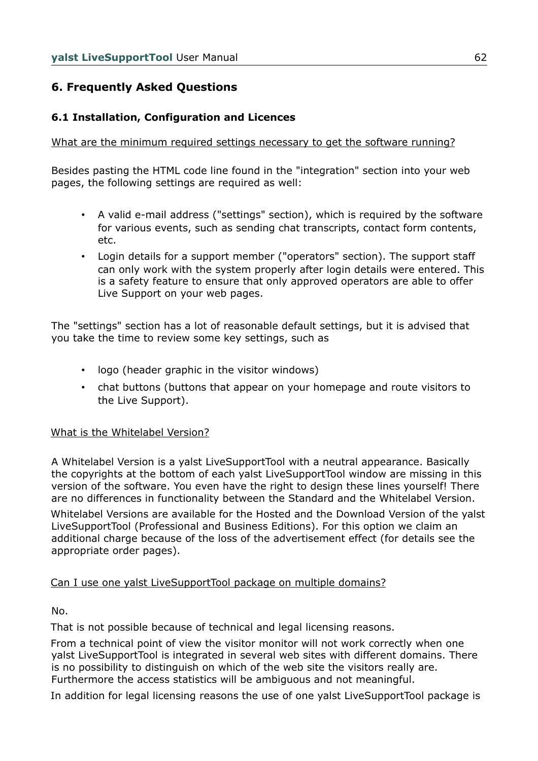# 6. Frequently Asked Questions

## 6.1 Installation, Configuration and Licences

<u>What are the minimum required settings necessary to get the software running?</u>

Besides pasting the HTML code line found in the "integration" section into your web pages, the following settings are required as well:

- A valid e-mail address ("settings" section), which is required by the software for various events, such as sending chat transcripts, contact form contents, etc.
- Login details for a support member ("operators" section). The support staff can only work with the system properly after login details were entered. This is a safety feature to ensure that only approved operators are able to offer Live Support on your web pages.

The "settings" section has a lot of reasonable default settings, but it is advised that you take the time to review some key settings, such as

- logo (header graphic in the visitor windows)
- chat buttons (buttons that appear on your homepage and route visitors to the Live Support).

<u>What is the Whitelabel Version?</u>

A Whitelabel Version is a yalst LiveSupportTool with a neutral appearance. Basically the copyrights at the bottom of each yalst LiveSupportTool window are missing in this version of the software. You even have the right to design these lines yourself! There are no differences in functionality between the Standard and the Whitelabel Version.

Whitelabel Versions are available for the Hosted and the Download Version of the yalst LiveSupportTool (Professional and Business Editions). For this option we claim an additional charge because of the loss of the advertisement effect (for details see the appropriate order pages).

<u>Can I use one yalst LiveSupportTool package on multiple domains?</u>

No.

That is not possible because of technical and legal licensing reasons.

From a technical point of view the visitor monitor will not work correctly when one yalst LiveSupportTool is integrated in several web sites with different domains. There is no possibility to distinguish on which of the web site the visitors really are. Furthermore the access statistics will be ambiguous and not meaningful.

In addition for legal licensing reasons the use of one yalst LiveSupportTool package is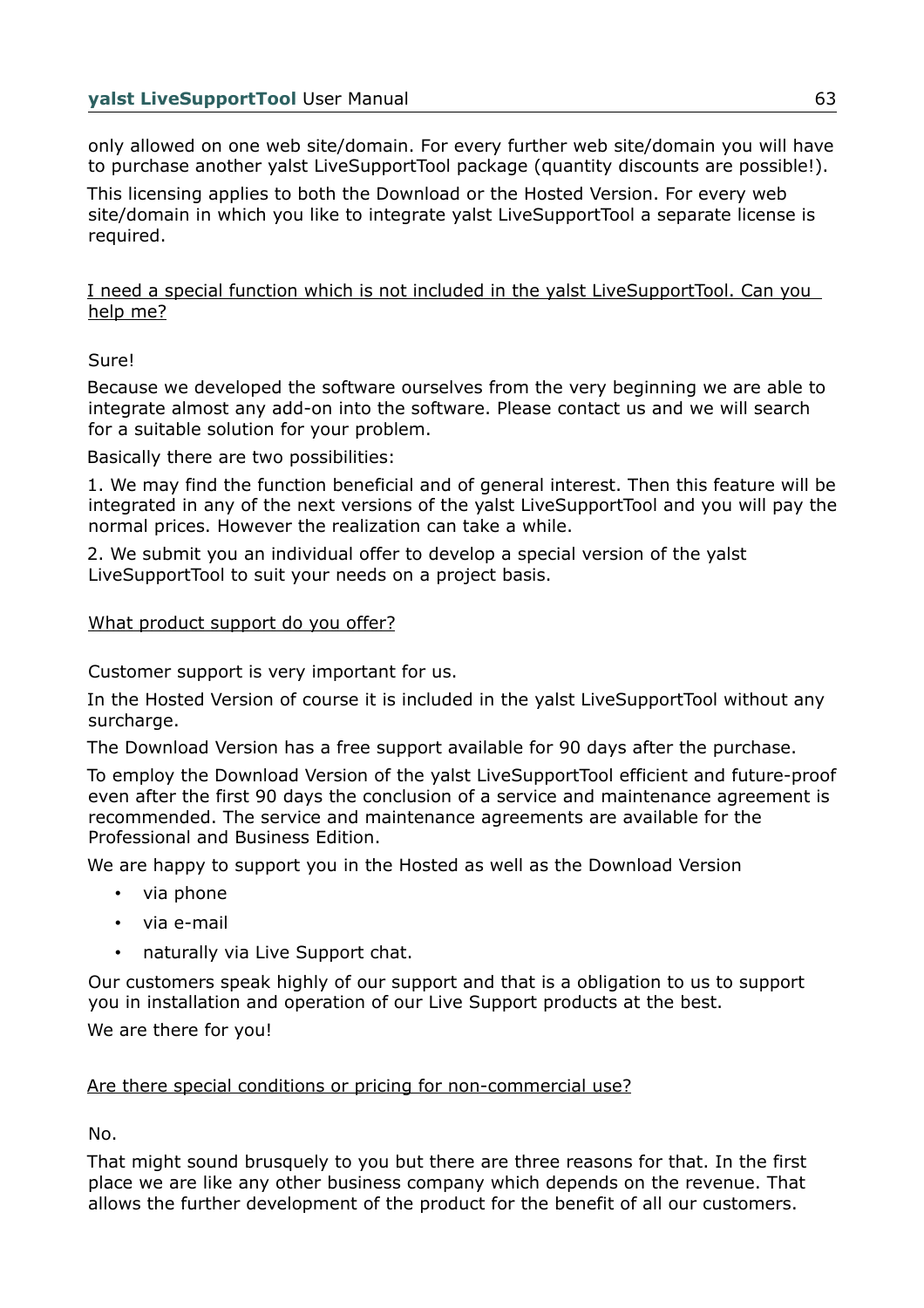only allowed on one web site/domain. For every further web site/domain you will have to purchase another yalst LiveSupportTool package (quantity discounts are possible!).

This licensing applies to both the Download or the Hosted Version. For every web site/domain in which you like to integrate yalst LiveSupportTool a separate license is required.

<u>I need a special function which is not included in the yalst LiveSupportTool. Can you help me?</u>

Sure!

Because we developed the software ourselves from the very beginning we are able to integrate almost any add-on into the software. Please contact us and we will search for a suitable solution for your problem.

Basically there are two possibilities:

1. We may find the function beneficial and of general interest. Then this feature will be integrated in any of the next versions of the yalst LiveSupportTool and you will pay the normal prices. However the realization can take a while.

2. We submit you an individual offer to develop a special version of the yalst LiveSupportTool to suit your needs on a project basis.

<u>What product support do you offer?</u>

Customer support is very important for us.

In the Hosted Version of course it is included in the yalst LiveSupportTool without any surcharge.

The Download Version has a free support available for 90 days after the purchase.

To employ the Download Version of the yalst LiveSupportTool efficient and future-proof even after the first 90 days the conclusion of a service and maintenance agreement is recommended. The service and maintenance agreements are available for the Professional and Business Edition.

We are happy to support you in the Hosted as well as the Download Version

- via phone
- via e-mail
- naturally via Live Support chat.

Our customers speak highly of our support and that is a obligation to us to support you in installation and operation of our Live Support products at the best.

We are there for you!

<u>Are there special conditions or pricing for non-commercial use?</u>

No.

That might sound brusquely to you but there are three reasons for that. In the first place we are like any other business company which depends on the revenue. That allows the further development of the product for the benefit of all our customers.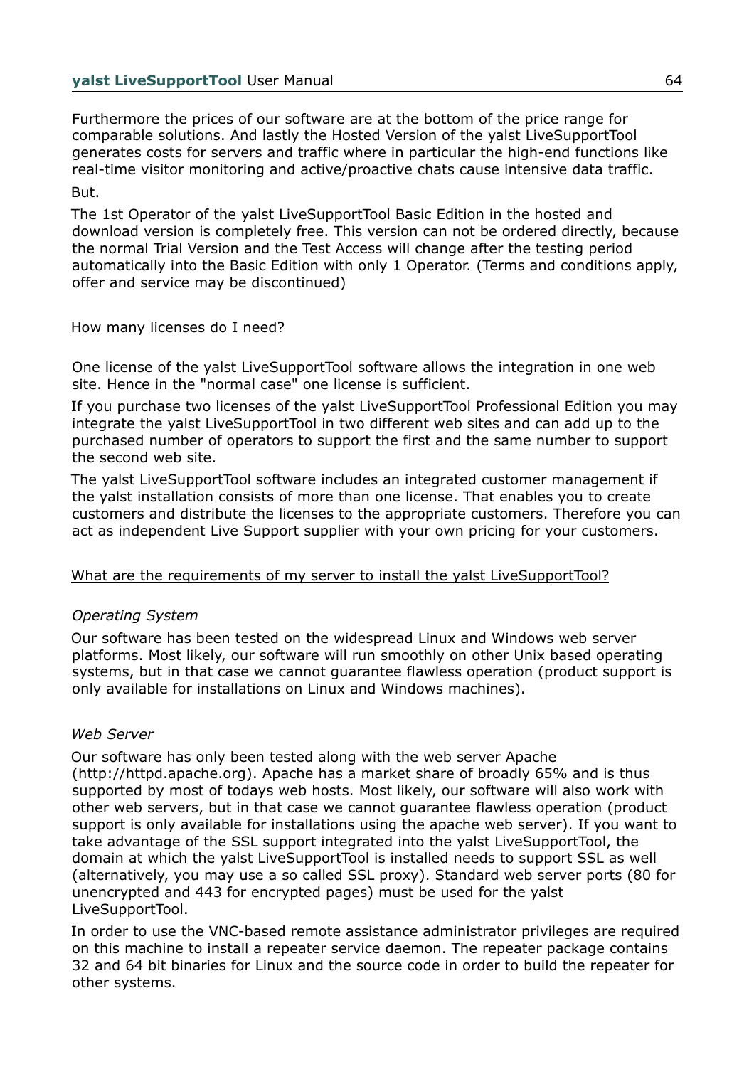Furthermore the prices of our software are at the bottom of the price range for comparable solutions. And lastly the Hosted Version of the yalst LiveSupportTool generates costs for servers and traffic where in particular the high-end functions like real-time visitor monitoring and active/proactive chats cause intensive data traffic.

But.

The 1st Operator of the yalst LiveSupportTool Basic Edition in the hosted and download version is completely free. This version can not be ordered directly, because the normal Trial Version and the Test Access will change after the testing period automatically into the Basic Edition with only 1 Operator. (Terms and conditions apply, offer and service may be discontinued)

<u>How many licenses do I need?</u>

One license of the yalst LiveSupportTool software allows the integration in one web site. Hence in the "normal case" one license is sufficient.

If you purchase two licenses of the yalst LiveSupportTool Professional Edition you may integrate the yalst LiveSupportTool in two different web sites and can add up to the purchased number of operators to support the first and the same number to support the second web site.

The yalst LiveSupportTool software includes an integrated customer management if the yalst installation consists of more than one license. That enables you to create customers and distribute the licenses to the appropriate customers. Therefore you can act as independent Live Support supplier with your own pricing for your customers.

<u>What are the requirements of my server to install the yalst LiveSupportTool?</u>

*Operating System*

Our software has been tested on the widespread Linux and Windows web server platforms. Most likely, our software will run smoothly on other Unix based operating systems, but in that case we cannot guarantee flawless operation (product support is only available for installations on Linux and Windows machines).

*Web Server*

Our software has only been tested along with the web server Apache (http://httpd.apache.org). Apache has a market share of broadly 65% and is thus supported by most of todays web hosts. Most likely, our software will also work with other web servers, but in that case we cannot guarantee flawless operation (product support is only available for installations using the apache web server). If you want to take advantage of the SSL support integrated into the yalst LiveSupportTool, the domain at which the yalst LiveSupportTool is installed needs to support SSL as well (alternatively, you may use a so called SSL proxy). Standard web server ports (80 for unencrypted and 443 for encrypted pages) must be used for the yalst LiveSupportTool.

In order to use the VNC-based remote assistance administrator privileges are required on this machine to install a repeater service daemon. The repeater package contains 32 and 64 bit binaries for Linux and the source code in order to build the repeater for other systems.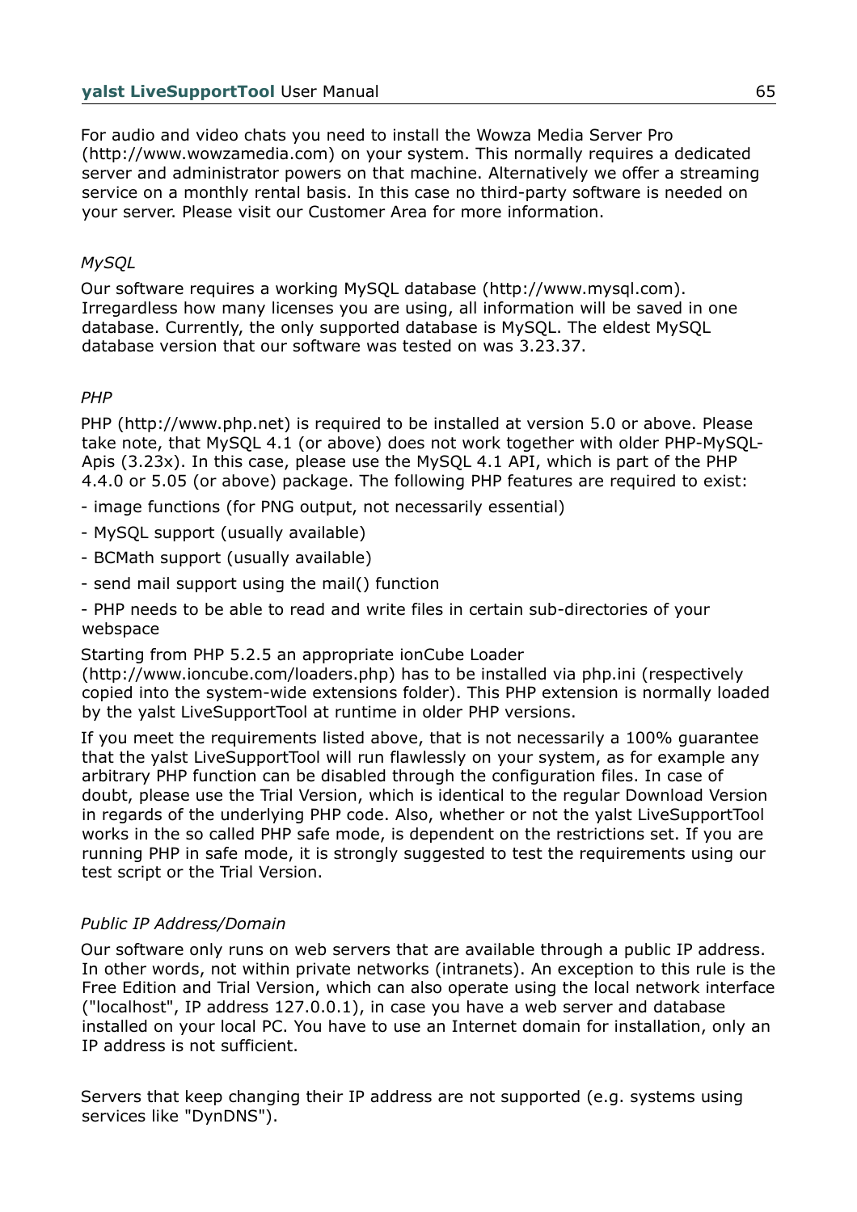For audio and video chats you need to install the Wowza Media Server Pro (http://www.wowzamedia.com) on your system. This normally requires a dedicated server and administrator powers on that machine. Alternatively we offer a streaming service on a monthly rental basis. In this case no third-party software is needed on your server. Please visit our Customer Area for more information.

### *MySQL*

Our software requires a working MySQL database (http://www.mysql.com). Irregardless how many licenses you are using, all information will be saved in one database. Currently, the only supported database is MySQL. The eldest MySQL database version that our software was tested on was 3.23.37.

### *PHP*

PHP (http://www.php.net) is required to be installed at version 5.0 or above. Please take note, that MySQL 4.1 (or above) does not work together with older PHP-MySQL-Apis (3.23x). In this case, please use the MySQL 4.1 API, which is part of the PHP 4.4.0 or 5.05 (or above) package. The following PHP features are required to exist:

- image functions (for PNG output, not necessarily essential)
- MySQL support (usually available)
- BCMath support (usually available)
- send mail support using the mail() function
- PHP needs to be able to read and write files in certain sub-directories of your webspace

Starting from PHP 5.2.5 an appropriate ionCube Loader (http://www.ioncube.com/loaders.php) has to be installed via php.ini (respectively copied into the system-wide extensions folder). This PHP extension is normally loaded by the yalst LiveSupportTool at runtime in older PHP versions.

If you meet the requirements listed above, that is not necessarily a 100% guarantee that the yalst LiveSupportTool will run flawlessly on your system, as for example any arbitrary PHP function can be disabled through the configuration files. In case of doubt, please use the Trial Version, which is identical to the regular Download Version in regards of the underlying PHP code. Also, whether or not the yalst LiveSupportTool works in the so called PHP safe mode, is dependent on the restrictions set. If you are running PHP in safe mode, it is strongly suggested to test the requirements using our test script or the Trial Version.

### *Public IP Address/Domain*

Our software only runs on web servers that are available through a public IP address. In other words, not within private networks (intranets). An exception to this rule is the Free Edition and Trial Version, which can also operate using the local network interface ("localhost", IP address 127.0.0.1), in case you have a web server and database installed on your local PC. You have to use an Internet domain for installation, only an IP address is not sufficient.

Servers that keep changing their IP address are not supported (e.g. systems using services like "DynDNS").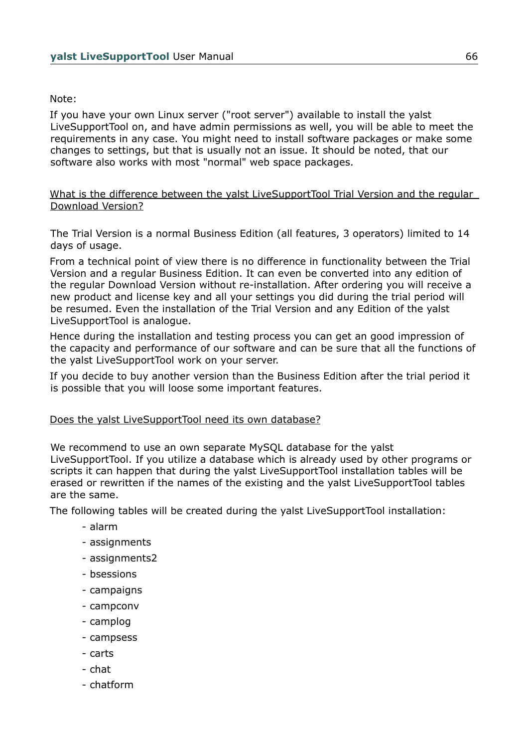Note:

If you have your own Linux server ("root server") available to install the yalst LiveSupportTool on, and have admin permissions as well, you will be able to meet the requirements in any case. You might need to install software packages or make some changes to settings, but that is usually not an issue. It should be noted, that our software also works with most "normal" web space packages.

<u>What is the difference between the yalst LiveSupportTool Trial Version and the regular Download Version?</u>

The Trial Version is a normal Business Edition (all features, 3 operators) limited to 14 days of usage.

From a technical point of view there is no difference in functionality between the Trial Version and a regular Business Edition. It can even be converted into any edition of the regular Download Version without re-installation. After ordering you will receive a new product and license key and all your settings you did during the trial period will be resumed. Even the installation of the Trial Version and any Edition of the yalst LiveSupportTool is analogue.

Hence during the installation and testing process you can get an good impression of the capacity and performance of our software and can be sure that all the functions of the yalst LiveSupportTool work on your server.

If you decide to buy another version than the Business Edition after the trial period it is possible that you will loose some important features.

<u>Does the yalst LiveSupportTool need its own database?</u>

We recommend to use an own separate MySQL database for the yalst LiveSupportTool. If you utilize a database which is already used by other programs or scripts it can happen that during the yalst LiveSupportTool installation tables will be erased or rewritten if the names of the existing and the yalst LiveSupportTool tables are the same.

The following tables will be created during the yalst LiveSupportTool installation:

- alarm
- assignments
- assignments2
- bsessions
- campaigns
- campconv
- camplog
- campsess
- carts
- chat
- chatform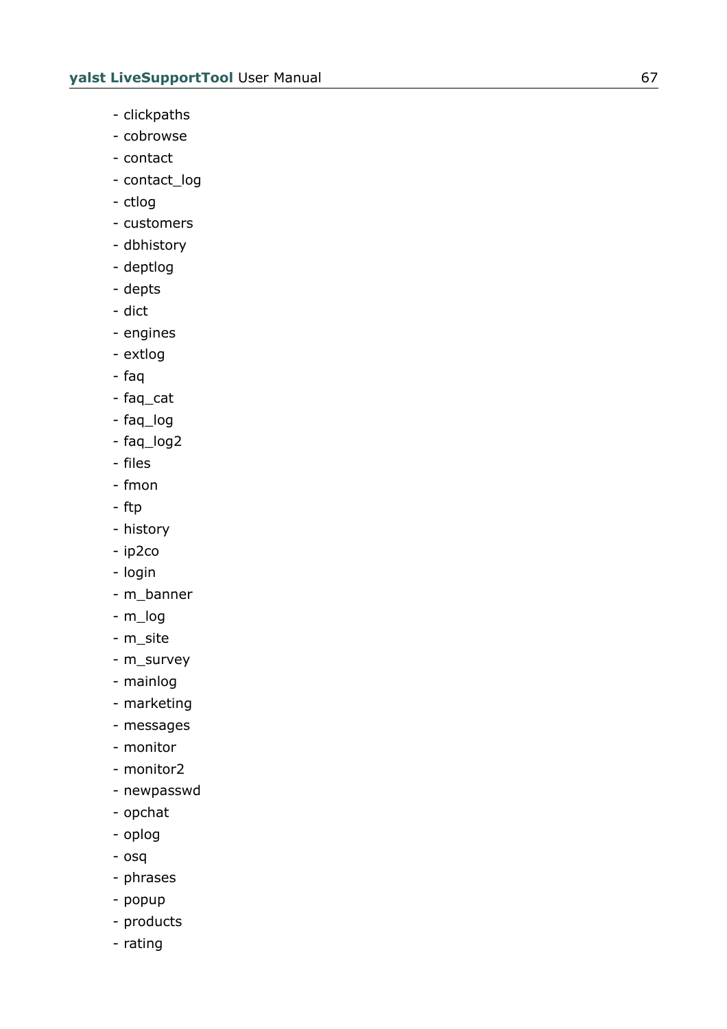- clickpaths
- cobrowse
- contact
- contact_log
- ctlog
- customers
- dbhistory
- deptlog
- depts
- dict
- engines
- extlog
- faq
- faq_cat
- faq_log
- faq_log2
- files
- fmon
- ftp
- history
- ip2co
- login
- m_banner
- m_log
- m_site
- m_survey
- mainlog
- marketing
- messages
- monitor
- monitor2
- newpasswd
- opchat
- oplog
- osq
- phrases
- popup
- products
- rating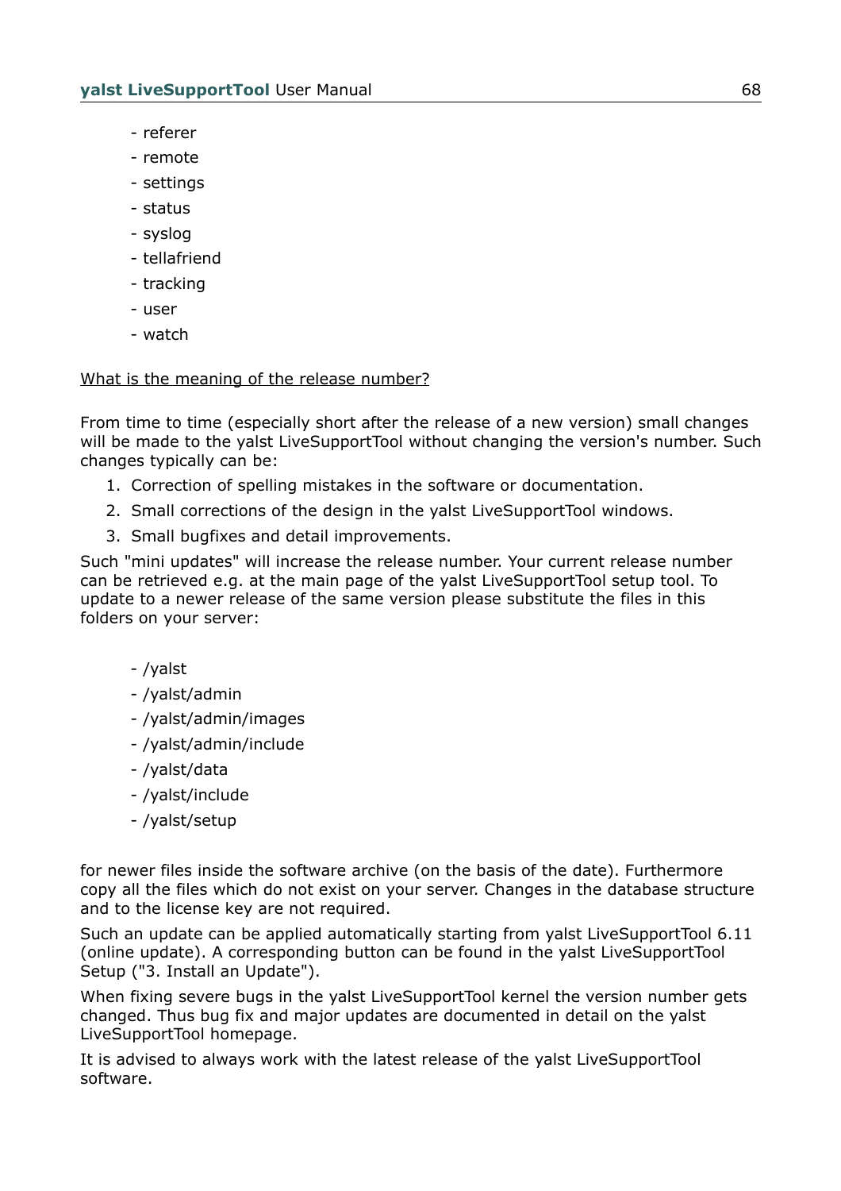- referer
- remote
- settings
- status
- syslog
- tellafriend
- tracking
- user
- watch

<u>What is the meaning of the release number?</u>

From time to time (especially short after the release of a new version) small changes will be made to the yalst LiveSupportTool without changing the version's number. Such changes typically can be:

1. Correction of spelling mistakes in the software or documentation.
2. Small corrections of the design in the yalst LiveSupportTool windows.
3. Small bugfixes and detail improvements.

Such "mini updates" will increase the release number. Your current release number can be retrieved e.g. at the main page of the yalst LiveSupportTool setup tool. To update to a newer release of the same version please substitute the files in this folders on your server:

- /yalst
- /yalst/admin
- /yalst/admin/images
- /yalst/admin/include
- /yalst/data
- /yalst/include
- /yalst/setup

for newer files inside the software archive (on the basis of the date). Furthermore copy all the files which do not exist on your server. Changes in the database structure and to the license key are not required.

Such an update can be applied automatically starting from yalst LiveSupportTool 6.11 (online update). A corresponding button can be found in the yalst LiveSupportTool Setup ("3. Install an Update").

When fixing severe bugs in the yalst LiveSupportTool kernel the version number gets changed. Thus bug fix and major updates are documented in detail on the yalst LiveSupportTool homepage.

It is advised to always work with the latest release of the yalst LiveSupportTool software.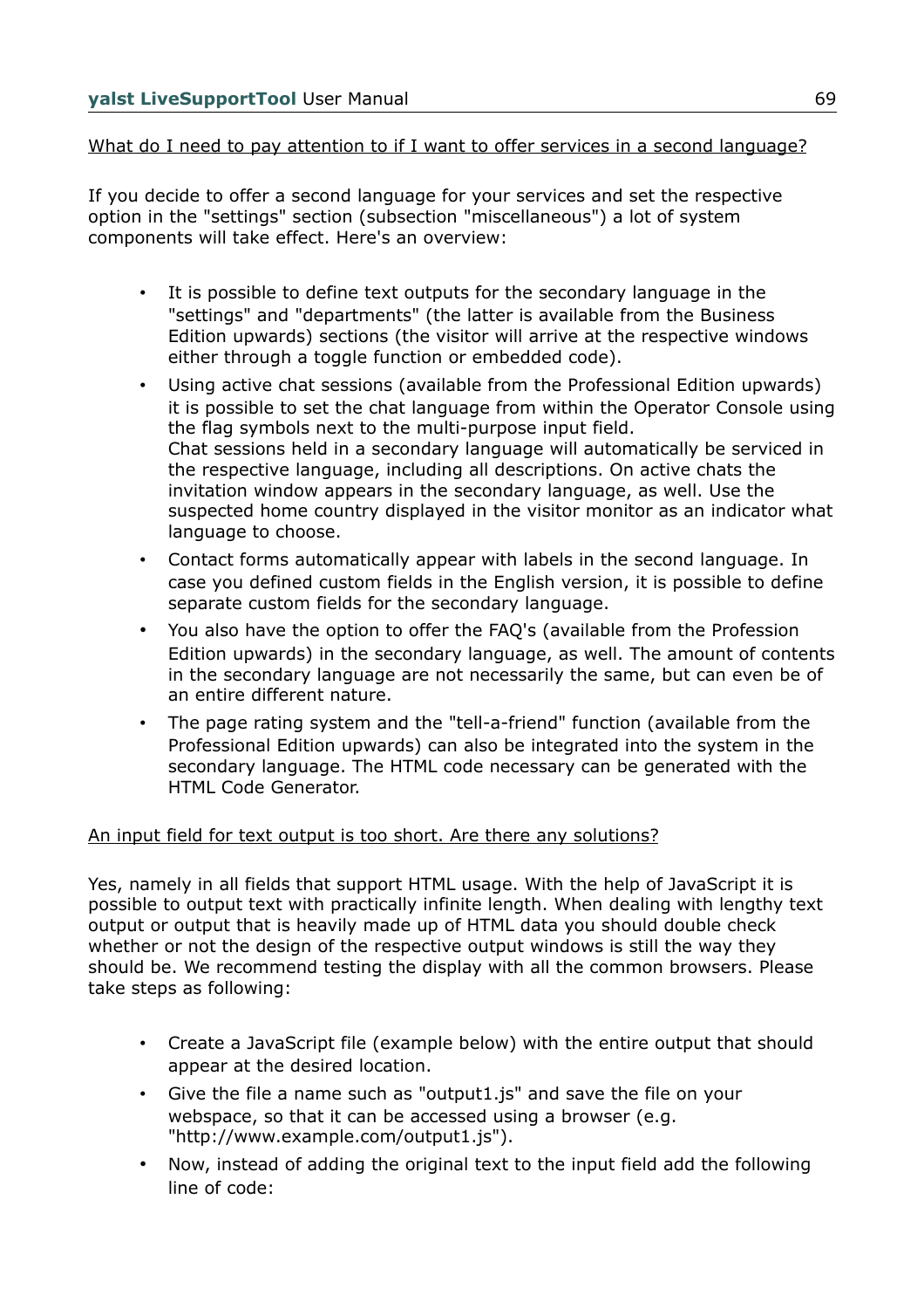<u>What do I need to pay attention to if I want to offer services in a second language?</u>

If you decide to offer a second language for your services and set the respective option in the "settings" section (subsection "miscellaneous") a lot of system components will take effect. Here's an overview:

- It is possible to define text outputs for the secondary language in the "settings" and "departments" (the latter is available from the Business Edition upwards) sections (the visitor will arrive at the respective windows either through a toggle function or embedded code).
- Using active chat sessions (available from the Professional Edition upwards) it is possible to set the chat language from within the Operator Console using the flag symbols next to the multi-purpose input field.
  Chat sessions held in a secondary language will automatically be serviced in the respective language, including all descriptions. On active chats the invitation window appears in the secondary language, as well. Use the suspected home country displayed in the visitor monitor as an indicator what language to choose.
- Contact forms automatically appear with labels in the second language. In case you defined custom fields in the English version, it is possible to define separate custom fields for the secondary language.
- You also have the option to offer the FAQ's (available from the Profession Edition upwards) in the secondary language, as well. The amount of contents in the secondary language are not necessarily the same, but can even be of an entire different nature.
- The page rating system and the "tell-a-friend" function (available from the Professional Edition upwards) can also be integrated into the system in the secondary language. The HTML code necessary can be generated with the HTML Code Generator.

<u>An input field for text output is too short. Are there any solutions?</u>

Yes, namely in all fields that support HTML usage. With the help of JavaScript it is possible to output text with practically infinite length. When dealing with lengthy text output or output that is heavily made up of HTML data you should double check whether or not the design of the respective output windows is still the way they should be. We recommend testing the display with all the common browsers. Please take steps as following:

- Create a JavaScript file (example below) with the entire output that should appear at the desired location.
- Give the file a name such as "output1.js" and save the file on your webspace, so that it can be accessed using a browser (e.g. "http://www.example.com/output1.js").
- Now, instead of adding the original text to the input field add the following line of code: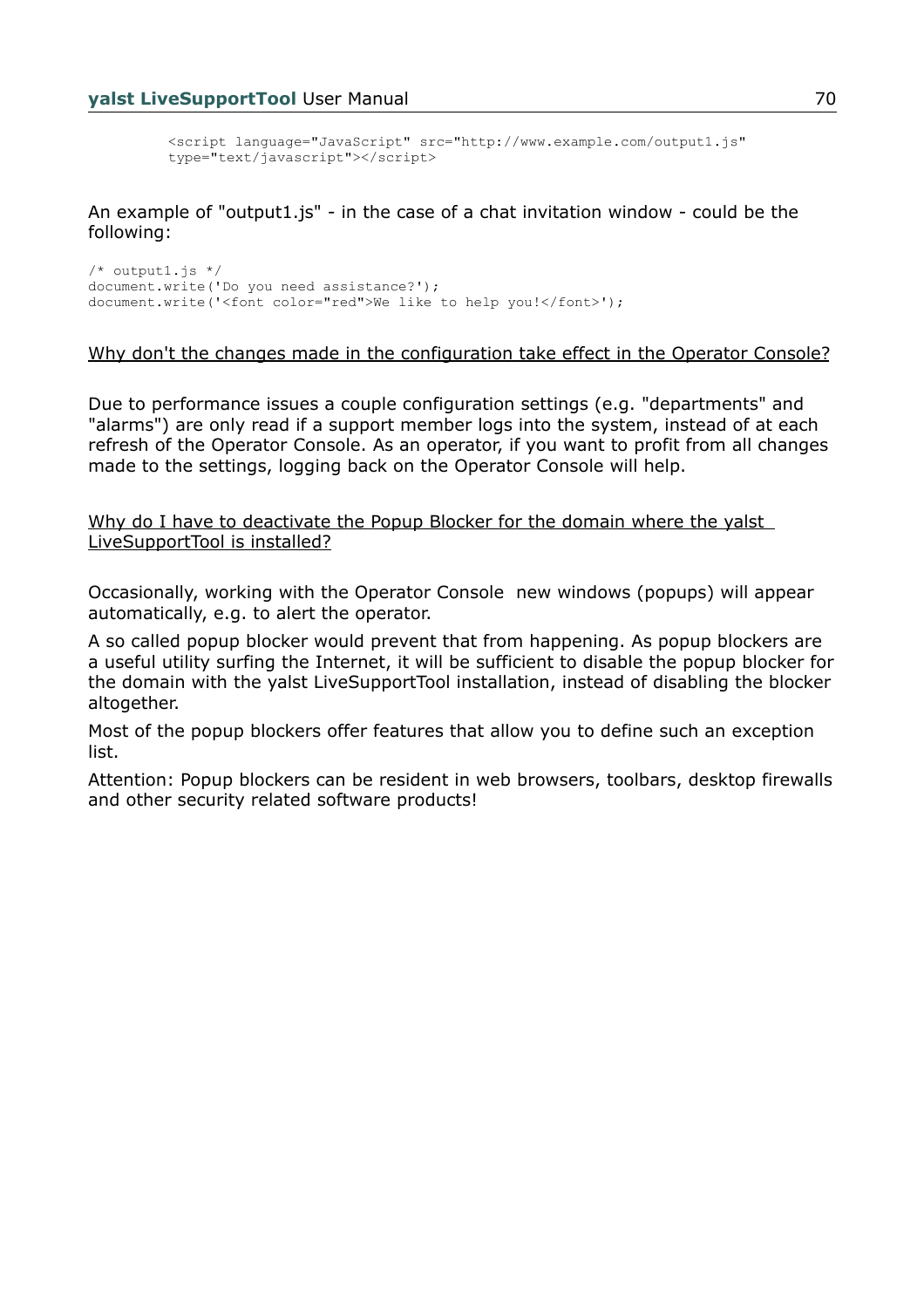```
<script language="JavaScript" src="http://www.example.com/output1.js"
type="text/javascript"></script>
```

An example of "output1.js" - in the case of a chat invitation window - could be the following:

```
/* output1.js */
document.write('Do you need assistance?');
document.write('<font color="red">We like to help you!</font>');
```

<u>Why don't the changes made in the configuration take effect in the Operator Console?</u>

Due to performance issues a couple configuration settings (e.g. "departments" and "alarms") are only read if a support member logs into the system, instead of at each refresh of the Operator Console. As an operator, if you want to profit from all changes made to the settings, logging back on the Operator Console will help.

<u>Why do I have to deactivate the Popup Blocker for the domain where the yalst LiveSupportTool is installed?</u>

Occasionally, working with the Operator Console new windows (popups) will appear automatically, e.g. to alert the operator.

A so called popup blocker would prevent that from happening. As popup blockers are a useful utility surfing the Internet, it will be sufficient to disable the popup blocker for the domain with the yalst LiveSupportTool installation, instead of disabling the blocker altogether.

Most of the popup blockers offer features that allow you to define such an exception list.

Attention: Popup blockers can be resident in web browsers, toolbars, desktop firewalls and other security related software products!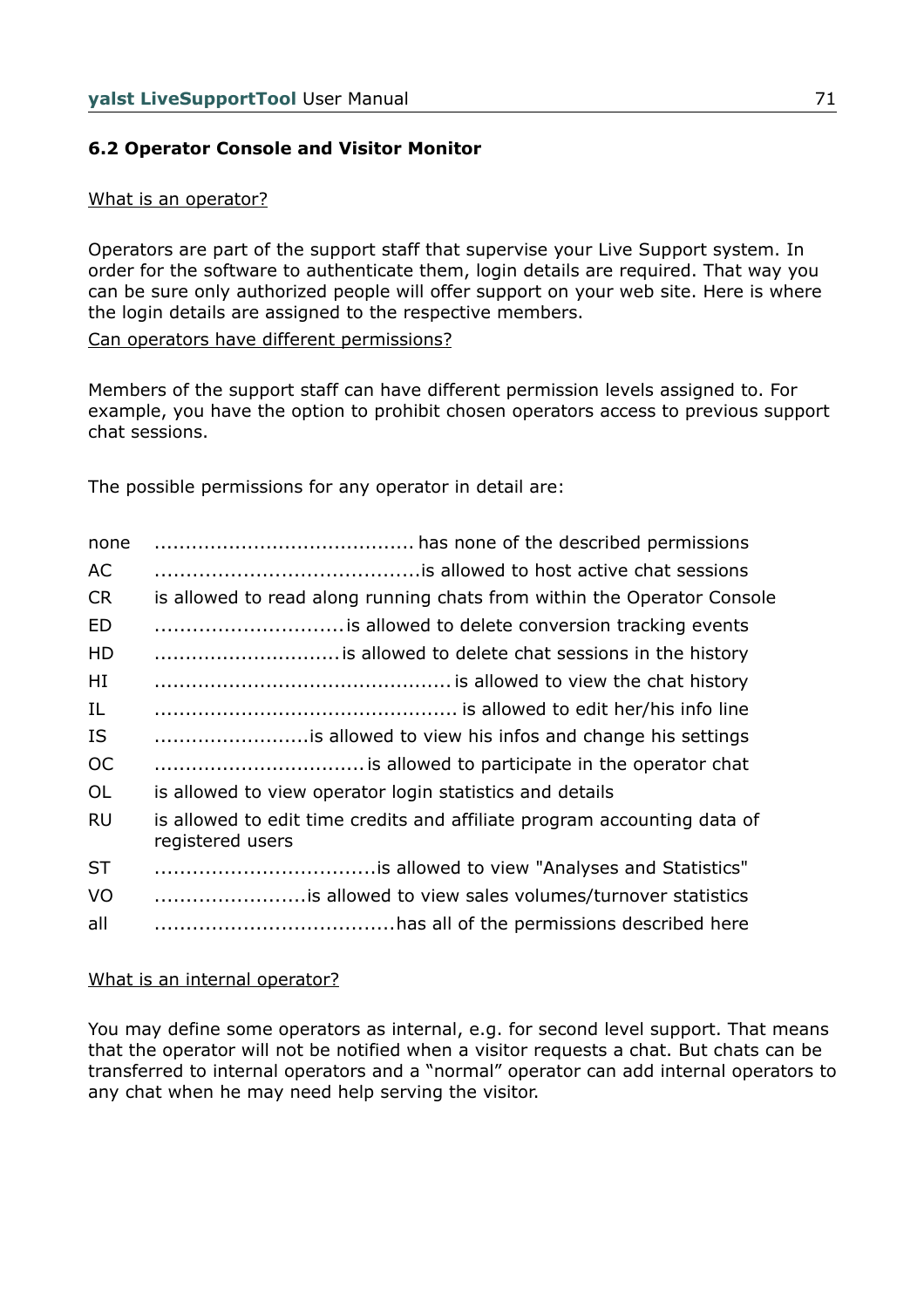### 6.2 Operator Console and Visitor Monitor

What is an operator?

Operators are part of the support staff that supervise your Live Support system. In order for the software to authenticate them, login details are required. That way you can be sure only authorized people will offer support on your web site. Here is where the login details are assigned to the respective members.

Can operators have different permissions?

Members of the support staff can have different permission levels assigned to. For example, you have the option to prohibit chosen operators access to previous support chat sessions.

The possible permissions for any operator in detail are:

| | |
|---|---|
| none | has none of the described permissions |
| AC | is allowed to host active chat sessions |
| CR | is allowed to read along running chats from within the Operator Console |
| ED | is allowed to delete conversion tracking events |
| HD | is allowed to delete chat sessions in the history |
| HI | is allowed to view the chat history |
| IL | is allowed to edit her/his info line |
| IS | is allowed to view his infos and change his settings |
| OC | is allowed to participate in the operator chat |
| OL | is allowed to view operator login statistics and details |
| RU | is allowed to edit time credits and affiliate program accounting data of registered users |
| ST | is allowed to view "Analyses and Statistics" |
| VO | is allowed to view sales volumes/turnover statistics |
| all | has all of the permissions described here |

What is an internal operator?

You may define some operators as internal, e.g. for second level support. That means that the operator will not be notified when a visitor requests a chat. But chats can be transferred to internal operators and a "normal" operator can add internal operators to any chat when he may need help serving the visitor.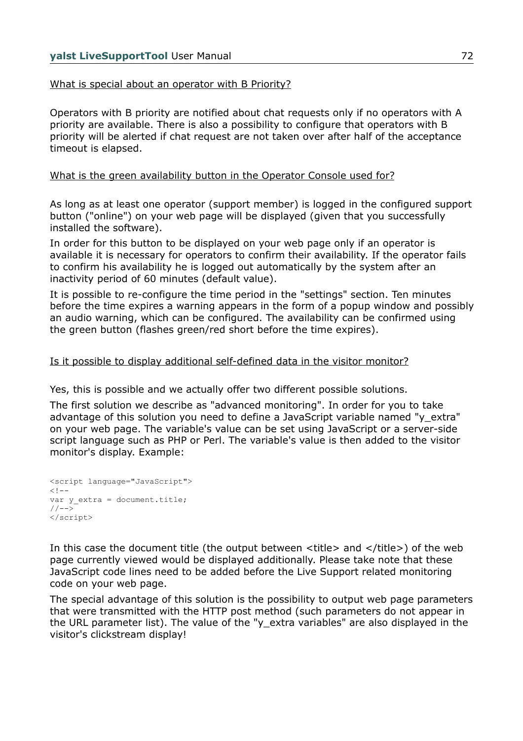What is special about an operator with B Priority?

Operators with B priority are notified about chat requests only if no operators with A priority are available. There is also a possibility to configure that operators with B priority will be alerted if chat request are not taken over after half of the acceptance timeout is elapsed.

What is the green availability button in the Operator Console used for?

As long as at least one operator (support member) is logged in the configured support button ("online") on your web page will be displayed (given that you successfully installed the software).

In order for this button to be displayed on your web page only if an operator is available it is necessary for operators to confirm their availability. If the operator fails to confirm his availability he is logged out automatically by the system after an inactivity period of 60 minutes (default value).

It is possible to re-configure the time period in the "settings" section. Ten minutes before the time expires a warning appears in the form of a popup window and possibly an audio warning, which can be configured. The availability can be confirmed using the green button (flashes green/red short before the time expires).

Is it possible to display additional self-defined data in the visitor monitor?

Yes, this is possible and we actually offer two different possible solutions.

The first solution we describe as "advanced monitoring". In order for you to take advantage of this solution you need to define a JavaScript variable named "y_extra" on your web page. The variable's value can be set using JavaScript or a server-side script language such as PHP or Perl. The variable's value is then added to the visitor monitor's display. Example:

```
<script language="JavaScript">
<!--
var y_extra = document.title;
//-->
</script>
```

In this case the document title (the output between <title> and </title>) of the web page currently viewed would be displayed additionally. Please take note that these JavaScript code lines need to be added before the Live Support related monitoring code on your web page.

The special advantage of this solution is the possibility to output web page parameters that were transmitted with the HTTP post method (such parameters do not appear in the URL parameter list). The value of the "y_extra variables" are also displayed in the visitor's clickstream display!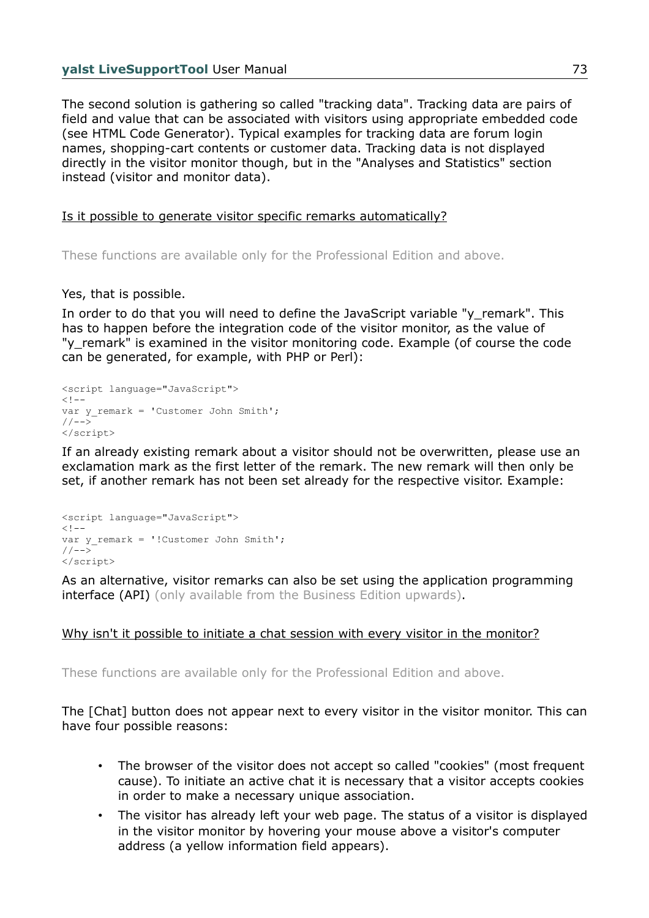The second solution is gathering so called "tracking data". Tracking data are pairs of field and value that can be associated with visitors using appropriate embedded code (see HTML Code Generator). Typical examples for tracking data are forum login names, shopping-cart contents or customer data. Tracking data is not displayed directly in the visitor monitor though, but in the "Analyses and Statistics" section instead (visitor and monitor data).

### Is it possible to generate visitor specific remarks automatically?

These functions are available only for the Professional Edition and above.

Yes, that is possible.

In order to do that you will need to define the JavaScript variable "y_remark". This has to happen before the integration code of the visitor monitor, as the value of "y_remark" is examined in the visitor monitoring code. Example (of course the code can be generated, for example, with PHP or Perl):

```
<script language="JavaScript">
<!--
var y_remark = 'Customer John Smith';
//-->
</script>
```

If an already existing remark about a visitor should not be overwritten, please use an exclamation mark as the first letter of the remark. The new remark will then only be set, if another remark has not been set already for the respective visitor. Example:

```
<script language="JavaScript">
<!--
var y_remark = '!Customer John Smith';
//-->
</script>
```

As an alternative, visitor remarks can also be set using the application programming interface (API) (only available from the Business Edition upwards).

### Why isn't it possible to initiate a chat session with every visitor in the monitor?

These functions are available only for the Professional Edition and above.

The [Chat] button does not appear next to every visitor in the visitor monitor. This can have four possible reasons:

- The browser of the visitor does not accept so called "cookies" (most frequent cause). To initiate an active chat it is necessary that a visitor accepts cookies in order to make a necessary unique association.
- The visitor has already left your web page. The status of a visitor is displayed in the visitor monitor by hovering your mouse above a visitor's computer address (a yellow information field appears).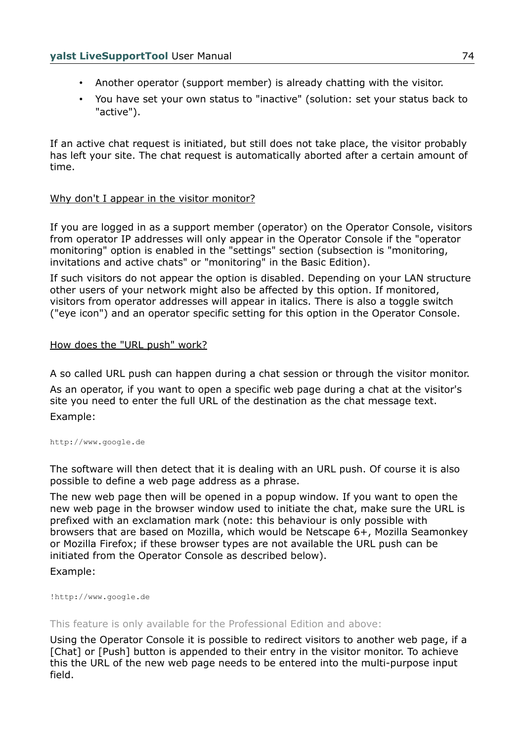- Another operator (support member) is already chatting with the visitor.
- You have set your own status to "inactive" (solution: set your status back to "active").

If an active chat request is initiated, but still does not take place, the visitor probably has left your site. The chat request is automatically aborted after a certain amount of time.

<u>Why don't I appear in the visitor monitor?</u>

If you are logged in as a support member (operator) on the Operator Console, visitors from operator IP addresses will only appear in the Operator Console if the "operator monitoring" option is enabled in the "settings" section (subsection is "monitoring, invitations and active chats" or "monitoring" in the Basic Edition).

If such visitors do not appear the option is disabled. Depending on your LAN structure other users of your network might also be affected by this option. If monitored, visitors from operator addresses will appear in italics. There is also a toggle switch ("eye icon") and an operator specific setting for this option in the Operator Console.

<u>How does the "URL push" work?</u>

A so called URL push can happen during a chat session or through the visitor monitor.

As an operator, if you want to open a specific web page during a chat at the visitor's site you need to enter the full URL of the destination as the chat message text.

Example:

```
http://www.google.de
```

The software will then detect that it is dealing with an URL push. Of course it is also possible to define a web page address as a phrase.

The new web page then will be opened in a popup window. If you want to open the new web page in the browser window used to initiate the chat, make sure the URL is prefixed with an exclamation mark (note: this behaviour is only possible with browsers that are based on Mozilla, which would be Netscape 6+, Mozilla Seamonkey or Mozilla Firefox; if these browser types are not available the URL push can be initiated from the Operator Console as described below).

Example:

```
!http://www.google.de
```

This feature is only available for the Professional Edition and above:

Using the Operator Console it is possible to redirect visitors to another web page, if a [Chat] or [Push] button is appended to their entry in the visitor monitor. To achieve this the URL of the new web page needs to be entered into the multi-purpose input field.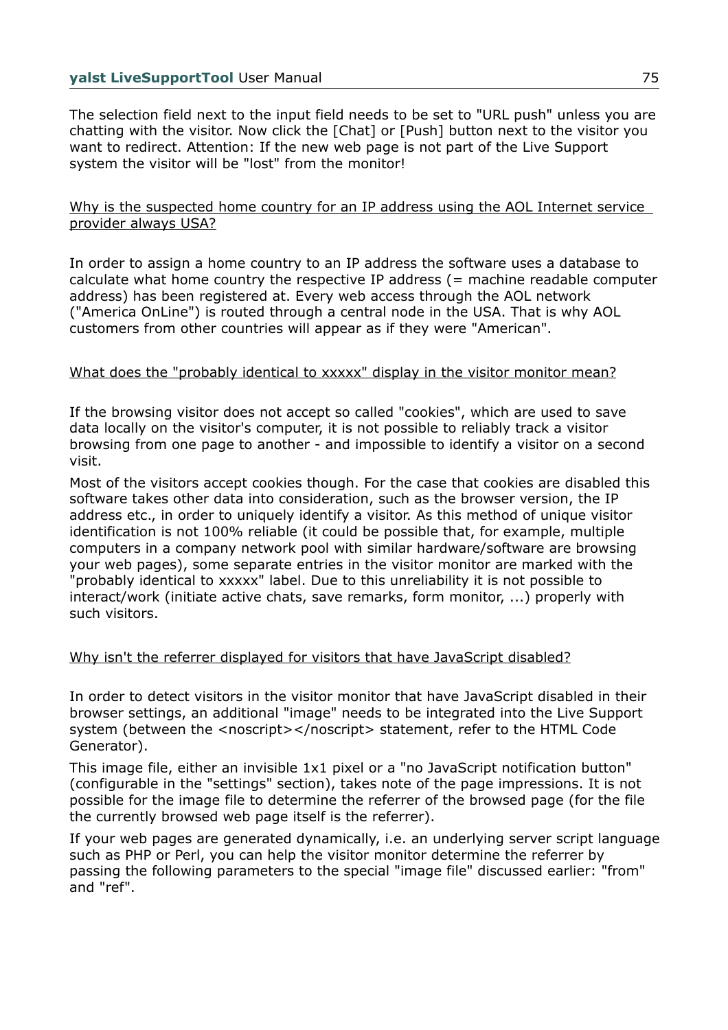The selection field next to the input field needs to be set to "URL push" unless you are chatting with the visitor. Now click the [Chat] or [Push] button next to the visitor you want to redirect. Attention: If the new web page is not part of the Live Support system the visitor will be "lost" from the monitor!

<u>Why is the suspected home country for an IP address using the AOL Internet service provider always USA?</u>

In order to assign a home country to an IP address the software uses a database to calculate what home country the respective IP address (= machine readable computer address) has been registered at. Every web access through the AOL network ("America OnLine") is routed through a central node in the USA. That is why AOL customers from other countries will appear as if they were "American".

<u>What does the "probably identical to xxxxx" display in the visitor monitor mean?</u>

If the browsing visitor does not accept so called "cookies", which are used to save data locally on the visitor's computer, it is not possible to reliably track a visitor browsing from one page to another - and impossible to identify a visitor on a second visit.

Most of the visitors accept cookies though. For the case that cookies are disabled this software takes other data into consideration, such as the browser version, the IP address etc., in order to uniquely identify a visitor. As this method of unique visitor identification is not 100% reliable (it could be possible that, for example, multiple computers in a company network pool with similar hardware/software are browsing your web pages), some separate entries in the visitor monitor are marked with the "probably identical to xxxxx" label. Due to this unreliability it is not possible to interact/work (initiate active chats, save remarks, form monitor, ...) properly with such visitors.

<u>Why isn't the referrer displayed for visitors that have JavaScript disabled?</u>

In order to detect visitors in the visitor monitor that have JavaScript disabled in their browser settings, an additional "image" needs to be integrated into the Live Support system (between the <noscript></noscript> statement, refer to the HTML Code Generator).

This image file, either an invisible 1x1 pixel or a "no JavaScript notification button" (configurable in the "settings" section), takes note of the page impressions. It is not possible for the image file to determine the referrer of the browsed page (for the file the currently browsed web page itself is the referrer).

If your web pages are generated dynamically, i.e. an underlying server script language such as PHP or Perl, you can help the visitor monitor determine the referrer by passing the following parameters to the special "image file" discussed earlier: "from" and "ref".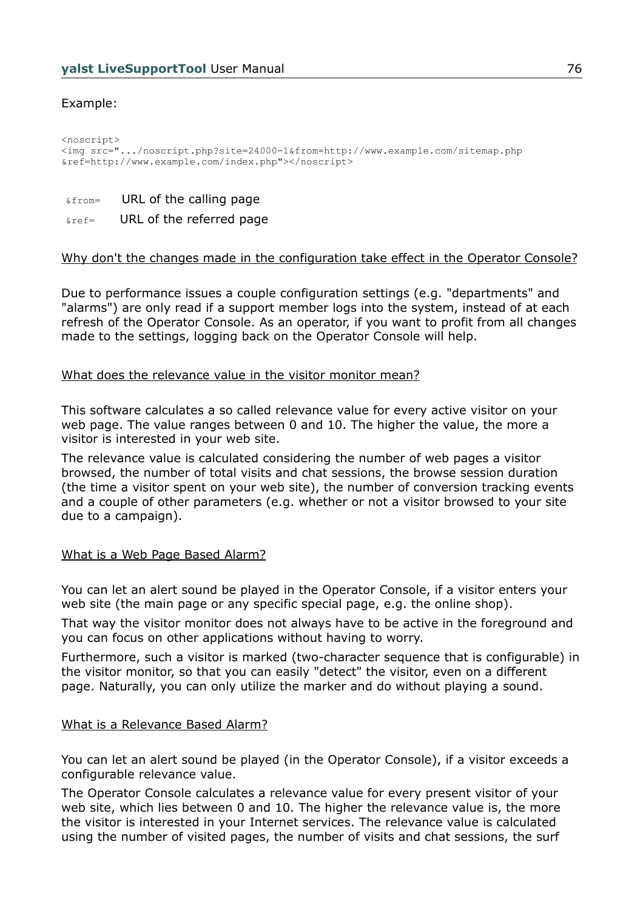Example:

```
<noscript>
<img src=".../noscript.php?site=24000-1&from=http://www.example.com/sitemap.php
&ref=http://www.example.com/index.php"></noscript>
```

`&from=` URL of the calling page

`&ref=` URL of the referred page

Why don't the changes made in the configuration take effect in the Operator Console?

Due to performance issues a couple configuration settings (e.g. "departments" and "alarms") are only read if a support member logs into the system, instead of at each refresh of the Operator Console. As an operator, if you want to profit from all changes made to the settings, logging back on the Operator Console will help.

What does the relevance value in the visitor monitor mean?

This software calculates a so called relevance value for every active visitor on your web page. The value ranges between 0 and 10. The higher the value, the more a visitor is interested in your web site.

The relevance value is calculated considering the number of web pages a visitor browsed, the number of total visits and chat sessions, the browse session duration (the time a visitor spent on your web site), the number of conversion tracking events and a couple of other parameters (e.g. whether or not a visitor browsed to your site due to a campaign).

What is a Web Page Based Alarm?

You can let an alert sound be played in the Operator Console, if a visitor enters your web site (the main page or any specific special page, e.g. the online shop).

That way the visitor monitor does not always have to be active in the foreground and you can focus on other applications without having to worry.

Furthermore, such a visitor is marked (two-character sequence that is configurable) in the visitor monitor, so that you can easily "detect" the visitor, even on a different page. Naturally, you can only utilize the marker and do without playing a sound.

What is a Relevance Based Alarm?

You can let an alert sound be played (in the Operator Console), if a visitor exceeds a configurable relevance value.

The Operator Console calculates a relevance value for every present visitor of your web site, which lies between 0 and 10. The higher the relevance value is, the more the visitor is interested in your Internet services. The relevance value is calculated using the number of visited pages, the number of visits and chat sessions, the surf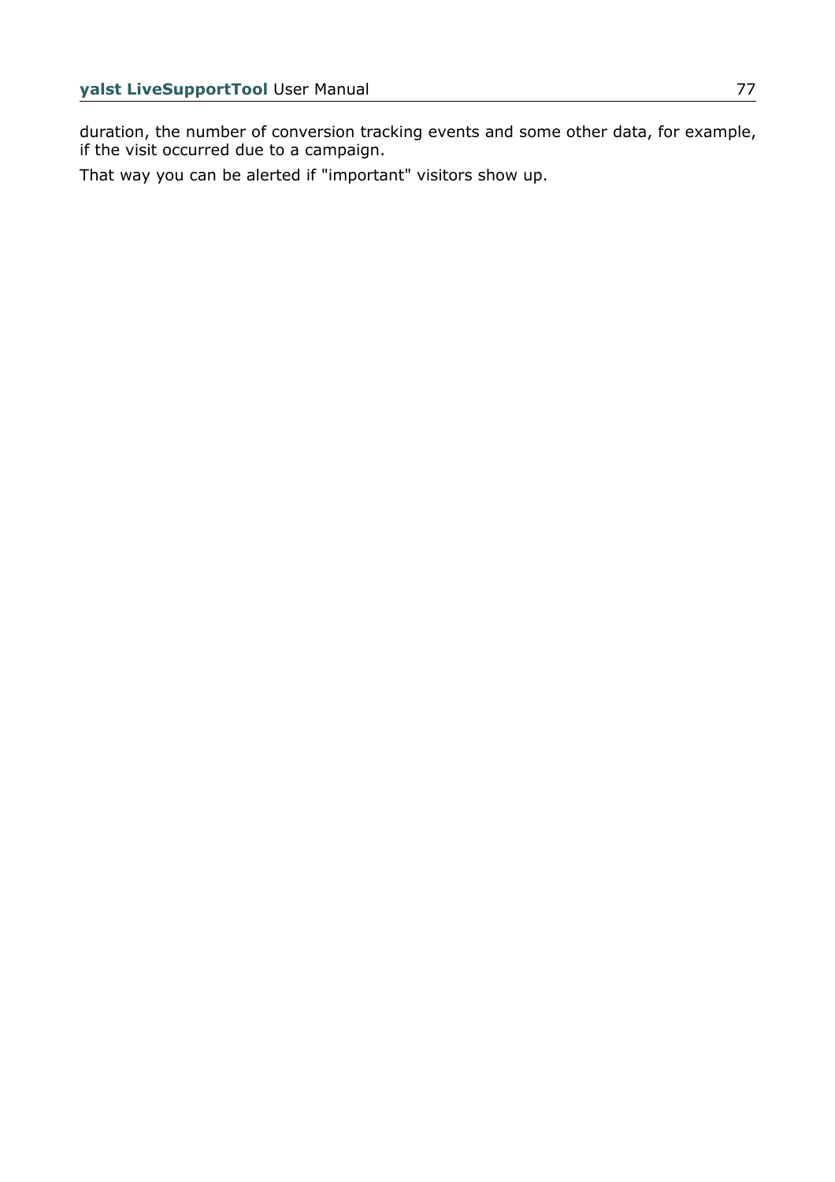duration, the number of conversion tracking events and some other data, for example, if the visit occurred due to a campaign.

That way you can be alerted if "important" visitors show up.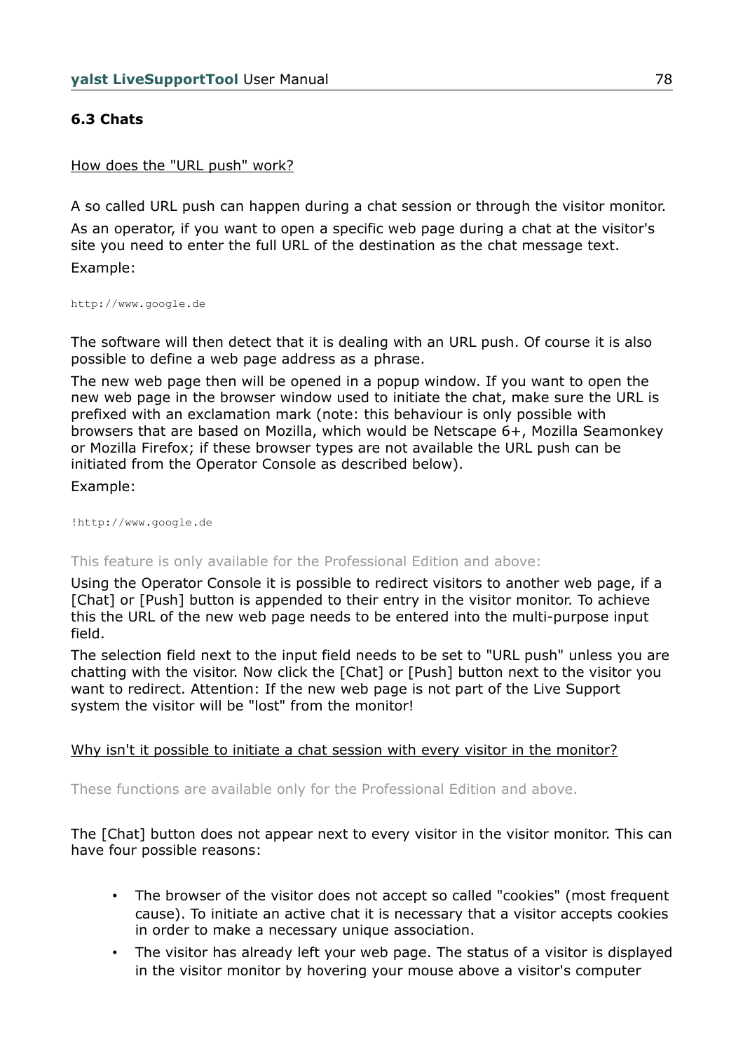### 6.3 Chats

<u>How does the "URL push" work?</u>

A so called URL push can happen during a chat session or through the visitor monitor.

As an operator, if you want to open a specific web page during a chat at the visitor's site you need to enter the full URL of the destination as the chat message text.

Example:

```
http://www.google.de
```

The software will then detect that it is dealing with an URL push. Of course it is also possible to define a web page address as a phrase.

The new web page then will be opened in a popup window. If you want to open the new web page in the browser window used to initiate the chat, make sure the URL is prefixed with an exclamation mark (note: this behaviour is only possible with browsers that are based on Mozilla, which would be Netscape 6+, Mozilla Seamonkey or Mozilla Firefox; if these browser types are not available the URL push can be initiated from the Operator Console as described below).

Example:

```
!http://www.google.de
```

This feature is only available for the Professional Edition and above:

Using the Operator Console it is possible to redirect visitors to another web page, if a [Chat] or [Push] button is appended to their entry in the visitor monitor. To achieve this the URL of the new web page needs to be entered into the multi-purpose input field.

The selection field next to the input field needs to be set to "URL push" unless you are chatting with the visitor. Now click the [Chat] or [Push] button next to the visitor you want to redirect. Attention: If the new web page is not part of the Live Support system the visitor will be "lost" from the monitor!

<u>Why isn't it possible to initiate a chat session with every visitor in the monitor?</u>

These functions are available only for the Professional Edition and above.

The [Chat] button does not appear next to every visitor in the visitor monitor. This can have four possible reasons:

- The browser of the visitor does not accept so called "cookies" (most frequent cause). To initiate an active chat it is necessary that a visitor accepts cookies in order to make a necessary unique association.
- The visitor has already left your web page. The status of a visitor is displayed in the visitor monitor by hovering your mouse above a visitor's computer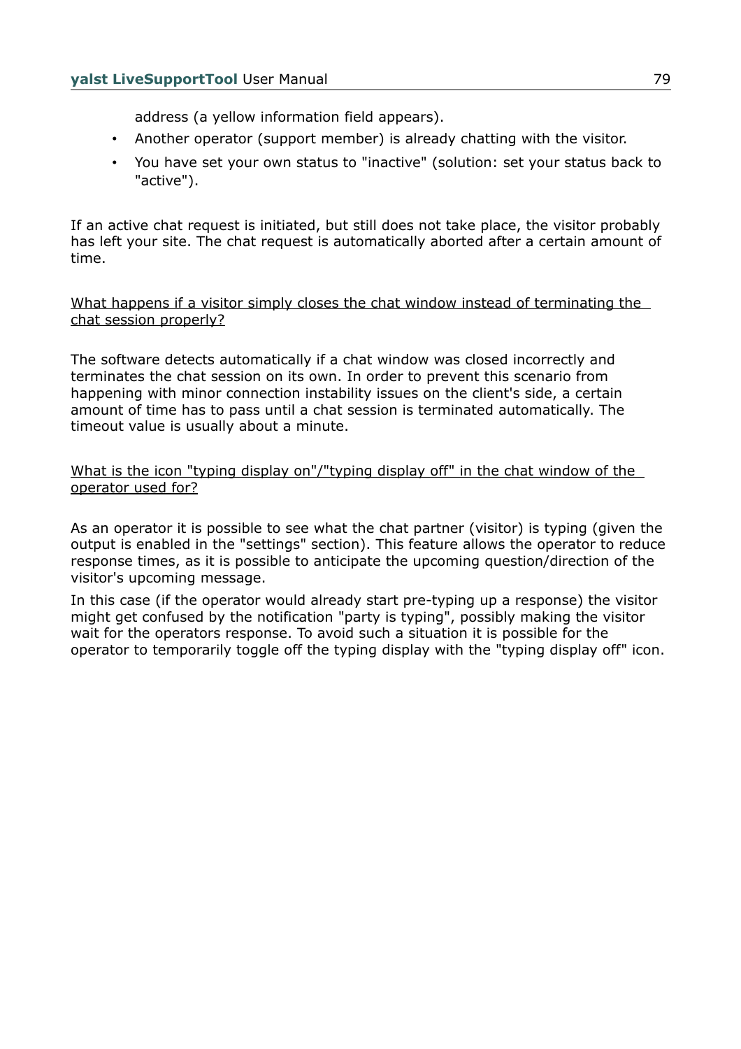address (a yellow information field appears).

- Another operator (support member) is already chatting with the visitor.
- You have set your own status to "inactive" (solution: set your status back to "active").

If an active chat request is initiated, but still does not take place, the visitor probably has left your site. The chat request is automatically aborted after a certain amount of time.

<u>What happens if a visitor simply closes the chat window instead of terminating the chat session properly?</u>

The software detects automatically if a chat window was closed incorrectly and terminates the chat session on its own. In order to prevent this scenario from happening with minor connection instability issues on the client's side, a certain amount of time has to pass until a chat session is terminated automatically. The timeout value is usually about a minute.

<u>What is the icon "typing display on"/"typing display off" in the chat window of the operator used for?</u>

As an operator it is possible to see what the chat partner (visitor) is typing (given the output is enabled in the "settings" section). This feature allows the operator to reduce response times, as it is possible to anticipate the upcoming question/direction of the visitor's upcoming message.

In this case (if the operator would already start pre-typing up a response) the visitor might get confused by the notification "party is typing", possibly making the visitor wait for the operators response. To avoid such a situation it is possible for the operator to temporarily toggle off the typing display with the "typing display off" icon.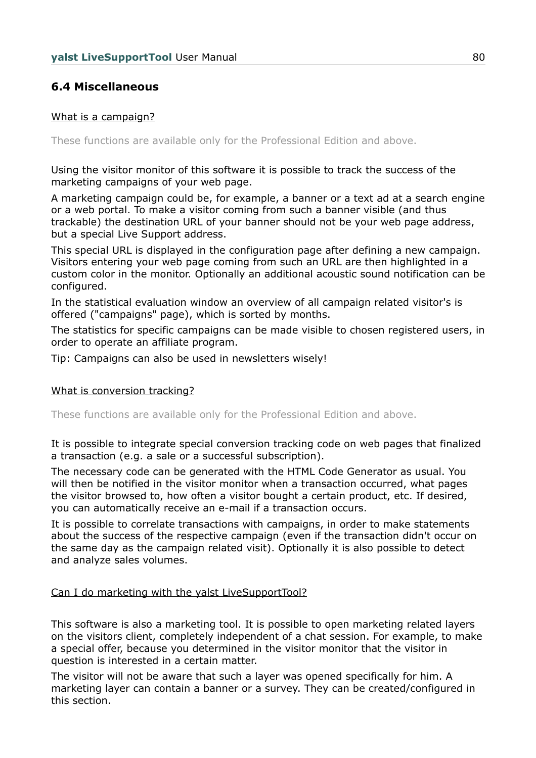## 6.4 Miscellaneous

What is a campaign?

These functions are available only for the Professional Edition and above.

Using the visitor monitor of this software it is possible to track the success of the marketing campaigns of your web page.

A marketing campaign could be, for example, a banner or a text ad at a search engine or a web portal. To make a visitor coming from such a banner visible (and thus trackable) the destination URL of your banner should not be your web page address, but a special Live Support address.

This special URL is displayed in the configuration page after defining a new campaign. Visitors entering your web page coming from such an URL are then highlighted in a custom color in the monitor. Optionally an additional acoustic sound notification can be configured.

In the statistical evaluation window an overview of all campaign related visitor's is offered ("campaigns" page), which is sorted by months.

The statistics for specific campaigns can be made visible to chosen registered users, in order to operate an affiliate program.

Tip: Campaigns can also be used in newsletters wisely!

What is conversion tracking?

These functions are available only for the Professional Edition and above.

It is possible to integrate special conversion tracking code on web pages that finalized a transaction (e.g. a sale or a successful subscription).

The necessary code can be generated with the HTML Code Generator as usual. You will then be notified in the visitor monitor when a transaction occurred, what pages the visitor browsed to, how often a visitor bought a certain product, etc. If desired, you can automatically receive an e-mail if a transaction occurs.

It is possible to correlate transactions with campaigns, in order to make statements about the success of the respective campaign (even if the transaction didn't occur on the same day as the campaign related visit). Optionally it is also possible to detect and analyze sales volumes.

Can I do marketing with the yalst LiveSupportTool?

This software is also a marketing tool. It is possible to open marketing related layers on the visitors client, completely independent of a chat session. For example, to make a special offer, because you determined in the visitor monitor that the visitor in question is interested in a certain matter.

The visitor will not be aware that such a layer was opened specifically for him. A marketing layer can contain a banner or a survey. They can be created/configured in this section.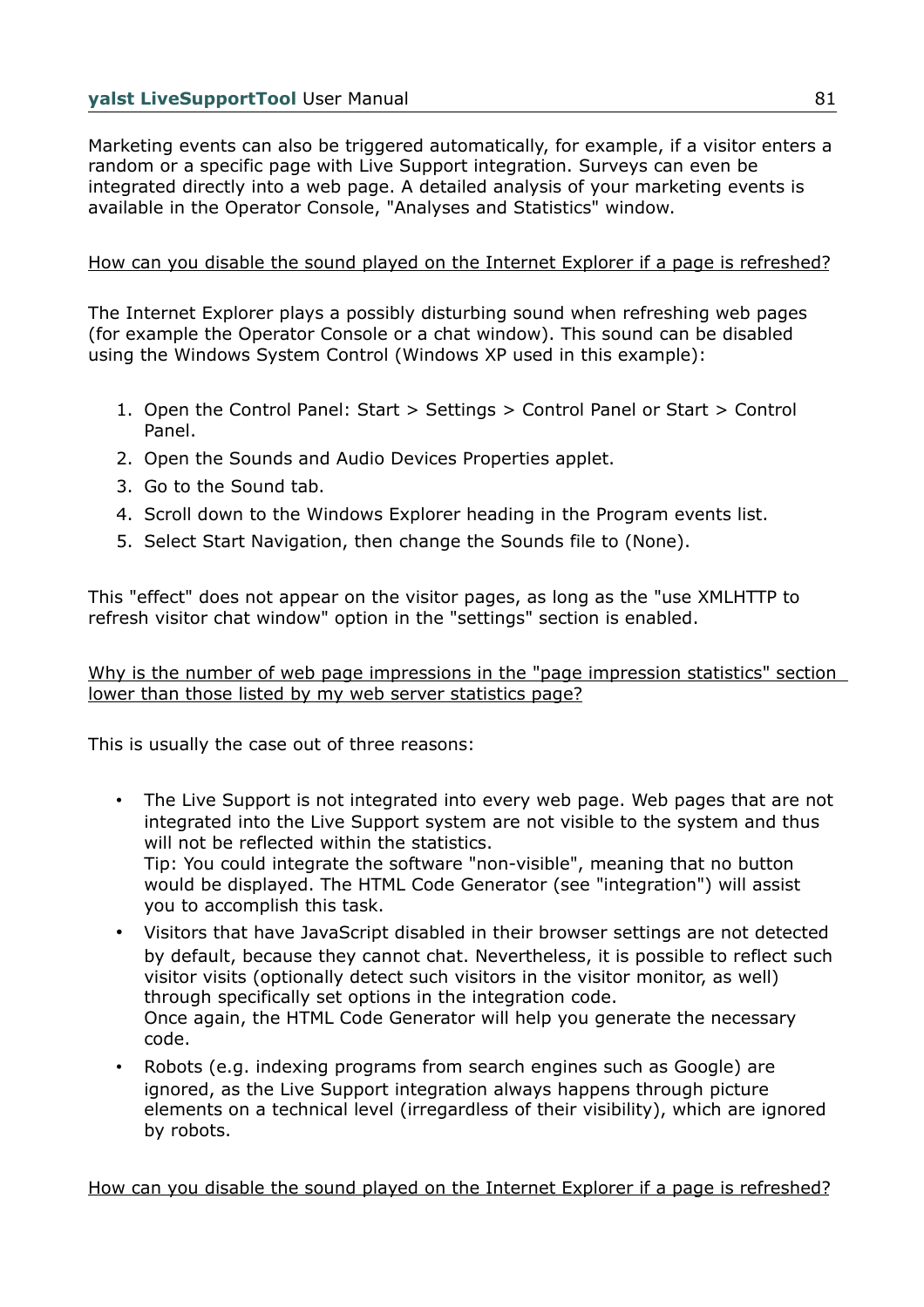Marketing events can also be triggered automatically, for example, if a visitor enters a random or a specific page with Live Support integration. Surveys can even be integrated directly into a web page. A detailed analysis of your marketing events is available in the Operator Console, "Analyses and Statistics" window.

<u>How can you disable the sound played on the Internet Explorer if a page is refreshed?</u>

The Internet Explorer plays a possibly disturbing sound when refreshing web pages (for example the Operator Console or a chat window). This sound can be disabled using the Windows System Control (Windows XP used in this example):

1. Open the Control Panel: Start > Settings > Control Panel or Start > Control Panel.
2. Open the Sounds and Audio Devices Properties applet.
3. Go to the Sound tab.
4. Scroll down to the Windows Explorer heading in the Program events list.
5. Select Start Navigation, then change the Sounds file to (None).

This "effect" does not appear on the visitor pages, as long as the "use XMLHTTP to refresh visitor chat window" option in the "settings" section is enabled.

<u>Why is the number of web page impressions in the "page impression statistics" section lower than those listed by my web server statistics page?</u>

This is usually the case out of three reasons:

- The Live Support is not integrated into every web page. Web pages that are not integrated into the Live Support system are not visible to the system and thus will not be reflected within the statistics.
  Tip: You could integrate the software "non-visible", meaning that no button would be displayed. The HTML Code Generator (see "integration") will assist you to accomplish this task.
- Visitors that have JavaScript disabled in their browser settings are not detected by default, because they cannot chat. Nevertheless, it is possible to reflect such visitor visits (optionally detect such visitors in the visitor monitor, as well) through specifically set options in the integration code.
  Once again, the HTML Code Generator will help you generate the necessary code.
- Robots (e.g. indexing programs from search engines such as Google) are ignored, as the Live Support integration always happens through picture elements on a technical level (irregardless of their visibility), which are ignored by robots.

<u>How can you disable the sound played on the Internet Explorer if a page is refreshed?</u>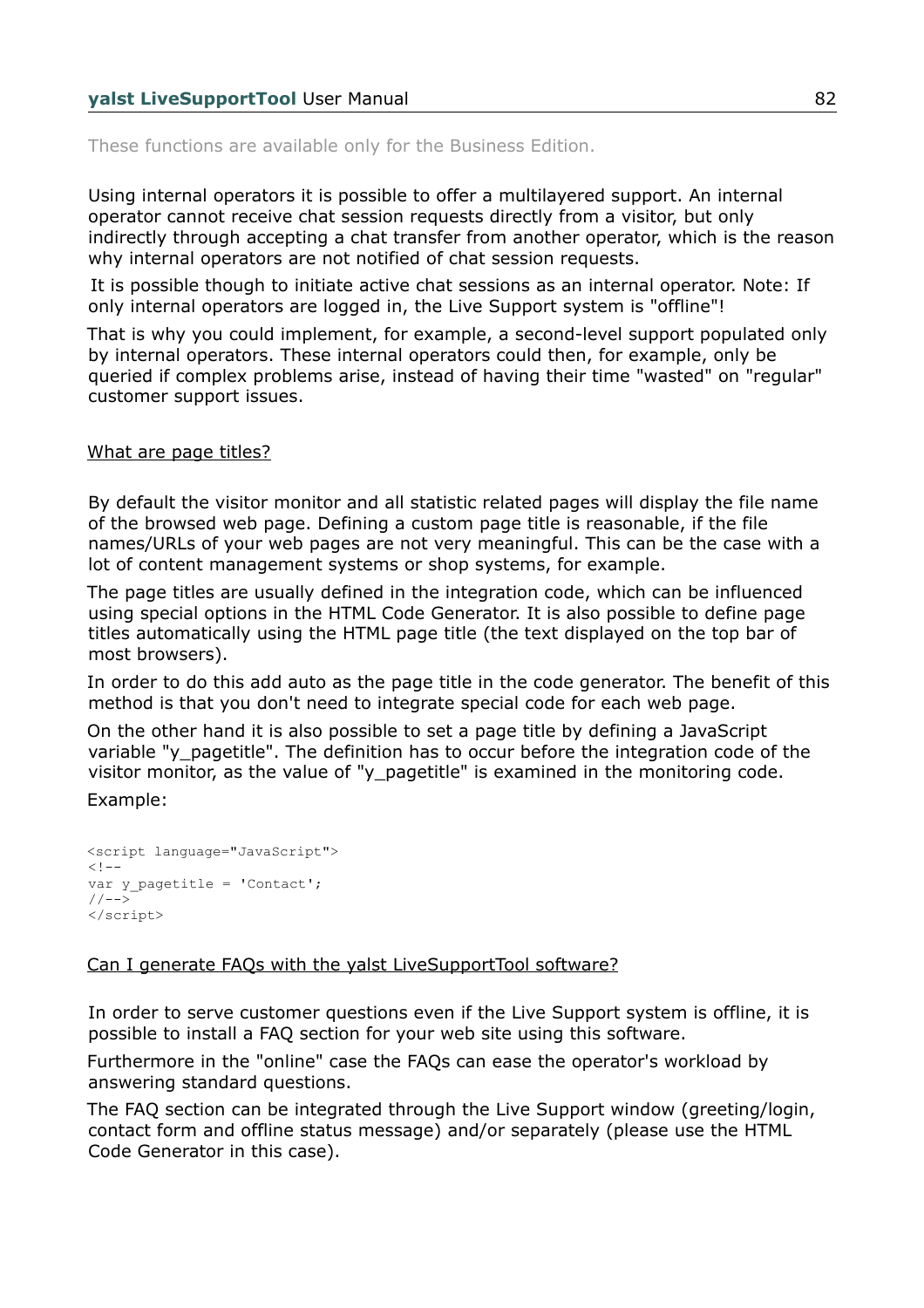These functions are available only for the Business Edition.

Using internal operators it is possible to offer a multilayered support. An internal operator cannot receive chat session requests directly from a visitor, but only indirectly through accepting a chat transfer from another operator, which is the reason why internal operators are not notified of chat session requests.

It is possible though to initiate active chat sessions as an internal operator. Note: If only internal operators are logged in, the Live Support system is "offline"!

That is why you could implement, for example, a second-level support populated only by internal operators. These internal operators could then, for example, only be queried if complex problems arise, instead of having their time "wasted" on "regular" customer support issues.

## What are page titles?

By default the visitor monitor and all statistic related pages will display the file name of the browsed web page. Defining a custom page title is reasonable, if the file names/URLs of your web pages are not very meaningful. This can be the case with a lot of content management systems or shop systems, for example.

The page titles are usually defined in the integration code, which can be influenced using special options in the HTML Code Generator. It is also possible to define page titles automatically using the HTML page title (the text displayed on the top bar of most browsers).

In order to do this add auto as the page title in the code generator. The benefit of this method is that you don't need to integrate special code for each web page.

On the other hand it is also possible to set a page title by defining a JavaScript variable "y_pagetitle". The definition has to occur before the integration code of the visitor monitor, as the value of "y_pagetitle" is examined in the monitoring code.

Example:

```
<script language="JavaScript">
<!--
var y_pagetitle = 'Contact';
//-->
</script>
```

## Can I generate FAQs with the yalst LiveSupportTool software?

In order to serve customer questions even if the Live Support system is offline, it is possible to install a FAQ section for your web site using this software.

Furthermore in the "online" case the FAQs can ease the operator's workload by answering standard questions.

The FAQ section can be integrated through the Live Support window (greeting/login, contact form and offline status message) and/or separately (please use the HTML Code Generator in this case).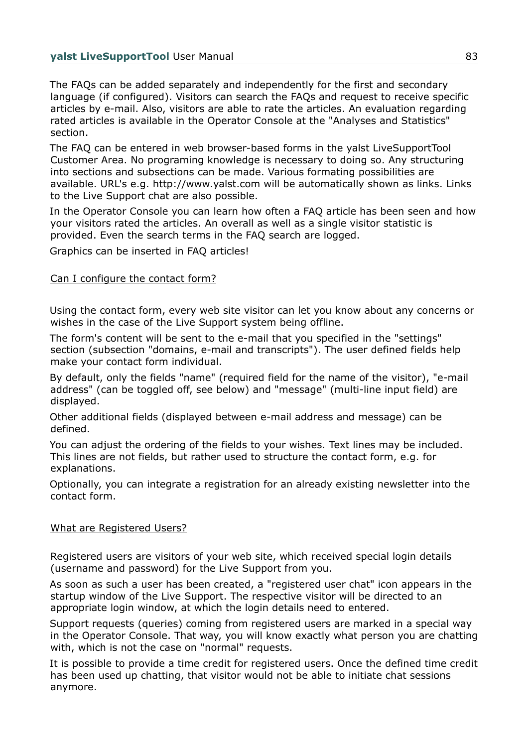The FAQs can be added separately and independently for the first and secondary language (if configured). Visitors can search the FAQs and request to receive specific articles by e-mail. Also, visitors are able to rate the articles. An evaluation regarding rated articles is available in the Operator Console at the "Analyses and Statistics" section.

The FAQ can be entered in web browser-based forms in the yalst LiveSupportTool Customer Area. No programing knowledge is necessary to doing so. Any structuring into sections and subsections can be made. Various formating possibilities are available. URL's e.g. http://www.yalst.com will be automatically shown as links. Links to the Live Support chat are also possible.

In the Operator Console you can learn how often a FAQ article has been seen and how your visitors rated the articles. An overall as well as a single visitor statistic is provided. Even the search terms in the FAQ search are logged.

Graphics can be inserted in FAQ articles!

### Can I configure the contact form?

Using the contact form, every web site visitor can let you know about any concerns or wishes in the case of the Live Support system being offline.

The form's content will be sent to the e-mail that you specified in the "settings" section (subsection "domains, e-mail and transcripts"). The user defined fields help make your contact form individual.

By default, only the fields "name" (required field for the name of the visitor), "e-mail address" (can be toggled off, see below) and "message" (multi-line input field) are displayed.

Other additional fields (displayed between e-mail address and message) can be defined.

You can adjust the ordering of the fields to your wishes. Text lines may be included. This lines are not fields, but rather used to structure the contact form, e.g. for explanations.

Optionally, you can integrate a registration for an already existing newsletter into the contact form.

### What are Registered Users?

Registered users are visitors of your web site, which received special login details (username and password) for the Live Support from you.

As soon as such a user has been created, a "registered user chat" icon appears in the startup window of the Live Support. The respective visitor will be directed to an appropriate login window, at which the login details need to entered.

Support requests (queries) coming from registered users are marked in a special way in the Operator Console. That way, you will know exactly what person you are chatting with, which is not the case on "normal" requests.

It is possible to provide a time credit for registered users. Once the defined time credit has been used up chatting, that visitor would not be able to initiate chat sessions anymore.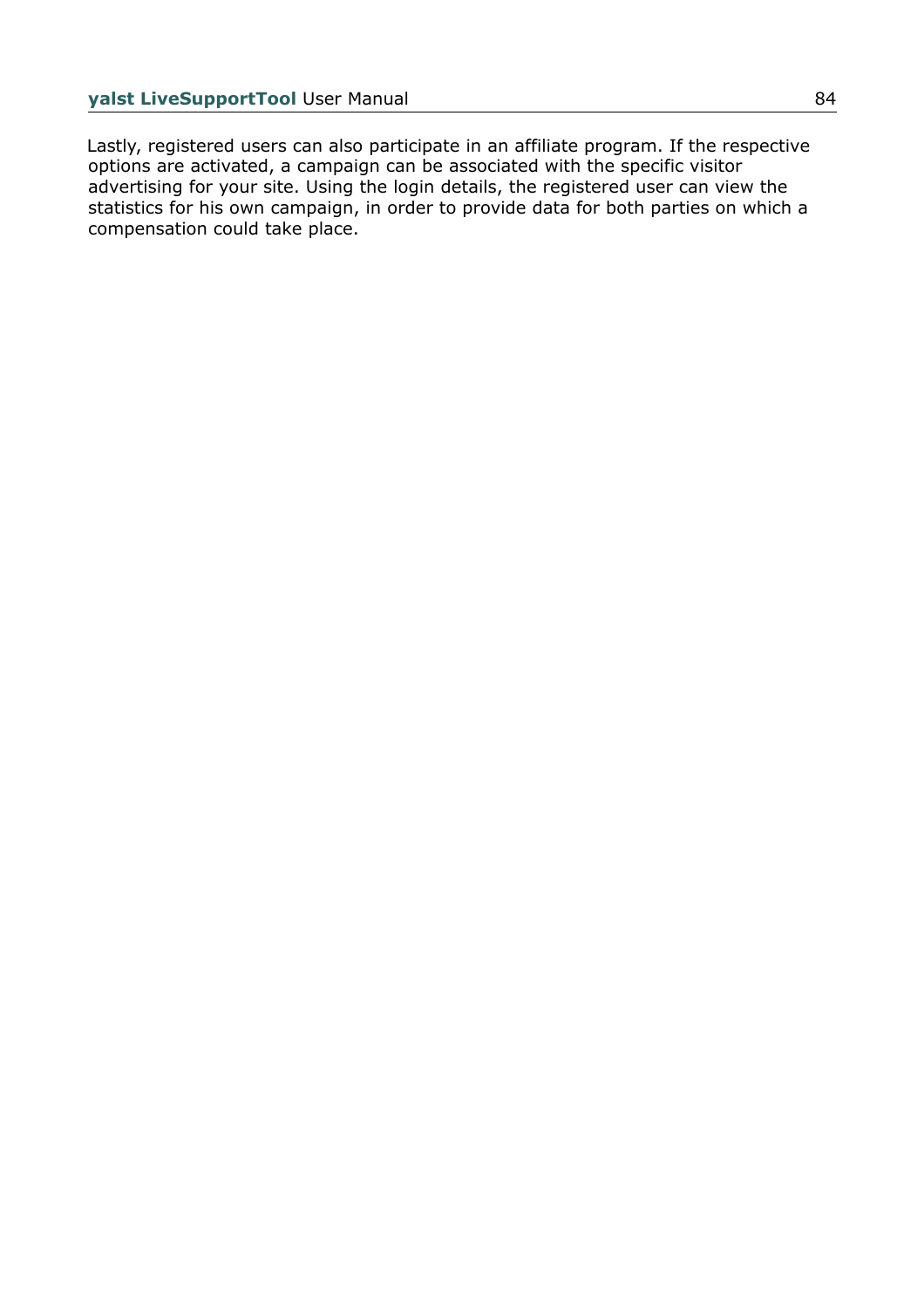Lastly, registered users can also participate in an affiliate program. If the respective options are activated, a campaign can be associated with the specific visitor advertising for your site. Using the login details, the registered user can view the statistics for his own campaign, in order to provide data for both parties on which a compensation could take place.